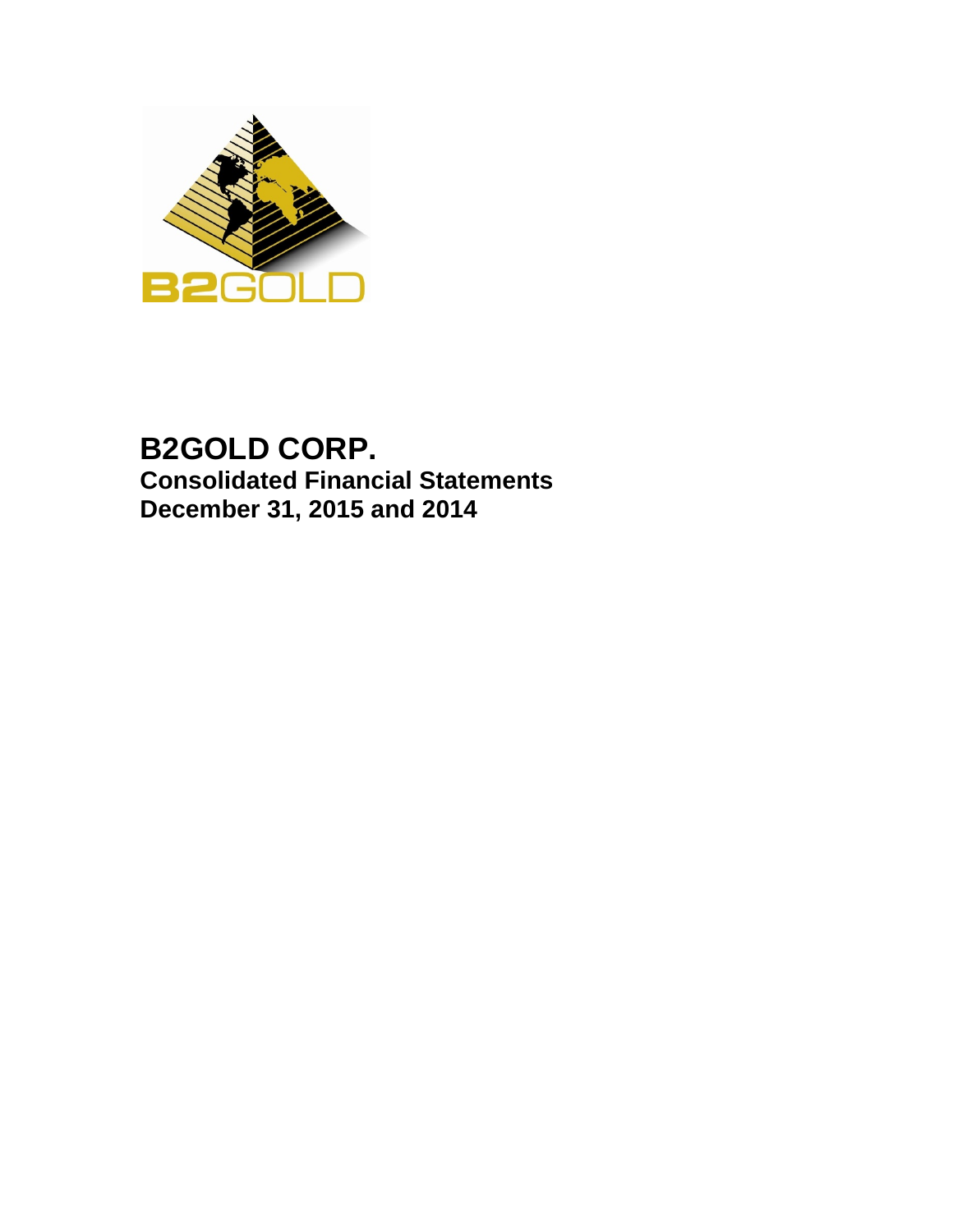# B2GOLD CORP.

## Consolidated Financial Statements
## December 31, 2015 and 2014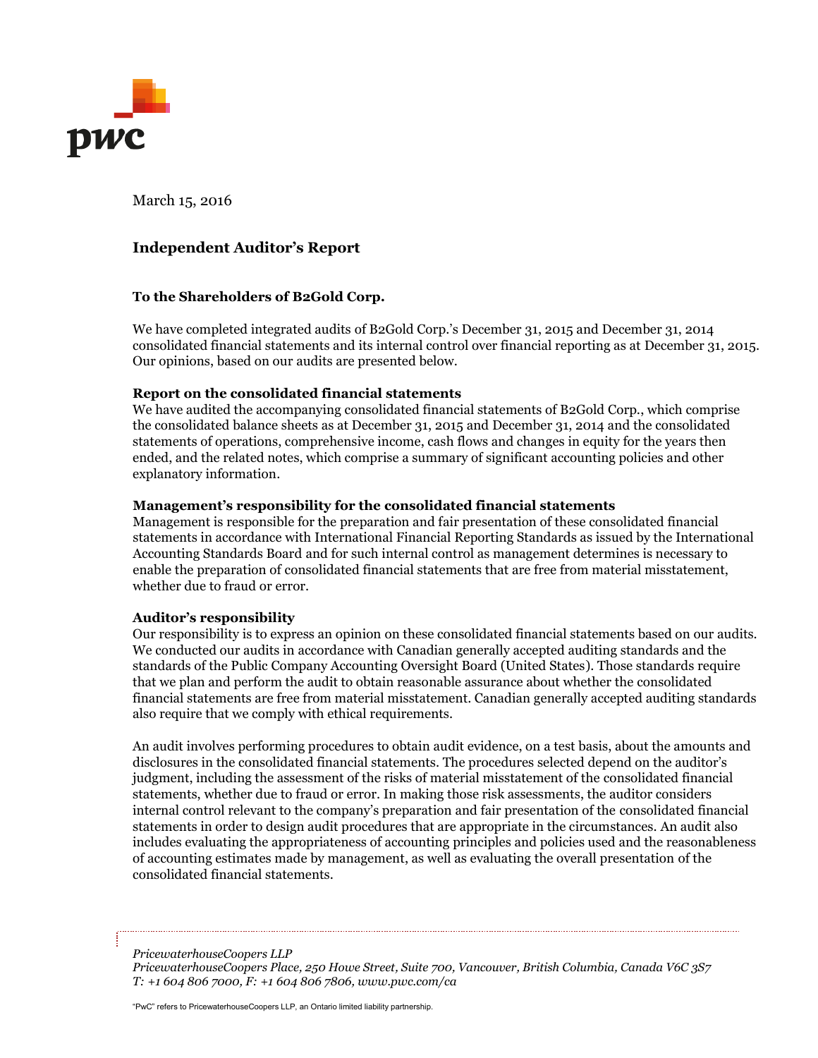March 15, 2016

## Independent Auditor's Report

### To the Shareholders of B2Gold Corp.

We have completed integrated audits of B2Gold Corp.'s December 31, 2015 and December 31, 2014 consolidated financial statements and its internal control over financial reporting as at December 31, 2015. Our opinions, based on our audits are presented below.

**Report on the consolidated financial statements**

We have audited the accompanying consolidated financial statements of B2Gold Corp., which comprise the consolidated balance sheets as at December 31, 2015 and December 31, 2014 and the consolidated statements of operations, comprehensive income, cash flows and changes in equity for the years then ended, and the related notes, which comprise a summary of significant accounting policies and other explanatory information.

**Management's responsibility for the consolidated financial statements**

Management is responsible for the preparation and fair presentation of these consolidated financial statements in accordance with International Financial Reporting Standards as issued by the International Accounting Standards Board and for such internal control as management determines is necessary to enable the preparation of consolidated financial statements that are free from material misstatement, whether due to fraud or error.

**Auditor's responsibility**

Our responsibility is to express an opinion on these consolidated financial statements based on our audits. We conducted our audits in accordance with Canadian generally accepted auditing standards and the standards of the Public Company Accounting Oversight Board (United States). Those standards require that we plan and perform the audit to obtain reasonable assurance about whether the consolidated financial statements are free from material misstatement. Canadian generally accepted auditing standards also require that we comply with ethical requirements.

An audit involves performing procedures to obtain audit evidence, on a test basis, about the amounts and disclosures in the consolidated financial statements. The procedures selected depend on the auditor's judgment, including the assessment of the risks of material misstatement of the consolidated financial statements, whether due to fraud or error. In making those risk assessments, the auditor considers internal control relevant to the company's preparation and fair presentation of the consolidated financial statements in order to design audit procedures that are appropriate in the circumstances. An audit also includes evaluating the appropriateness of accounting principles and policies used and the reasonableness of accounting estimates made by management, as well as evaluating the overall presentation of the consolidated financial statements.

*PricewaterhouseCoopers LLP*
*PricewaterhouseCoopers Place, 250 Howe Street, Suite 700, Vancouver, British Columbia, Canada V6C 3S7*
*T: +1 604 806 7000, F: +1 604 806 7806, www.pwc.com/ca*

"PwC" refers to PricewaterhouseCoopers LLP, an Ontario limited liability partnership.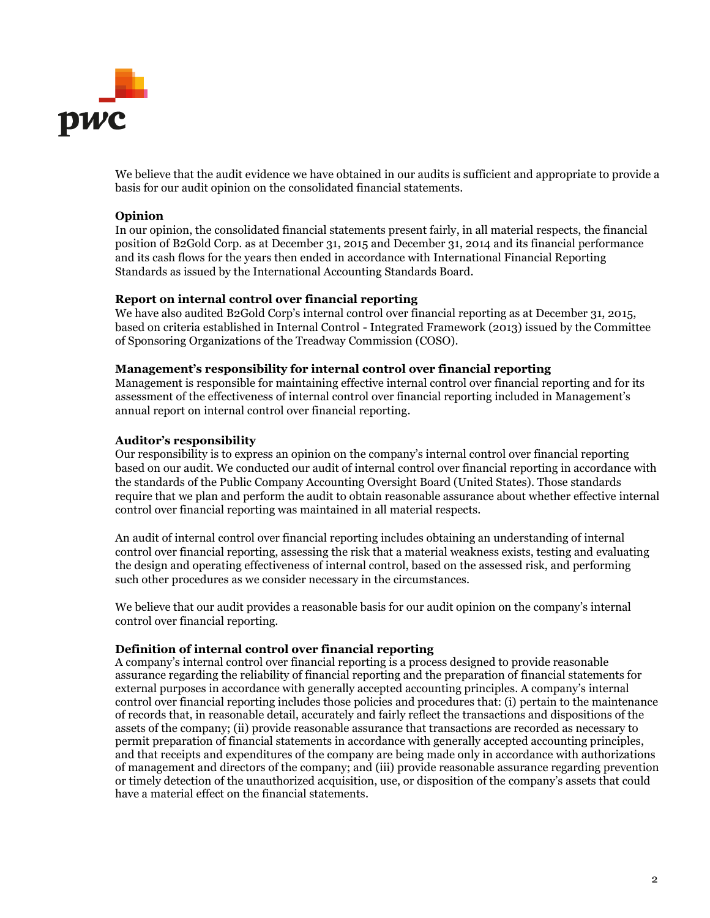We believe that the audit evidence we have obtained in our audits is sufficient and appropriate to provide a basis for our audit opinion on the consolidated financial statements.

**Opinion**

In our opinion, the consolidated financial statements present fairly, in all material respects, the financial position of B2Gold Corp. as at December 31, 2015 and December 31, 2014 and its financial performance and its cash flows for the years then ended in accordance with International Financial Reporting Standards as issued by the International Accounting Standards Board.

**Report on internal control over financial reporting**

We have also audited B2Gold Corp's internal control over financial reporting as at December 31, 2015, based on criteria established in Internal Control - Integrated Framework (2013) issued by the Committee of Sponsoring Organizations of the Treadway Commission (COSO).

**Management's responsibility for internal control over financial reporting**

Management is responsible for maintaining effective internal control over financial reporting and for its assessment of the effectiveness of internal control over financial reporting included in Management's annual report on internal control over financial reporting.

**Auditor's responsibility**

Our responsibility is to express an opinion on the company's internal control over financial reporting based on our audit. We conducted our audit of internal control over financial reporting in accordance with the standards of the Public Company Accounting Oversight Board (United States). Those standards require that we plan and perform the audit to obtain reasonable assurance about whether effective internal control over financial reporting was maintained in all material respects.

An audit of internal control over financial reporting includes obtaining an understanding of internal control over financial reporting, assessing the risk that a material weakness exists, testing and evaluating the design and operating effectiveness of internal control, based on the assessed risk, and performing such other procedures as we consider necessary in the circumstances.

We believe that our audit provides a reasonable basis for our audit opinion on the company's internal control over financial reporting.

**Definition of internal control over financial reporting**

A company's internal control over financial reporting is a process designed to provide reasonable assurance regarding the reliability of financial reporting and the preparation of financial statements for external purposes in accordance with generally accepted accounting principles. A company's internal control over financial reporting includes those policies and procedures that: (i) pertain to the maintenance of records that, in reasonable detail, accurately and fairly reflect the transactions and dispositions of the assets of the company; (ii) provide reasonable assurance that transactions are recorded as necessary to permit preparation of financial statements in accordance with generally accepted accounting principles, and that receipts and expenditures of the company are being made only in accordance with authorizations of management and directors of the company; and (iii) provide reasonable assurance regarding prevention or timely detection of the unauthorized acquisition, use, or disposition of the company's assets that could have a material effect on the financial statements.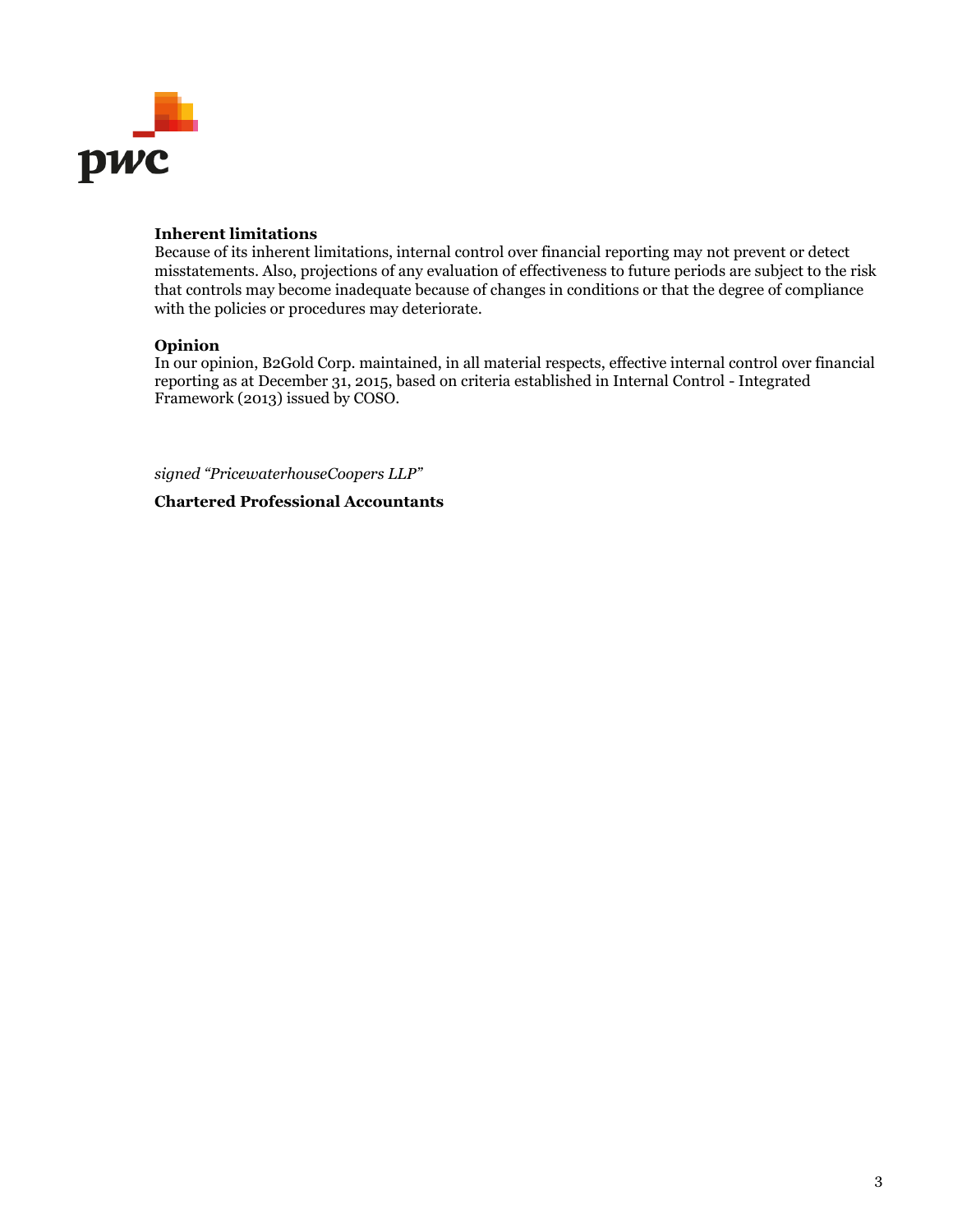**Inherent limitations**

Because of its inherent limitations, internal control over financial reporting may not prevent or detect misstatements. Also, projections of any evaluation of effectiveness to future periods are subject to the risk that controls may become inadequate because of changes in conditions or that the degree of compliance with the policies or procedures may deteriorate.

**Opinion**

In our opinion, B2Gold Corp. maintained, in all material respects, effective internal control over financial reporting as at December 31, 2015, based on criteria established in Internal Control - Integrated Framework (2013) issued by COSO.

*signed "PricewaterhouseCoopers LLP"*

**Chartered Professional Accountants**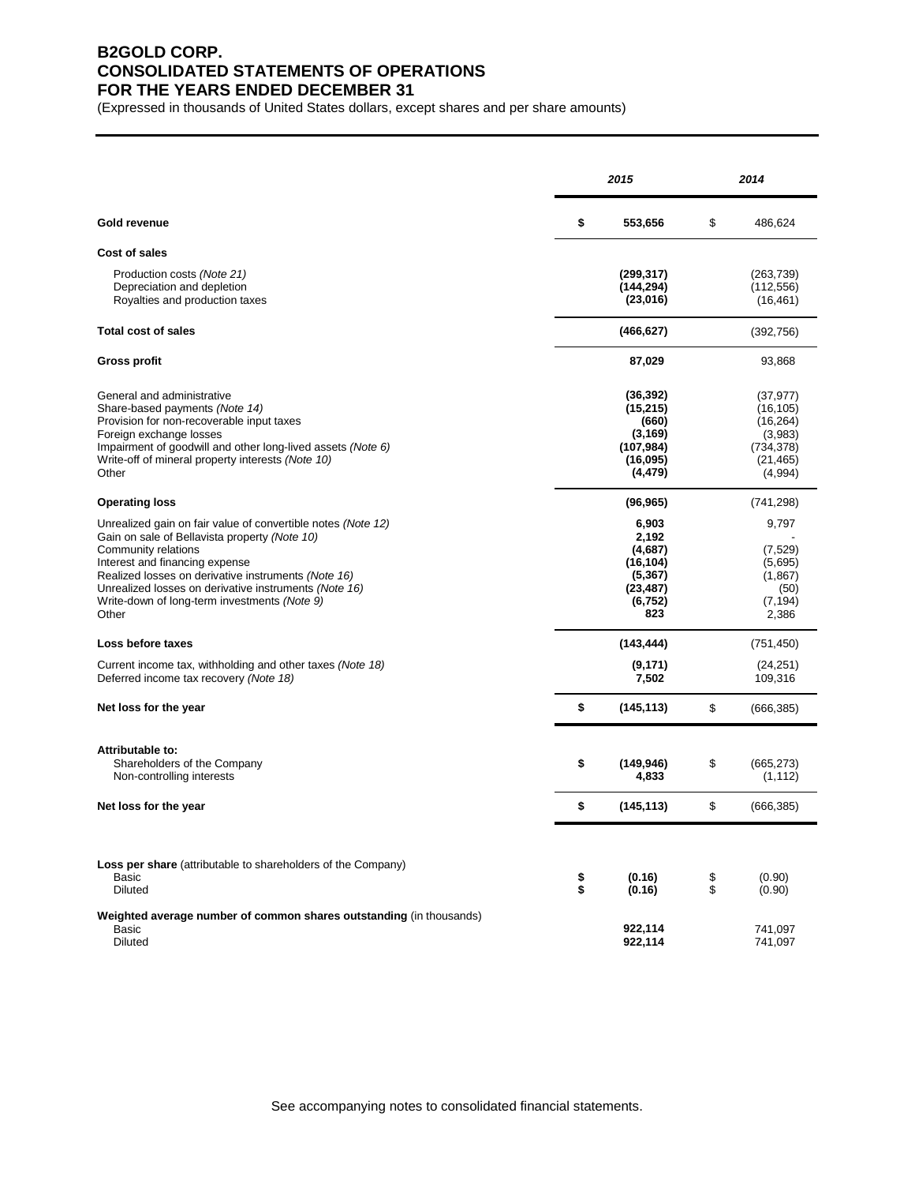# B2GOLD CORP.
# CONSOLIDATED STATEMENTS OF OPERATIONS
# FOR THE YEARS ENDED DECEMBER 31

(Expressed in thousands of United States dollars, except shares and per share amounts)

| | | ***2015*** | | *2014* |
|---|---|---|---|---|
| **Gold revenue** | **$** | **553,656** | $ | 486,624 |
| **Cost of sales** | | | | |
| Production costs *(Note 21)* | | **(299,317)** | | (263,739) |
| Depreciation and depletion | | **(144,294)** | | (112,556) |
| Royalties and production taxes | | **(23,016)** | | (16,461) |
| **Total cost of sales** | | **(466,627)** | | (392,756) |
| **Gross profit** | | **87,029** | | 93,868 |
| General and administrative | | **(36,392)** | | (37,977) |
| Share-based payments *(Note 14)* | | **(15,215)** | | (16,105) |
| Provision for non-recoverable input taxes | | **(660)** | | (16,264) |
| Foreign exchange losses | | **(3,169)** | | (3,983) |
| Impairment of goodwill and other long-lived assets *(Note 6)* | | **(107,984)** | | (734,378) |
| Write-off of mineral property interests *(Note 10)* | | **(16,095)** | | (21,465) |
| Other | | **(4,479)** | | (4,994) |
| **Operating loss** | | **(96,965)** | | (741,298) |
| Unrealized gain on fair value of convertible notes *(Note 12)* | | **6,903** | | 9,797 |
| Gain on sale of Bellavista property *(Note 10)* | | **2,192** | | - |
| Community relations | | **(4,687)** | | (7,529) |
| Interest and financing expense | | **(16,104)** | | (5,695) |
| Realized losses on derivative instruments *(Note 16)* | | **(5,367)** | | (1,867) |
| Unrealized losses on derivative instruments *(Note 16)* | | **(23,487)** | | (50) |
| Write-down of long-term investments *(Note 9)* | | **(6,752)** | | (7,194) |
| Other | | **823** | | 2,386 |
| **Loss before taxes** | | **(143,444)** | | (751,450) |
| Current income tax, withholding and other taxes *(Note 18)* | | **(9,171)** | | (24,251) |
| Deferred income tax recovery *(Note 18)* | | **7,502** | | 109,316 |
| **Net loss for the year** | **$** | **(145,113)** | $ | (666,385) |
| **Attributable to:** | | | | |
| Shareholders of the Company | **$** | **(149,946)** | $ | (665,273) |
| Non-controlling interests | | **4,833** | | (1,112) |
| **Net loss for the year** | **$** | **(145,113)** | $ | (666,385) |
| **Loss per share** (attributable to shareholders of the Company) | | | | |
| Basic | **$** | **(0.16)** | $ | (0.90) |
| Diluted | **$** | **(0.16)** | $ | (0.90) |
| **Weighted average number of common shares outstanding** (in thousands) | | | | |
| Basic | | **922,114** | | 741,097 |
| Diluted | | **922,114** | | 741,097 |

See accompanying notes to consolidated financial statements.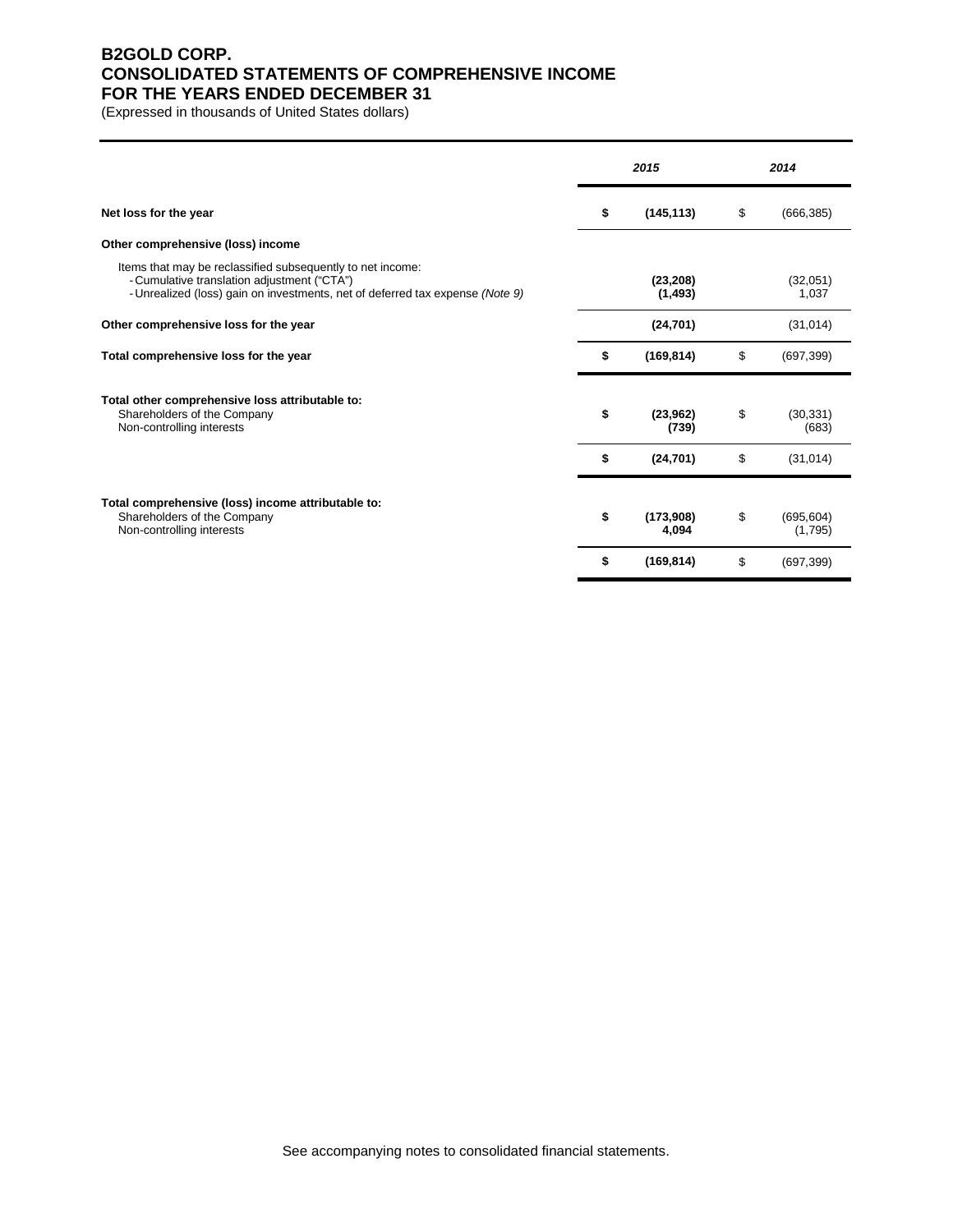# B2GOLD CORP.
# CONSOLIDATED STATEMENTS OF COMPREHENSIVE INCOME
# FOR THE YEARS ENDED DECEMBER 31

(Expressed in thousands of United States dollars)

| | | 2015 | | 2014 |
|---|---|---|---|---|
| **Net loss for the year** | **$** | **(145,113)** | $ | (666,385) |
| **Other comprehensive (loss) income** | | | | |
| Items that may be reclassified subsequently to net income: | | | | |
| - Cumulative translation adjustment ("CTA") | | **(23,208)** | | (32,051) |
| - Unrealized (loss) gain on investments, net of deferred tax expense *(Note 9)* | | **(1,493)** | | 1,037 |
| **Other comprehensive loss for the year** | | **(24,701)** | | (31,014) |
| **Total comprehensive loss for the year** | **$** | **(169,814)** | $ | (697,399) |
| **Total other comprehensive loss attributable to:** | | | | |
| Shareholders of the Company | **$** | **(23,962)** | $ | (30,331) |
| Non-controlling interests | | **(739)** | | (683) |
| | **$** | **(24,701)** | $ | (31,014) |
| **Total comprehensive (loss) income attributable to:** | | | | |
| Shareholders of the Company | **$** | **(173,908)** | $ | (695,604) |
| Non-controlling interests | | **4,094** | | (1,795) |
| | **$** | **(169,814)** | $ | (697,399) |

See accompanying notes to consolidated financial statements.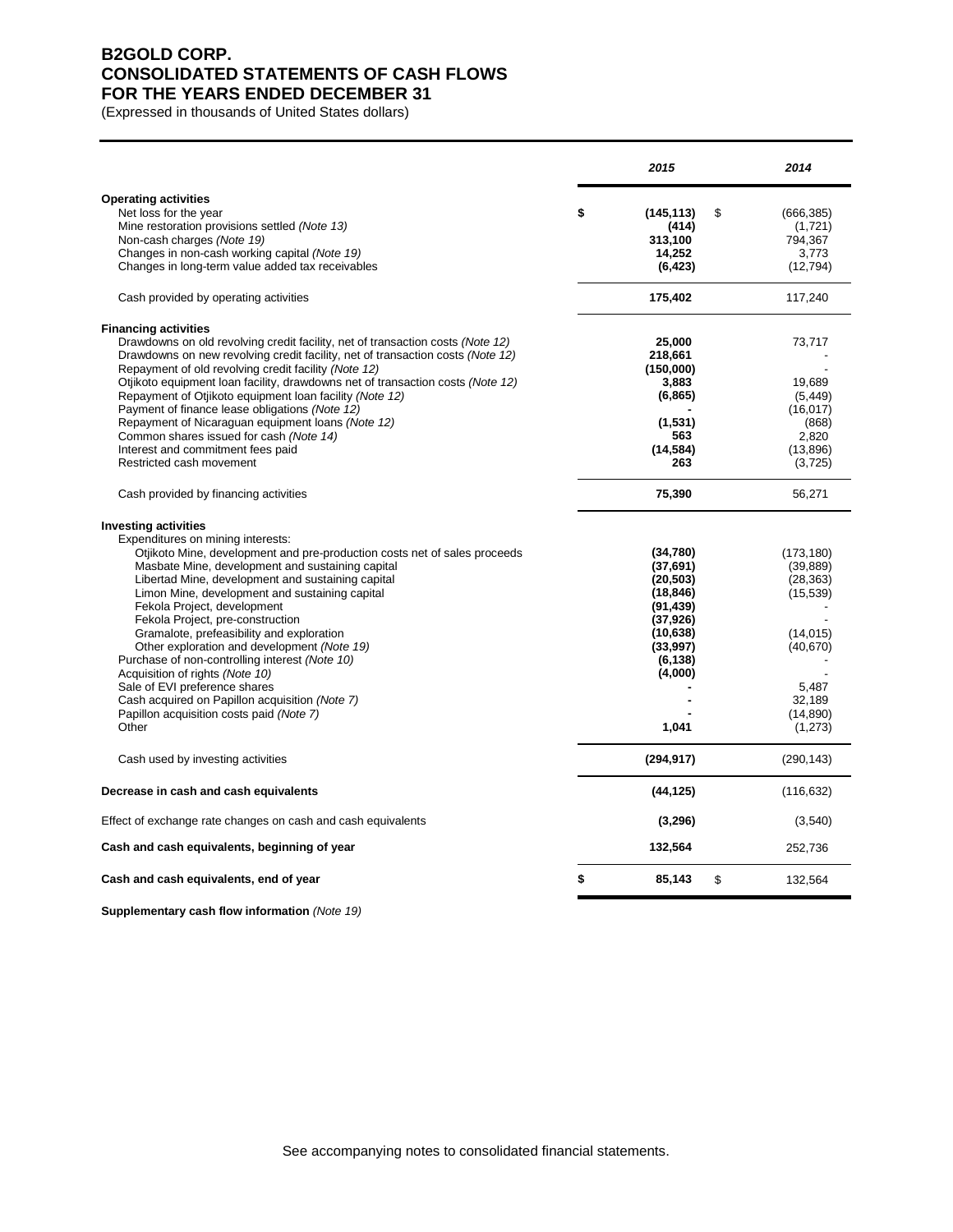# B2GOLD CORP.
# CONSOLIDATED STATEMENTS OF CASH FLOWS
# FOR THE YEARS ENDED DECEMBER 31

(Expressed in thousands of United States dollars)

| | 2015 | 2014 |
|---|---|---|
| **Operating activities** | | |
| Net loss for the year | $ **(145,113)** | $ (666,385) |
| Mine restoration provisions settled *(Note 13)* | **(414)** | (1,721) |
| Non-cash charges *(Note 19)* | **313,100** | 794,367 |
| Changes in non-cash working capital *(Note 19)* | **14,252** | 3,773 |
| Changes in long-term value added tax receivables | **(6,423)** | (12,794) |
| Cash provided by operating activities | **175,402** | 117,240 |
| **Financing activities** | | |
| Drawdowns on old revolving credit facility, net of transaction costs *(Note 12)* | **25,000** | 73,717 |
| Drawdowns on new revolving credit facility, net of transaction costs *(Note 12)* | **218,661** | - |
| Repayment of old revolving credit facility *(Note 12)* | **(150,000)** | - |
| Otjikoto equipment loan facility, drawdowns net of transaction costs *(Note 12)* | **3,883** | 19,689 |
| Repayment of Otjikoto equipment loan facility *(Note 12)* | **(6,865)** | (5,449) |
| Payment of finance lease obligations *(Note 12)* | **-** | (16,017) |
| Repayment of Nicaraguan equipment loans *(Note 12)* | **(1,531)** | (868) |
| Common shares issued for cash *(Note 14)* | **563** | 2,820 |
| Interest and commitment fees paid | **(14,584)** | (13,896) |
| Restricted cash movement | **263** | (3,725) |
| Cash provided by financing activities | **75,390** | 56,271 |
| **Investing activities** | | |
| Expenditures on mining interests: | | |
| Otjikoto Mine, development and pre-production costs net of sales proceeds | **(34,780)** | (173,180) |
| Masbate Mine, development and sustaining capital | **(37,691)** | (39,889) |
| Libertad Mine, development and sustaining capital | **(20,503)** | (28,363) |
| Limon Mine, development and sustaining capital | **(18,846)** | (15,539) |
| Fekola Project, development | **(91,439)** | - |
| Fekola Project, pre-construction | **(37,926)** | - |
| Gramalote, prefeasibility and exploration | **(10,638)** | (14,015) |
| Other exploration and development *(Note 19)* | **(33,997)** | (40,670) |
| Purchase of non-controlling interest *(Note 10)* | **(6,138)** | - |
| Acquisition of rights *(Note 10)* | **(4,000)** | - |
| Sale of EVI preference shares | **-** | 5,487 |
| Cash acquired on Papillon acquisition *(Note 7)* | **-** | 32,189 |
| Papillon acquisition costs paid *(Note 7)* | **-** | (14,890) |
| Other | **1,041** | (1,273) |
| Cash used by investing activities | **(294,917)** | (290,143) |
| **Decrease in cash and cash equivalents** | **(44,125)** | (116,632) |
| Effect of exchange rate changes on cash and cash equivalents | **(3,296)** | (3,540) |
| **Cash and cash equivalents, beginning of year** | **132,564** | 252,736 |
| **Cash and cash equivalents, end of year** | $ **85,143** | $ 132,564 |

**Supplementary cash flow information** *(Note 19)*

See accompanying notes to consolidated financial statements.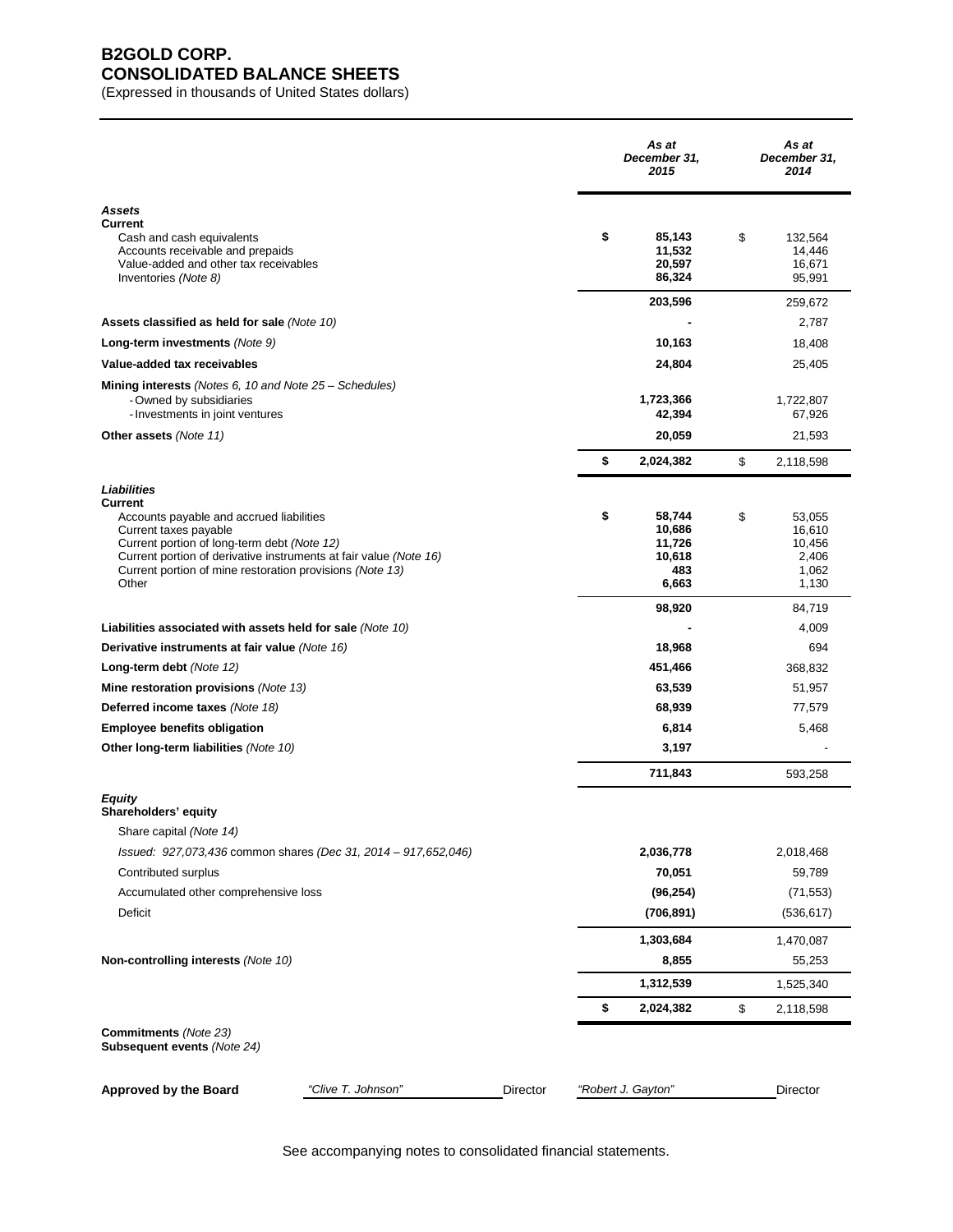# B2GOLD CORP.
## CONSOLIDATED BALANCE SHEETS
(Expressed in thousands of United States dollars)

| | *As at December 31, 2015* | *As at December 31, 2014* |
|---|---|---|
| ***Assets*** | | |
| **Current** | | |
| Cash and cash equivalents | **$ 85,143** | $ 132,564 |
| Accounts receivable and prepaids | **11,532** | 14,446 |
| Value-added and other tax receivables | **20,597** | 16,671 |
| Inventories *(Note 8)* | **86,324** | 95,991 |
| | **203,596** | 259,672 |
| **Assets classified as held for sale** *(Note 10)* | **-** | 2,787 |
| **Long-term investments** *(Note 9)* | **10,163** | 18,408 |
| **Value-added tax receivables** | **24,804** | 25,405 |
| **Mining interests** *(Notes 6, 10 and Note 25 – Schedules)* | | |
| - Owned by subsidiaries | **1,723,366** | 1,722,807 |
| - Investments in joint ventures | **42,394** | 67,926 |
| **Other assets** *(Note 11)* | **20,059** | 21,593 |
| | **$ 2,024,382** | $ 2,118,598 |
| ***Liabilities*** | | |
| **Current** | | |
| Accounts payable and accrued liabilities | **$ 58,744** | $ 53,055 |
| Current taxes payable | **10,686** | 16,610 |
| Current portion of long-term debt *(Note 12)* | **11,726** | 10,456 |
| Current portion of derivative instruments at fair value *(Note 16)* | **10,618** | 2,406 |
| Current portion of mine restoration provisions *(Note 13)* | **483** | 1,062 |
| Other | **6,663** | 1,130 |
| | **98,920** | 84,719 |
| **Liabilities associated with assets held for sale** *(Note 10)* | **-** | 4,009 |
| **Derivative instruments at fair value** *(Note 16)* | **18,968** | 694 |
| **Long-term debt** *(Note 12)* | **451,466** | 368,832 |
| **Mine restoration provisions** *(Note 13)* | **63,539** | 51,957 |
| **Deferred income taxes** *(Note 18)* | **68,939** | 77,579 |
| **Employee benefits obligation** | **6,814** | 5,468 |
| **Other long-term liabilities** *(Note 10)* | **3,197** | - |
| | **711,843** | 593,258 |
| ***Equity*** | | |
| **Shareholders' equity** | | |
| Share capital *(Note 14)* | | |
| *Issued: 927,073,436 common shares (Dec 31, 2014 – 917,652,046)* | **2,036,778** | 2,018,468 |
| Contributed surplus | **70,051** | 59,789 |
| Accumulated other comprehensive loss | **(96,254)** | (71,553) |
| Deficit | **(706,891)** | (536,617) |
| | **1,303,684** | 1,470,087 |
| **Non-controlling interests** *(Note 10)* | **8,855** | 55,253 |
| | **1,312,539** | 1,525,340 |
| | **$ 2,024,382** | $ 2,118,598 |

**Commitments** *(Note 23)*
**Subsequent events** *(Note 24)*

**Approved by the Board** *"Clive T. Johnson"* Director *"Robert J. Gayton"* Director

See accompanying notes to consolidated financial statements.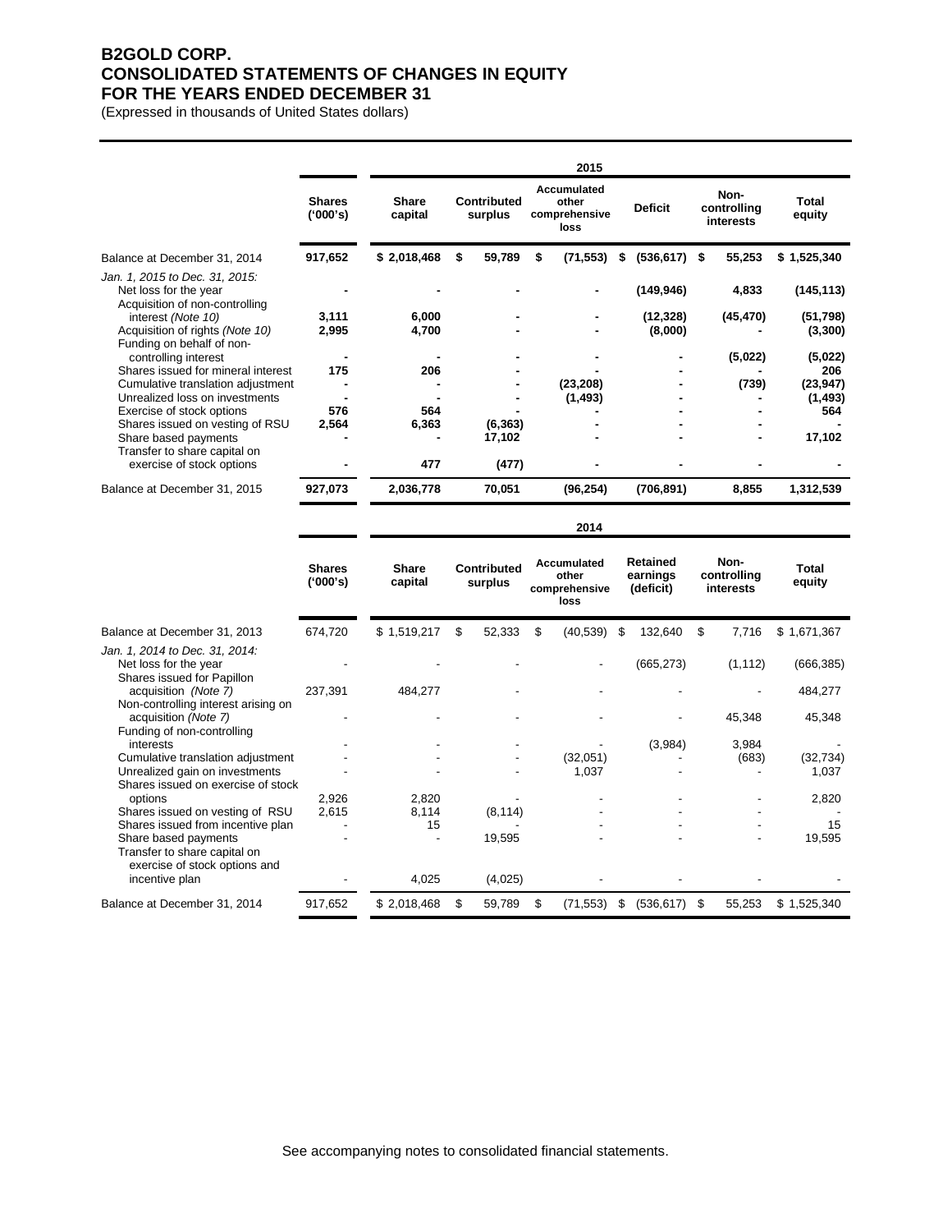# B2GOLD CORP.
# CONSOLIDATED STATEMENTS OF CHANGES IN EQUITY
# FOR THE YEARS ENDED DECEMBER 31

(Expressed in thousands of United States dollars)

| | 2015 | | | | | | |
|---|---|---|---|---|---|---|---|
| | **Shares ('000's)** | **Share capital** | **Contributed surplus** | **Accumulated other comprehensive loss** | **Deficit** | **Non-controlling interests** | **Total equity** |
| Balance at December 31, 2014 | **917,652** | **$ 2,018,468** | **$ 59,789** | **$ (71,553)** | **$ (536,617)** | **$ 55,253** | **$ 1,525,340** |
| *Jan. 1, 2015 to Dec. 31, 2015:* | | | | | | | |
| Net loss for the year | **-** | **-** | **-** | **-** | **(149,946)** | **4,833** | **(145,113)** |
| Acquisition of non-controlling interest *(Note 10)* | **3,111** | **6,000** | **-** | **-** | **(12,328)** | **(45,470)** | **(51,798)** |
| Acquisition of rights *(Note 10)* | **2,995** | **4,700** | **-** | **-** | **(8,000)** | **-** | **(3,300)** |
| Funding on behalf of non-controlling interest | **-** | **-** | **-** | **-** | **-** | **(5,022)** | **(5,022)** |
| Shares issued for mineral interest | **175** | **206** | **-** | **-** | **-** | **-** | **206** |
| Cumulative translation adjustment | **-** | **-** | **-** | **(23,208)** | **-** | **(739)** | **(23,947)** |
| Unrealized loss on investments | **-** | **-** | **-** | **(1,493)** | **-** | **-** | **(1,493)** |
| Exercise of stock options | **576** | **564** | **-** | **-** | **-** | **-** | **564** |
| Shares issued on vesting of RSU | **2,564** | **6,363** | **(6,363)** | **-** | **-** | **-** | **-** |
| Share based payments | **-** | **-** | **17,102** | **-** | **-** | **-** | **17,102** |
| Transfer to share capital on exercise of stock options | **-** | **477** | **(477)** | **-** | **-** | **-** | **-** |
| Balance at December 31, 2015 | **927,073** | **2,036,778** | **70,051** | **(96,254)** | **(706,891)** | **8,855** | **1,312,539** |

| | 2014 | | | | | | |
|---|---|---|---|---|---|---|---|
| | **Shares ('000's)** | **Share capital** | **Contributed surplus** | **Accumulated other comprehensive loss** | **Retained earnings (deficit)** | **Non-controlling interests** | **Total equity** |
| Balance at December 31, 2013 | 674,720 | $ 1,519,217 | $ 52,333 | $ (40,539) | $ 132,640 | $ 7,716 | $ 1,671,367 |
| *Jan. 1, 2014 to Dec. 31, 2014:* | | | | | | | |
| Net loss for the year | - | - | - | - | (665,273) | (1,112) | (666,385) |
| Shares issued for Papillon acquisition *(Note 7)* | 237,391 | 484,277 | - | - | - | - | 484,277 |
| Non-controlling interest arising on acquisition *(Note 7)* | - | - | - | - | - | 45,348 | 45,348 |
| Funding of non-controlling interests | - | - | - | - | (3,984) | 3,984 | - |
| Cumulative translation adjustment | - | - | - | (32,051) | - | (683) | (32,734) |
| Unrealized gain on investments | - | - | - | 1,037 | - | - | 1,037 |
| Shares issued on exercise of stock options | 2,926 | 2,820 | - | - | - | - | 2,820 |
| Shares issued on vesting of RSU | 2,615 | 8,114 | (8,114) | - | - | - | - |
| Shares issued from incentive plan | - | 15 | - | - | - | - | 15 |
| Share based payments | - | - | 19,595 | - | - | - | 19,595 |
| Transfer to share capital on exercise of stock options and incentive plan | - | 4,025 | (4,025) | - | - | - | - |
| Balance at December 31, 2014 | 917,652 | $ 2,018,468 | $ 59,789 | $ (71,553) | $ (536,617) | $ 55,253 | $ 1,525,340 |

See accompanying notes to consolidated financial statements.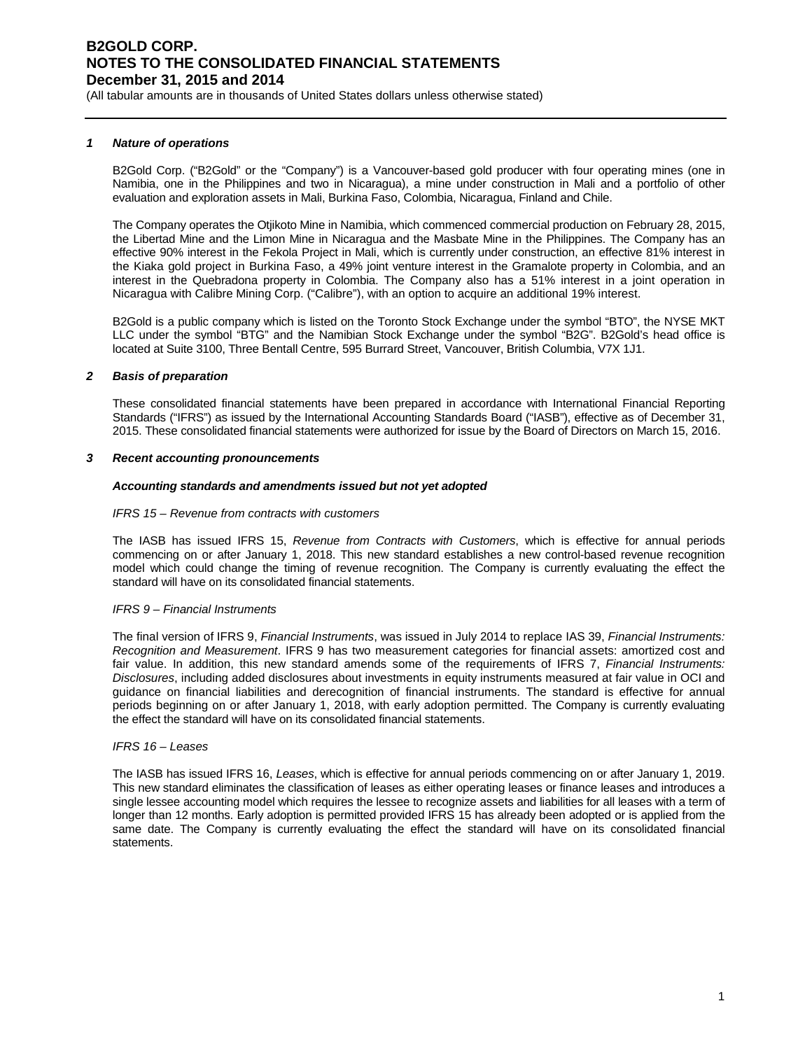## 1 Nature of operations

B2Gold Corp. ("B2Gold" or the "Company") is a Vancouver-based gold producer with four operating mines (one in Namibia, one in the Philippines and two in Nicaragua), a mine under construction in Mali and a portfolio of other evaluation and exploration assets in Mali, Burkina Faso, Colombia, Nicaragua, Finland and Chile.

The Company operates the Otjikoto Mine in Namibia, which commenced commercial production on February 28, 2015, the Libertad Mine and the Limon Mine in Nicaragua and the Masbate Mine in the Philippines. The Company has an effective 90% interest in the Fekola Project in Mali, which is currently under construction, an effective 81% interest in the Kiaka gold project in Burkina Faso, a 49% joint venture interest in the Gramalote property in Colombia, and an interest in the Quebradona property in Colombia. The Company also has a 51% interest in a joint operation in Nicaragua with Calibre Mining Corp. ("Calibre"), with an option to acquire an additional 19% interest.

B2Gold is a public company which is listed on the Toronto Stock Exchange under the symbol "BTO", the NYSE MKT LLC under the symbol "BTG" and the Namibian Stock Exchange under the symbol "B2G". B2Gold's head office is located at Suite 3100, Three Bentall Centre, 595 Burrard Street, Vancouver, British Columbia, V7X 1J1.

## 2 Basis of preparation

These consolidated financial statements have been prepared in accordance with International Financial Reporting Standards ("IFRS") as issued by the International Accounting Standards Board ("IASB"), effective as of December 31, 2015. These consolidated financial statements were authorized for issue by the Board of Directors on March 15, 2016.

## 3 Recent accounting pronouncements

### Accounting standards and amendments issued but not yet adopted

*IFRS 15 – Revenue from contracts with customers*

The IASB has issued IFRS 15, *Revenue from Contracts with Customers*, which is effective for annual periods commencing on or after January 1, 2018. This new standard establishes a new control-based revenue recognition model which could change the timing of revenue recognition. The Company is currently evaluating the effect the standard will have on its consolidated financial statements.

*IFRS 9 – Financial Instruments*

The final version of IFRS 9, *Financial Instruments*, was issued in July 2014 to replace IAS 39, *Financial Instruments: Recognition and Measurement*. IFRS 9 has two measurement categories for financial assets: amortized cost and fair value. In addition, this new standard amends some of the requirements of IFRS 7, *Financial Instruments: Disclosures*, including added disclosures about investments in equity instruments measured at fair value in OCI and guidance on financial liabilities and derecognition of financial instruments. The standard is effective for annual periods beginning on or after January 1, 2018, with early adoption permitted. The Company is currently evaluating the effect the standard will have on its consolidated financial statements.

*IFRS 16 – Leases*

The IASB has issued IFRS 16, *Leases*, which is effective for annual periods commencing on or after January 1, 2019. This new standard eliminates the classification of leases as either operating leases or finance leases and introduces a single lessee accounting model which requires the lessee to recognize assets and liabilities for all leases with a term of longer than 12 months. Early adoption is permitted provided IFRS 15 has already been adopted or is applied from the same date. The Company is currently evaluating the effect the standard will have on its consolidated financial statements.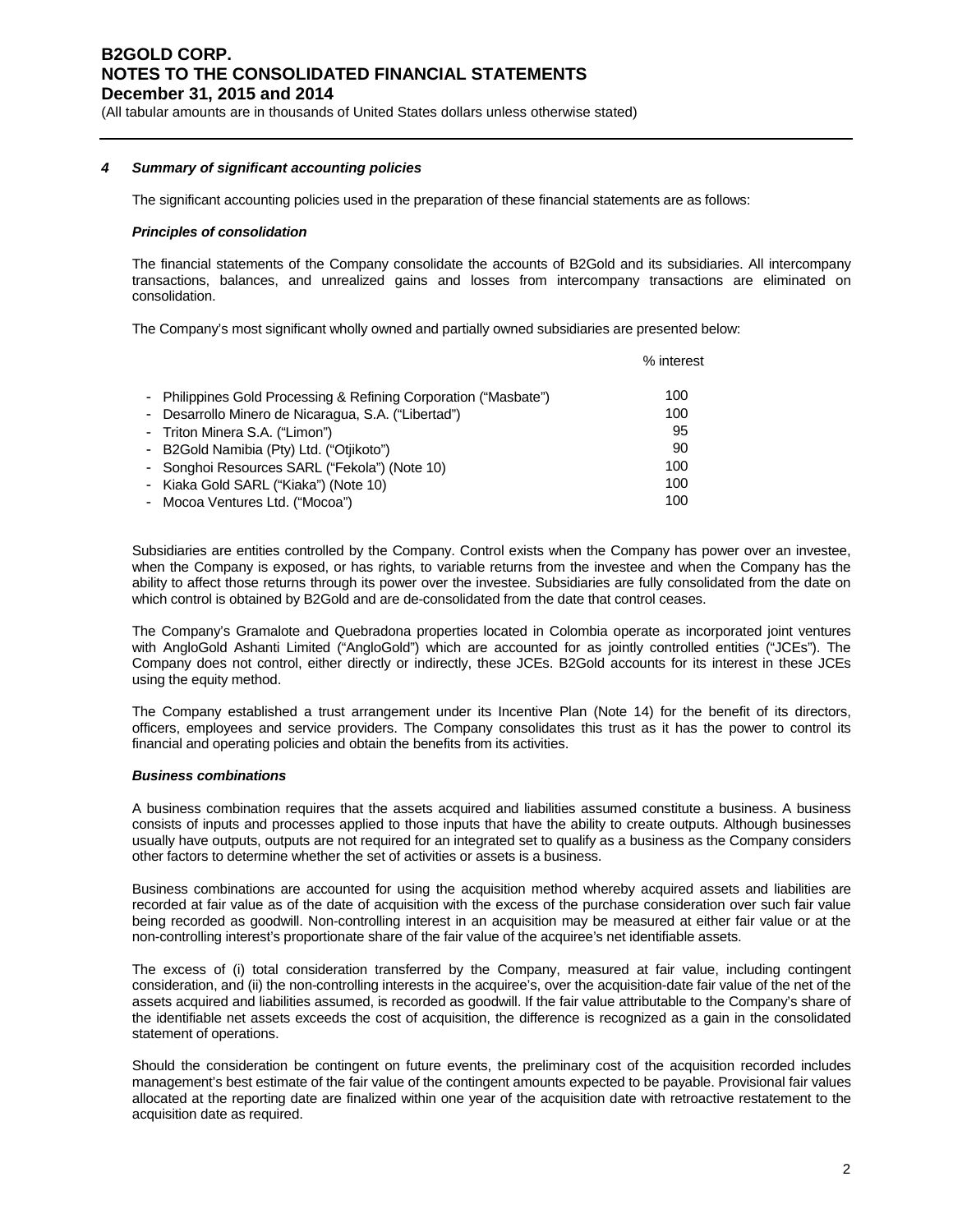## 4 Summary of significant accounting policies

The significant accounting policies used in the preparation of these financial statements are as follows:

***Principles of consolidation***

The financial statements of the Company consolidate the accounts of B2Gold and its subsidiaries. All intercompany transactions, balances, and unrealized gains and losses from intercompany transactions are eliminated on consolidation.

The Company's most significant wholly owned and partially owned subsidiaries are presented below:

| | % interest |
|---|---|
| - Philippines Gold Processing & Refining Corporation ("Masbate") | 100 |
| - Desarrollo Minero de Nicaragua, S.A. ("Libertad") | 100 |
| - Triton Minera S.A. ("Limon") | 95 |
| - B2Gold Namibia (Pty) Ltd. ("Otjikoto") | 90 |
| - Songhoi Resources SARL ("Fekola") (Note 10) | 100 |
| - Kiaka Gold SARL ("Kiaka") (Note 10) | 100 |
| - Mocoa Ventures Ltd. ("Mocoa") | 100 |

Subsidiaries are entities controlled by the Company. Control exists when the Company has power over an investee, when the Company is exposed, or has rights, to variable returns from the investee and when the Company has the ability to affect those returns through its power over the investee. Subsidiaries are fully consolidated from the date on which control is obtained by B2Gold and are de-consolidated from the date that control ceases.

The Company's Gramalote and Quebradona properties located in Colombia operate as incorporated joint ventures with AngloGold Ashanti Limited ("AngloGold") which are accounted for as jointly controlled entities ("JCEs"). The Company does not control, either directly or indirectly, these JCEs. B2Gold accounts for its interest in these JCEs using the equity method.

The Company established a trust arrangement under its Incentive Plan (Note 14) for the benefit of its directors, officers, employees and service providers. The Company consolidates this trust as it has the power to control its financial and operating policies and obtain the benefits from its activities.

***Business combinations***

A business combination requires that the assets acquired and liabilities assumed constitute a business. A business consists of inputs and processes applied to those inputs that have the ability to create outputs. Although businesses usually have outputs, outputs are not required for an integrated set to qualify as a business as the Company considers other factors to determine whether the set of activities or assets is a business.

Business combinations are accounted for using the acquisition method whereby acquired assets and liabilities are recorded at fair value as of the date of acquisition with the excess of the purchase consideration over such fair value being recorded as goodwill. Non-controlling interest in an acquisition may be measured at either fair value or at the non-controlling interest's proportionate share of the fair value of the acquiree's net identifiable assets.

The excess of (i) total consideration transferred by the Company, measured at fair value, including contingent consideration, and (ii) the non-controlling interests in the acquiree's, over the acquisition-date fair value of the net of the assets acquired and liabilities assumed, is recorded as goodwill. If the fair value attributable to the Company's share of the identifiable net assets exceeds the cost of acquisition, the difference is recognized as a gain in the consolidated statement of operations.

Should the consideration be contingent on future events, the preliminary cost of the acquisition recorded includes management's best estimate of the fair value of the contingent amounts expected to be payable. Provisional fair values allocated at the reporting date are finalized within one year of the acquisition date with retroactive restatement to the acquisition date as required.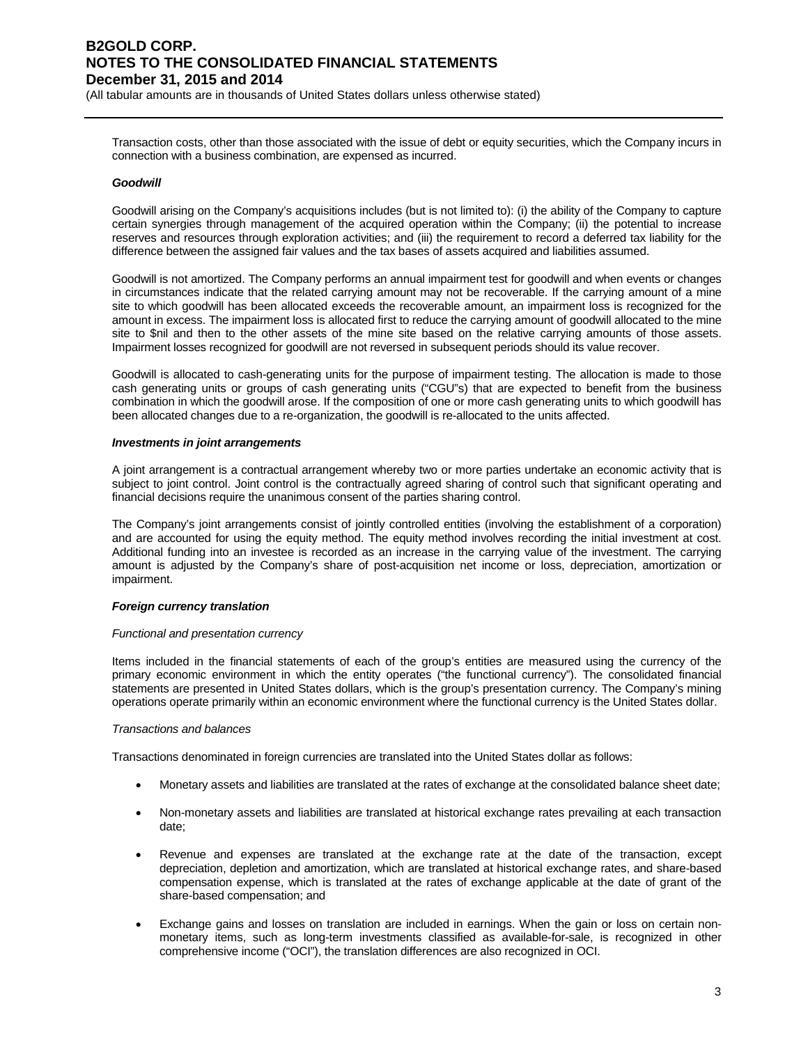Transaction costs, other than those associated with the issue of debt or equity securities, which the Company incurs in connection with a business combination, are expensed as incurred.

***Goodwill***

Goodwill arising on the Company's acquisitions includes (but is not limited to): (i) the ability of the Company to capture certain synergies through management of the acquired operation within the Company; (ii) the potential to increase reserves and resources through exploration activities; and (iii) the requirement to record a deferred tax liability for the difference between the assigned fair values and the tax bases of assets acquired and liabilities assumed.

Goodwill is not amortized. The Company performs an annual impairment test for goodwill and when events or changes in circumstances indicate that the related carrying amount may not be recoverable. If the carrying amount of a mine site to which goodwill has been allocated exceeds the recoverable amount, an impairment loss is recognized for the amount in excess. The impairment loss is allocated first to reduce the carrying amount of goodwill allocated to the mine site to $nil and then to the other assets of the mine site based on the relative carrying amounts of those assets. Impairment losses recognized for goodwill are not reversed in subsequent periods should its value recover.

Goodwill is allocated to cash-generating units for the purpose of impairment testing. The allocation is made to those cash generating units or groups of cash generating units ("CGU"s) that are expected to benefit from the business combination in which the goodwill arose. If the composition of one or more cash generating units to which goodwill has been allocated changes due to a re-organization, the goodwill is re-allocated to the units affected.

***Investments in joint arrangements***

A joint arrangement is a contractual arrangement whereby two or more parties undertake an economic activity that is subject to joint control. Joint control is the contractually agreed sharing of control such that significant operating and financial decisions require the unanimous consent of the parties sharing control.

The Company's joint arrangements consist of jointly controlled entities (involving the establishment of a corporation) and are accounted for using the equity method. The equity method involves recording the initial investment at cost. Additional funding into an investee is recorded as an increase in the carrying value of the investment. The carrying amount is adjusted by the Company's share of post-acquisition net income or loss, depreciation, amortization or impairment.

***Foreign currency translation***

*Functional and presentation currency*

Items included in the financial statements of each of the group's entities are measured using the currency of the primary economic environment in which the entity operates ("the functional currency"). The consolidated financial statements are presented in United States dollars, which is the group's presentation currency. The Company's mining operations operate primarily within an economic environment where the functional currency is the United States dollar.

*Transactions and balances*

Transactions denominated in foreign currencies are translated into the United States dollar as follows:

- Monetary assets and liabilities are translated at the rates of exchange at the consolidated balance sheet date;
- Non-monetary assets and liabilities are translated at historical exchange rates prevailing at each transaction date;
- Revenue and expenses are translated at the exchange rate at the date of the transaction, except depreciation, depletion and amortization, which are translated at historical exchange rates, and share-based compensation expense, which is translated at the rates of exchange applicable at the date of grant of the share-based compensation; and
- Exchange gains and losses on translation are included in earnings. When the gain or loss on certain non-monetary items, such as long-term investments classified as available-for-sale, is recognized in other comprehensive income ("OCI"), the translation differences are also recognized in OCI.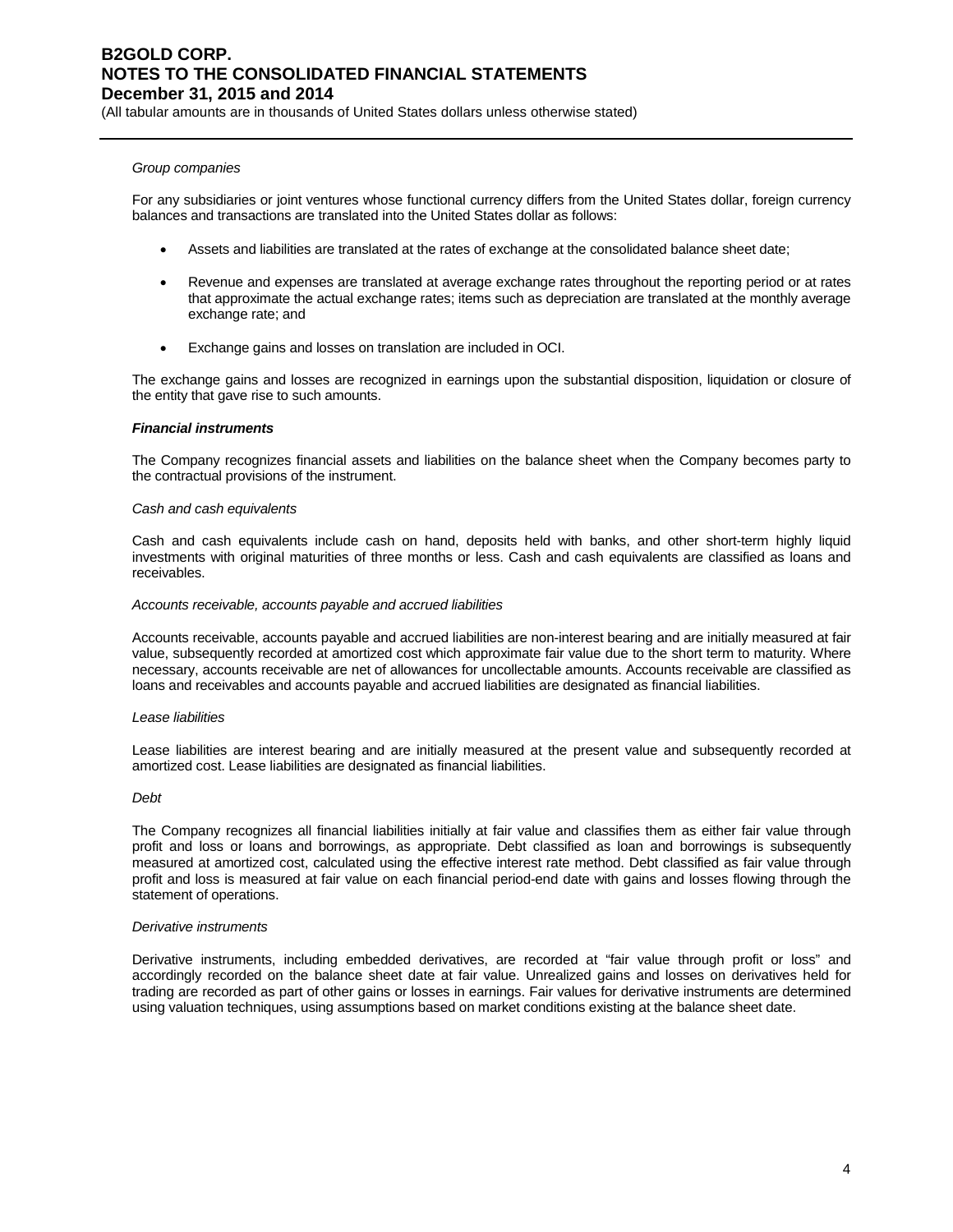*Group companies*

For any subsidiaries or joint ventures whose functional currency differs from the United States dollar, foreign currency balances and transactions are translated into the United States dollar as follows:

- Assets and liabilities are translated at the rates of exchange at the consolidated balance sheet date;
- Revenue and expenses are translated at average exchange rates throughout the reporting period or at rates that approximate the actual exchange rates; items such as depreciation are translated at the monthly average exchange rate; and
- Exchange gains and losses on translation are included in OCI.

The exchange gains and losses are recognized in earnings upon the substantial disposition, liquidation or closure of the entity that gave rise to such amounts.

***Financial instruments***

The Company recognizes financial assets and liabilities on the balance sheet when the Company becomes party to the contractual provisions of the instrument.

*Cash and cash equivalents*

Cash and cash equivalents include cash on hand, deposits held with banks, and other short-term highly liquid investments with original maturities of three months or less. Cash and cash equivalents are classified as loans and receivables.

*Accounts receivable, accounts payable and accrued liabilities*

Accounts receivable, accounts payable and accrued liabilities are non-interest bearing and are initially measured at fair value, subsequently recorded at amortized cost which approximate fair value due to the short term to maturity. Where necessary, accounts receivable are net of allowances for uncollectable amounts. Accounts receivable are classified as loans and receivables and accounts payable and accrued liabilities are designated as financial liabilities.

*Lease liabilities*

Lease liabilities are interest bearing and are initially measured at the present value and subsequently recorded at amortized cost. Lease liabilities are designated as financial liabilities.

*Debt*

The Company recognizes all financial liabilities initially at fair value and classifies them as either fair value through profit and loss or loans and borrowings, as appropriate. Debt classified as loan and borrowings is subsequently measured at amortized cost, calculated using the effective interest rate method. Debt classified as fair value through profit and loss is measured at fair value on each financial period-end date with gains and losses flowing through the statement of operations.

*Derivative instruments*

Derivative instruments, including embedded derivatives, are recorded at "fair value through profit or loss" and accordingly recorded on the balance sheet date at fair value. Unrealized gains and losses on derivatives held for trading are recorded as part of other gains or losses in earnings. Fair values for derivative instruments are determined using valuation techniques, using assumptions based on market conditions existing at the balance sheet date.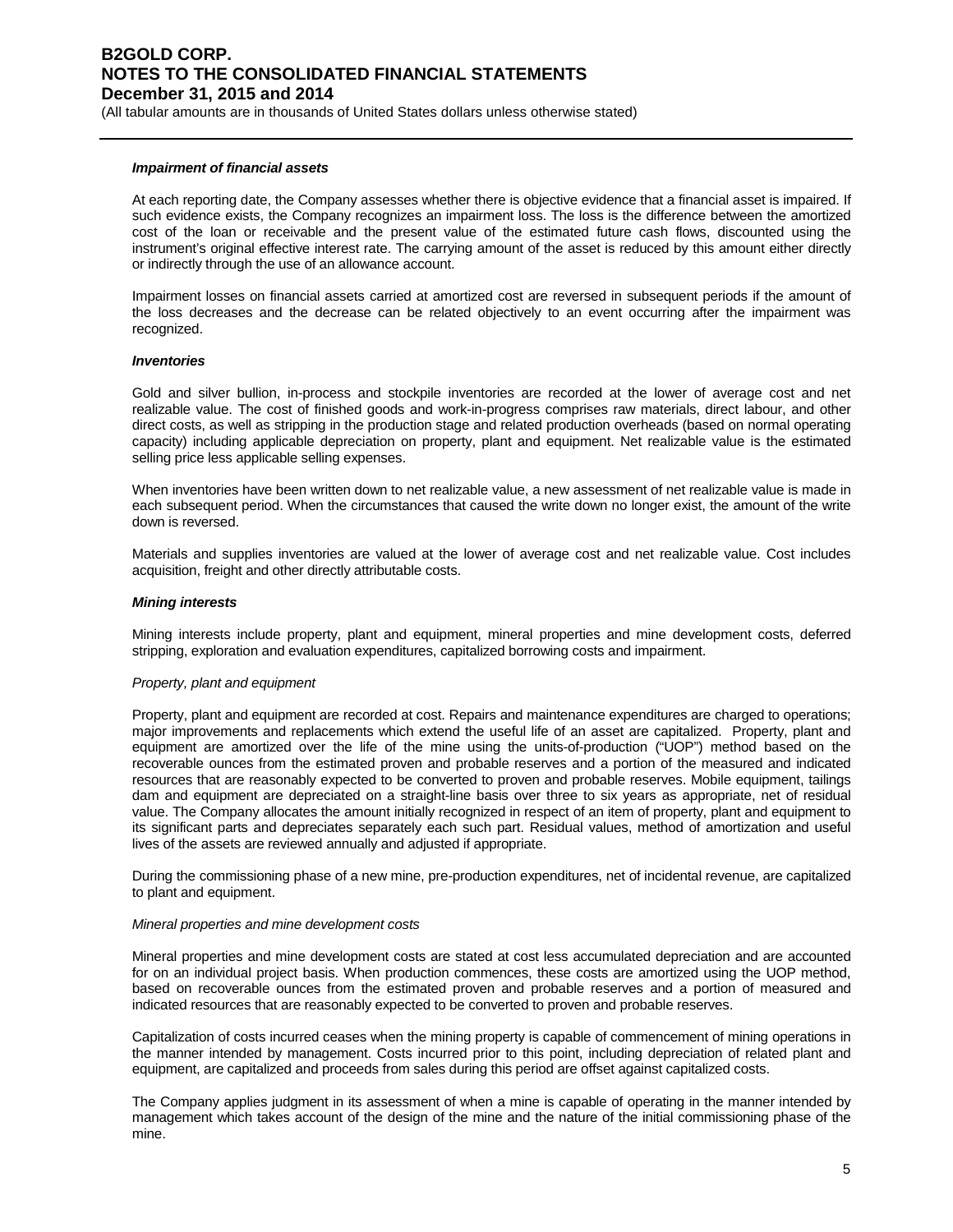#### *Impairment of financial assets*

At each reporting date, the Company assesses whether there is objective evidence that a financial asset is impaired. If such evidence exists, the Company recognizes an impairment loss. The loss is the difference between the amortized cost of the loan or receivable and the present value of the estimated future cash flows, discounted using the instrument's original effective interest rate. The carrying amount of the asset is reduced by this amount either directly or indirectly through the use of an allowance account.

Impairment losses on financial assets carried at amortized cost are reversed in subsequent periods if the amount of the loss decreases and the decrease can be related objectively to an event occurring after the impairment was recognized.

#### *Inventories*

Gold and silver bullion, in-process and stockpile inventories are recorded at the lower of average cost and net realizable value. The cost of finished goods and work-in-progress comprises raw materials, direct labour, and other direct costs, as well as stripping in the production stage and related production overheads (based on normal operating capacity) including applicable depreciation on property, plant and equipment. Net realizable value is the estimated selling price less applicable selling expenses.

When inventories have been written down to net realizable value, a new assessment of net realizable value is made in each subsequent period. When the circumstances that caused the write down no longer exist, the amount of the write down is reversed.

Materials and supplies inventories are valued at the lower of average cost and net realizable value. Cost includes acquisition, freight and other directly attributable costs.

#### *Mining interests*

Mining interests include property, plant and equipment, mineral properties and mine development costs, deferred stripping, exploration and evaluation expenditures, capitalized borrowing costs and impairment.

*Property, plant and equipment*

Property, plant and equipment are recorded at cost. Repairs and maintenance expenditures are charged to operations; major improvements and replacements which extend the useful life of an asset are capitalized. Property, plant and equipment are amortized over the life of the mine using the units-of-production ("UOP") method based on the recoverable ounces from the estimated proven and probable reserves and a portion of the measured and indicated resources that are reasonably expected to be converted to proven and probable reserves. Mobile equipment, tailings dam and equipment are depreciated on a straight-line basis over three to six years as appropriate, net of residual value. The Company allocates the amount initially recognized in respect of an item of property, plant and equipment to its significant parts and depreciates separately each such part. Residual values, method of amortization and useful lives of the assets are reviewed annually and adjusted if appropriate.

During the commissioning phase of a new mine, pre-production expenditures, net of incidental revenue, are capitalized to plant and equipment.

*Mineral properties and mine development costs*

Mineral properties and mine development costs are stated at cost less accumulated depreciation and are accounted for on an individual project basis. When production commences, these costs are amortized using the UOP method, based on recoverable ounces from the estimated proven and probable reserves and a portion of measured and indicated resources that are reasonably expected to be converted to proven and probable reserves.

Capitalization of costs incurred ceases when the mining property is capable of commencement of mining operations in the manner intended by management. Costs incurred prior to this point, including depreciation of related plant and equipment, are capitalized and proceeds from sales during this period are offset against capitalized costs.

The Company applies judgment in its assessment of when a mine is capable of operating in the manner intended by management which takes account of the design of the mine and the nature of the initial commissioning phase of the mine.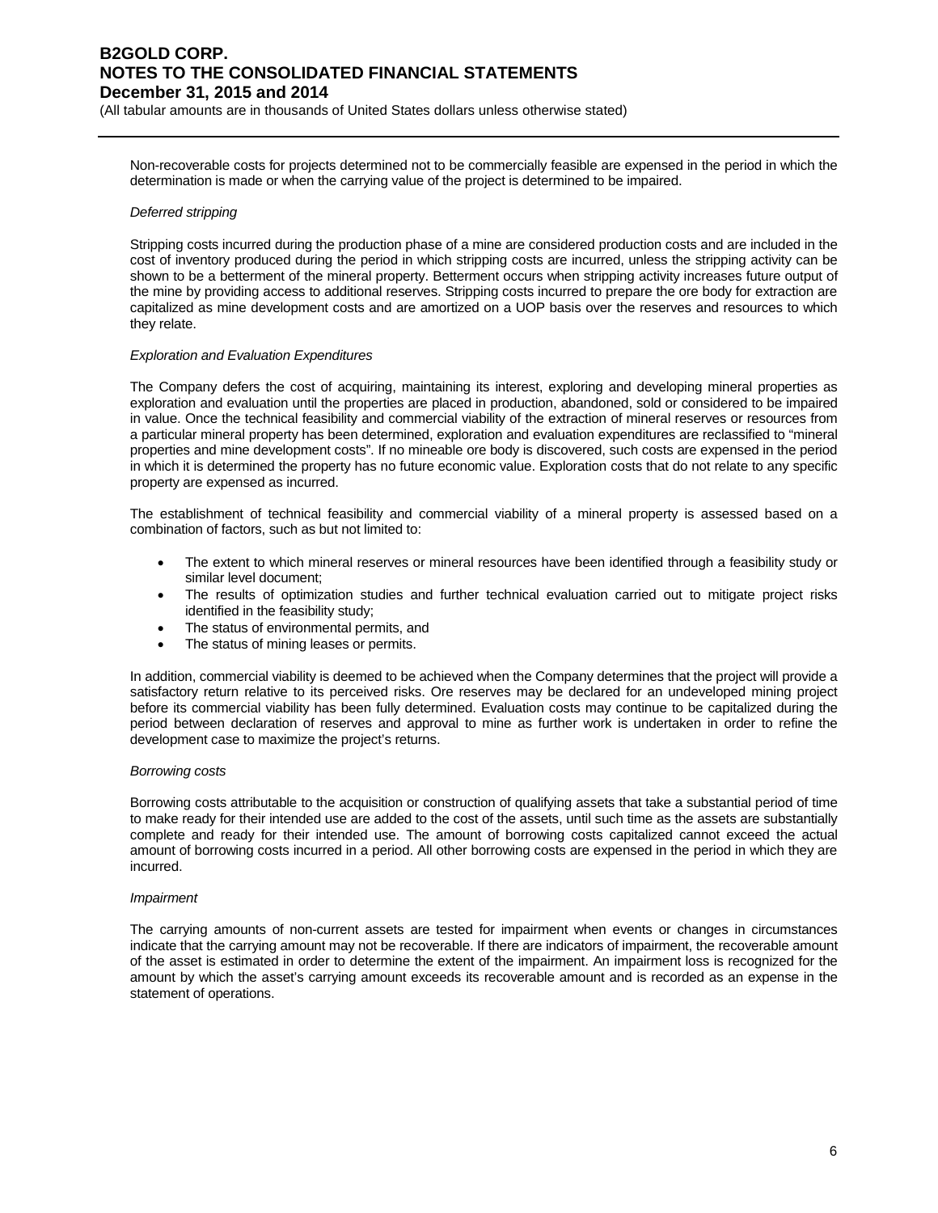Non-recoverable costs for projects determined not to be commercially feasible are expensed in the period in which the determination is made or when the carrying value of the project is determined to be impaired.

*Deferred stripping*

Stripping costs incurred during the production phase of a mine are considered production costs and are included in the cost of inventory produced during the period in which stripping costs are incurred, unless the stripping activity can be shown to be a betterment of the mineral property. Betterment occurs when stripping activity increases future output of the mine by providing access to additional reserves. Stripping costs incurred to prepare the ore body for extraction are capitalized as mine development costs and are amortized on a UOP basis over the reserves and resources to which they relate.

*Exploration and Evaluation Expenditures*

The Company defers the cost of acquiring, maintaining its interest, exploring and developing mineral properties as exploration and evaluation until the properties are placed in production, abandoned, sold or considered to be impaired in value. Once the technical feasibility and commercial viability of the extraction of mineral reserves or resources from a particular mineral property has been determined, exploration and evaluation expenditures are reclassified to "mineral properties and mine development costs". If no mineable ore body is discovered, such costs are expensed in the period in which it is determined the property has no future economic value. Exploration costs that do not relate to any specific property are expensed as incurred.

The establishment of technical feasibility and commercial viability of a mineral property is assessed based on a combination of factors, such as but not limited to:

- The extent to which mineral reserves or mineral resources have been identified through a feasibility study or similar level document;
- The results of optimization studies and further technical evaluation carried out to mitigate project risks identified in the feasibility study;
- The status of environmental permits, and
- The status of mining leases or permits.

In addition, commercial viability is deemed to be achieved when the Company determines that the project will provide a satisfactory return relative to its perceived risks. Ore reserves may be declared for an undeveloped mining project before its commercial viability has been fully determined. Evaluation costs may continue to be capitalized during the period between declaration of reserves and approval to mine as further work is undertaken in order to refine the development case to maximize the project's returns.

*Borrowing costs*

Borrowing costs attributable to the acquisition or construction of qualifying assets that take a substantial period of time to make ready for their intended use are added to the cost of the assets, until such time as the assets are substantially complete and ready for their intended use. The amount of borrowing costs capitalized cannot exceed the actual amount of borrowing costs incurred in a period. All other borrowing costs are expensed in the period in which they are incurred.

*Impairment*

The carrying amounts of non-current assets are tested for impairment when events or changes in circumstances indicate that the carrying amount may not be recoverable. If there are indicators of impairment, the recoverable amount of the asset is estimated in order to determine the extent of the impairment. An impairment loss is recognized for the amount by which the asset's carrying amount exceeds its recoverable amount and is recorded as an expense in the statement of operations.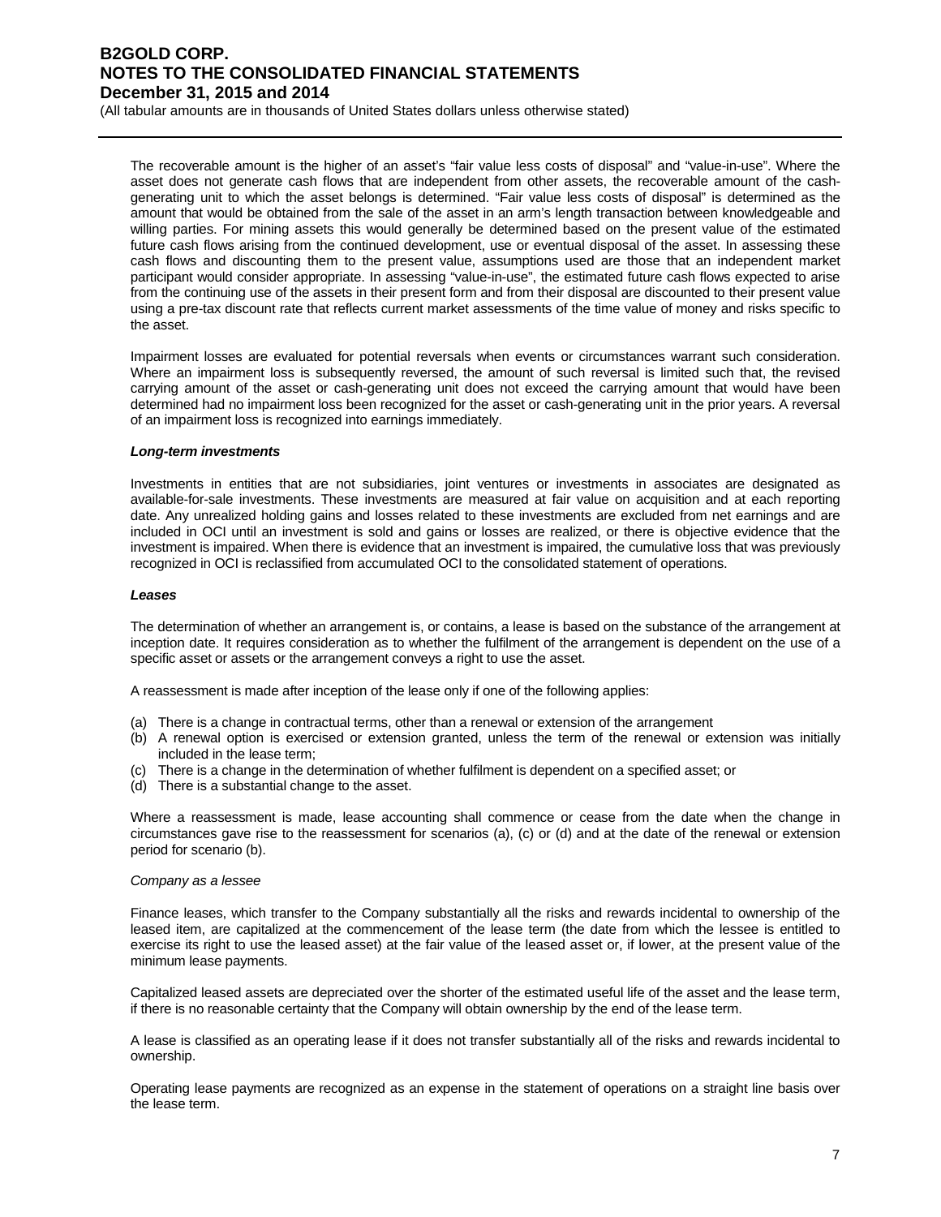The recoverable amount is the higher of an asset's "fair value less costs of disposal" and "value-in-use". Where the asset does not generate cash flows that are independent from other assets, the recoverable amount of the cash-generating unit to which the asset belongs is determined. "Fair value less costs of disposal" is determined as the amount that would be obtained from the sale of the asset in an arm's length transaction between knowledgeable and willing parties. For mining assets this would generally be determined based on the present value of the estimated future cash flows arising from the continued development, use or eventual disposal of the asset. In assessing these cash flows and discounting them to the present value, assumptions used are those that an independent market participant would consider appropriate. In assessing "value-in-use", the estimated future cash flows expected to arise from the continuing use of the assets in their present form and from their disposal are discounted to their present value using a pre-tax discount rate that reflects current market assessments of the time value of money and risks specific to the asset.

Impairment losses are evaluated for potential reversals when events or circumstances warrant such consideration. Where an impairment loss is subsequently reversed, the amount of such reversal is limited such that, the revised carrying amount of the asset or cash-generating unit does not exceed the carrying amount that would have been determined had no impairment loss been recognized for the asset or cash-generating unit in the prior years. A reversal of an impairment loss is recognized into earnings immediately.

***Long-term investments***

Investments in entities that are not subsidiaries, joint ventures or investments in associates are designated as available-for-sale investments. These investments are measured at fair value on acquisition and at each reporting date. Any unrealized holding gains and losses related to these investments are excluded from net earnings and are included in OCI until an investment is sold and gains or losses are realized, or there is objective evidence that the investment is impaired. When there is evidence that an investment is impaired, the cumulative loss that was previously recognized in OCI is reclassified from accumulated OCI to the consolidated statement of operations.

***Leases***

The determination of whether an arrangement is, or contains, a lease is based on the substance of the arrangement at inception date. It requires consideration as to whether the fulfilment of the arrangement is dependent on the use of a specific asset or assets or the arrangement conveys a right to use the asset.

A reassessment is made after inception of the lease only if one of the following applies:

(a) There is a change in contractual terms, other than a renewal or extension of the arrangement
(b) A renewal option is exercised or extension granted, unless the term of the renewal or extension was initially included in the lease term;
(c) There is a change in the determination of whether fulfilment is dependent on a specified asset; or
(d) There is a substantial change to the asset.

Where a reassessment is made, lease accounting shall commence or cease from the date when the change in circumstances gave rise to the reassessment for scenarios (a), (c) or (d) and at the date of the renewal or extension period for scenario (b).

*Company as a lessee*

Finance leases, which transfer to the Company substantially all the risks and rewards incidental to ownership of the leased item, are capitalized at the commencement of the lease term (the date from which the lessee is entitled to exercise its right to use the leased asset) at the fair value of the leased asset or, if lower, at the present value of the minimum lease payments.

Capitalized leased assets are depreciated over the shorter of the estimated useful life of the asset and the lease term, if there is no reasonable certainty that the Company will obtain ownership by the end of the lease term.

A lease is classified as an operating lease if it does not transfer substantially all of the risks and rewards incidental to ownership.

Operating lease payments are recognized as an expense in the statement of operations on a straight line basis over the lease term.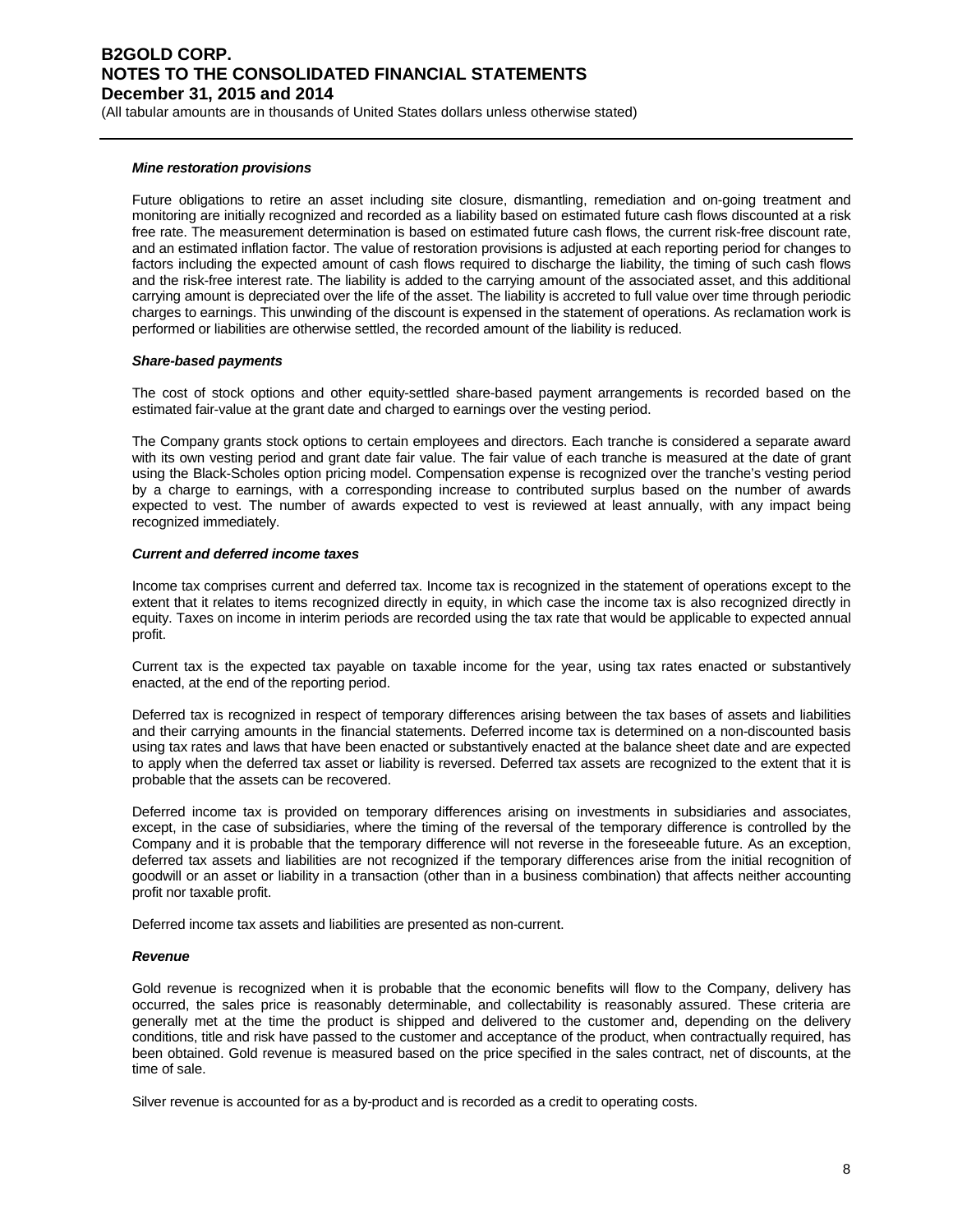***Mine restoration provisions***

Future obligations to retire an asset including site closure, dismantling, remediation and on-going treatment and monitoring are initially recognized and recorded as a liability based on estimated future cash flows discounted at a risk free rate. The measurement determination is based on estimated future cash flows, the current risk-free discount rate, and an estimated inflation factor. The value of restoration provisions is adjusted at each reporting period for changes to factors including the expected amount of cash flows required to discharge the liability, the timing of such cash flows and the risk-free interest rate. The liability is added to the carrying amount of the associated asset, and this additional carrying amount is depreciated over the life of the asset. The liability is accreted to full value over time through periodic charges to earnings. This unwinding of the discount is expensed in the statement of operations. As reclamation work is performed or liabilities are otherwise settled, the recorded amount of the liability is reduced.

***Share-based payments***

The cost of stock options and other equity-settled share-based payment arrangements is recorded based on the estimated fair-value at the grant date and charged to earnings over the vesting period.

The Company grants stock options to certain employees and directors. Each tranche is considered a separate award with its own vesting period and grant date fair value. The fair value of each tranche is measured at the date of grant using the Black-Scholes option pricing model. Compensation expense is recognized over the tranche's vesting period by a charge to earnings, with a corresponding increase to contributed surplus based on the number of awards expected to vest. The number of awards expected to vest is reviewed at least annually, with any impact being recognized immediately.

***Current and deferred income taxes***

Income tax comprises current and deferred tax. Income tax is recognized in the statement of operations except to the extent that it relates to items recognized directly in equity, in which case the income tax is also recognized directly in equity. Taxes on income in interim periods are recorded using the tax rate that would be applicable to expected annual profit.

Current tax is the expected tax payable on taxable income for the year, using tax rates enacted or substantively enacted, at the end of the reporting period.

Deferred tax is recognized in respect of temporary differences arising between the tax bases of assets and liabilities and their carrying amounts in the financial statements. Deferred income tax is determined on a non-discounted basis using tax rates and laws that have been enacted or substantively enacted at the balance sheet date and are expected to apply when the deferred tax asset or liability is reversed. Deferred tax assets are recognized to the extent that it is probable that the assets can be recovered.

Deferred income tax is provided on temporary differences arising on investments in subsidiaries and associates, except, in the case of subsidiaries, where the timing of the reversal of the temporary difference is controlled by the Company and it is probable that the temporary difference will not reverse in the foreseeable future. As an exception, deferred tax assets and liabilities are not recognized if the temporary differences arise from the initial recognition of goodwill or an asset or liability in a transaction (other than in a business combination) that affects neither accounting profit nor taxable profit.

Deferred income tax assets and liabilities are presented as non-current.

***Revenue***

Gold revenue is recognized when it is probable that the economic benefits will flow to the Company, delivery has occurred, the sales price is reasonably determinable, and collectability is reasonably assured. These criteria are generally met at the time the product is shipped and delivered to the customer and, depending on the delivery conditions, title and risk have passed to the customer and acceptance of the product, when contractually required, has been obtained. Gold revenue is measured based on the price specified in the sales contract, net of discounts, at the time of sale.

Silver revenue is accounted for as a by-product and is recorded as a credit to operating costs.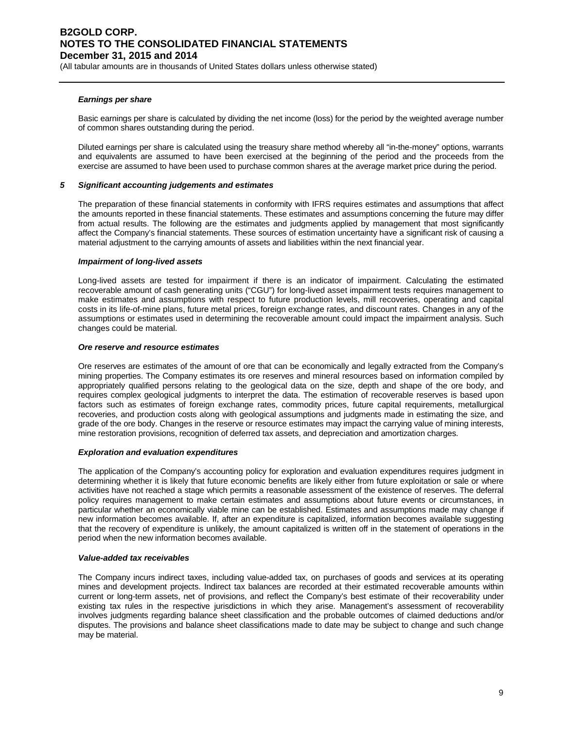***Earnings per share***

Basic earnings per share is calculated by dividing the net income (loss) for the period by the weighted average number of common shares outstanding during the period.

Diluted earnings per share is calculated using the treasury share method whereby all "in-the-money" options, warrants and equivalents are assumed to have been exercised at the beginning of the period and the proceeds from the exercise are assumed to have been used to purchase common shares at the average market price during the period.

## *5 Significant accounting judgements and estimates*

The preparation of these financial statements in conformity with IFRS requires estimates and assumptions that affect the amounts reported in these financial statements. These estimates and assumptions concerning the future may differ from actual results. The following are the estimates and judgments applied by management that most significantly affect the Company's financial statements. These sources of estimation uncertainty have a significant risk of causing a material adjustment to the carrying amounts of assets and liabilities within the next financial year.

***Impairment of long-lived assets***

Long-lived assets are tested for impairment if there is an indicator of impairment. Calculating the estimated recoverable amount of cash generating units ("CGU") for long-lived asset impairment tests requires management to make estimates and assumptions with respect to future production levels, mill recoveries, operating and capital costs in its life-of-mine plans, future metal prices, foreign exchange rates, and discount rates. Changes in any of the assumptions or estimates used in determining the recoverable amount could impact the impairment analysis. Such changes could be material.

***Ore reserve and resource estimates***

Ore reserves are estimates of the amount of ore that can be economically and legally extracted from the Company's mining properties. The Company estimates its ore reserves and mineral resources based on information compiled by appropriately qualified persons relating to the geological data on the size, depth and shape of the ore body, and requires complex geological judgments to interpret the data. The estimation of recoverable reserves is based upon factors such as estimates of foreign exchange rates, commodity prices, future capital requirements, metallurgical recoveries, and production costs along with geological assumptions and judgments made in estimating the size, and grade of the ore body. Changes in the reserve or resource estimates may impact the carrying value of mining interests, mine restoration provisions, recognition of deferred tax assets, and depreciation and amortization charges.

***Exploration and evaluation expenditures***

The application of the Company's accounting policy for exploration and evaluation expenditures requires judgment in determining whether it is likely that future economic benefits are likely either from future exploitation or sale or where activities have not reached a stage which permits a reasonable assessment of the existence of reserves. The deferral policy requires management to make certain estimates and assumptions about future events or circumstances, in particular whether an economically viable mine can be established. Estimates and assumptions made may change if new information becomes available. If, after an expenditure is capitalized, information becomes available suggesting that the recovery of expenditure is unlikely, the amount capitalized is written off in the statement of operations in the period when the new information becomes available.

***Value-added tax receivables***

The Company incurs indirect taxes, including value-added tax, on purchases of goods and services at its operating mines and development projects. Indirect tax balances are recorded at their estimated recoverable amounts within current or long-term assets, net of provisions, and reflect the Company's best estimate of their recoverability under existing tax rules in the respective jurisdictions in which they arise. Management's assessment of recoverability involves judgments regarding balance sheet classification and the probable outcomes of claimed deductions and/or disputes. The provisions and balance sheet classifications made to date may be subject to change and such change may be material.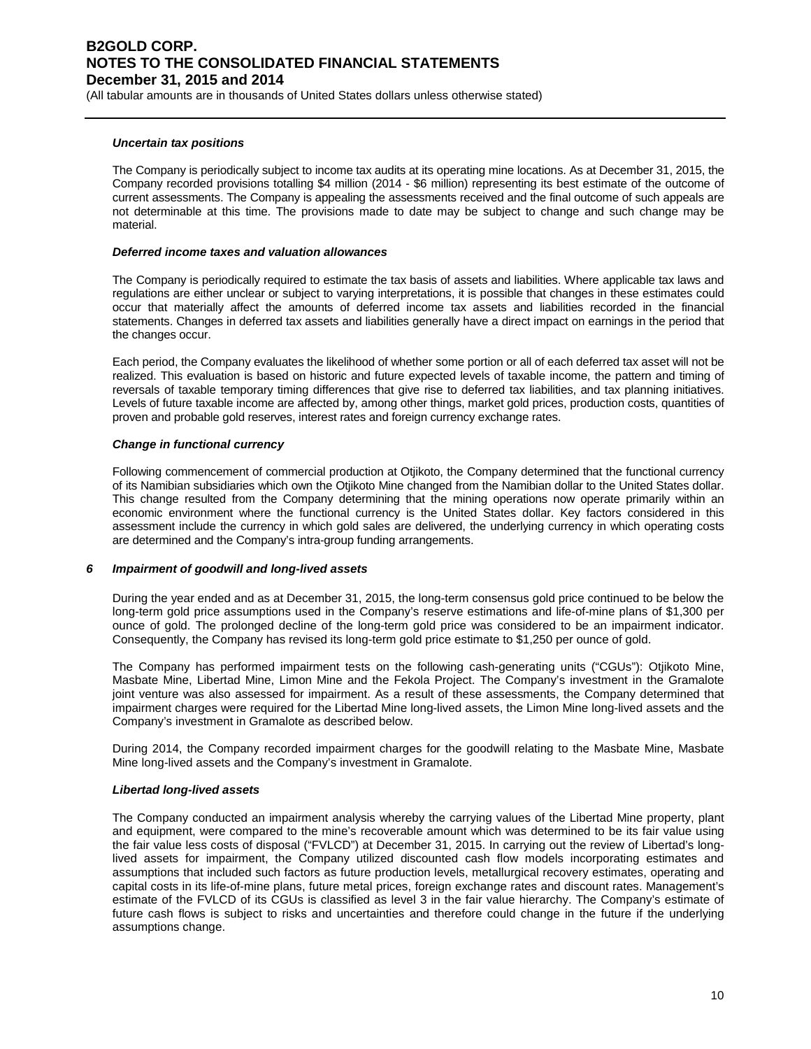***Uncertain tax positions***

The Company is periodically subject to income tax audits at its operating mine locations. As at December 31, 2015, the Company recorded provisions totalling $4 million (2014 - $6 million) representing its best estimate of the outcome of current assessments. The Company is appealing the assessments received and the final outcome of such appeals are not determinable at this time. The provisions made to date may be subject to change and such change may be material.

***Deferred income taxes and valuation allowances***

The Company is periodically required to estimate the tax basis of assets and liabilities. Where applicable tax laws and regulations are either unclear or subject to varying interpretations, it is possible that changes in these estimates could occur that materially affect the amounts of deferred income tax assets and liabilities recorded in the financial statements. Changes in deferred tax assets and liabilities generally have a direct impact on earnings in the period that the changes occur.

Each period, the Company evaluates the likelihood of whether some portion or all of each deferred tax asset will not be realized. This evaluation is based on historic and future expected levels of taxable income, the pattern and timing of reversals of taxable temporary timing differences that give rise to deferred tax liabilities, and tax planning initiatives. Levels of future taxable income are affected by, among other things, market gold prices, production costs, quantities of proven and probable gold reserves, interest rates and foreign currency exchange rates.

***Change in functional currency***

Following commencement of commercial production at Otjikoto, the Company determined that the functional currency of its Namibian subsidiaries which own the Otjikoto Mine changed from the Namibian dollar to the United States dollar. This change resulted from the Company determining that the mining operations now operate primarily within an economic environment where the functional currency is the United States dollar. Key factors considered in this assessment include the currency in which gold sales are delivered, the underlying currency in which operating costs are determined and the Company's intra-group funding arrangements.

## *6 Impairment of goodwill and long-lived assets*

During the year ended and as at December 31, 2015, the long-term consensus gold price continued to be below the long-term gold price assumptions used in the Company's reserve estimations and life-of-mine plans of $1,300 per ounce of gold. The prolonged decline of the long-term gold price was considered to be an impairment indicator. Consequently, the Company has revised its long-term gold price estimate to $1,250 per ounce of gold.

The Company has performed impairment tests on the following cash-generating units ("CGUs"): Otjikoto Mine, Masbate Mine, Libertad Mine, Limon Mine and the Fekola Project. The Company's investment in the Gramalote joint venture was also assessed for impairment. As a result of these assessments, the Company determined that impairment charges were required for the Libertad Mine long-lived assets, the Limon Mine long-lived assets and the Company's investment in Gramalote as described below.

During 2014, the Company recorded impairment charges for the goodwill relating to the Masbate Mine, Masbate Mine long-lived assets and the Company's investment in Gramalote.

***Libertad long-lived assets***

The Company conducted an impairment analysis whereby the carrying values of the Libertad Mine property, plant and equipment, were compared to the mine's recoverable amount which was determined to be its fair value using the fair value less costs of disposal ("FVLCD") at December 31, 2015. In carrying out the review of Libertad's long-lived assets for impairment, the Company utilized discounted cash flow models incorporating estimates and assumptions that included such factors as future production levels, metallurgical recovery estimates, operating and capital costs in its life-of-mine plans, future metal prices, foreign exchange rates and discount rates. Management's estimate of the FVLCD of its CGUs is classified as level 3 in the fair value hierarchy. The Company's estimate of future cash flows is subject to risks and uncertainties and therefore could change in the future if the underlying assumptions change.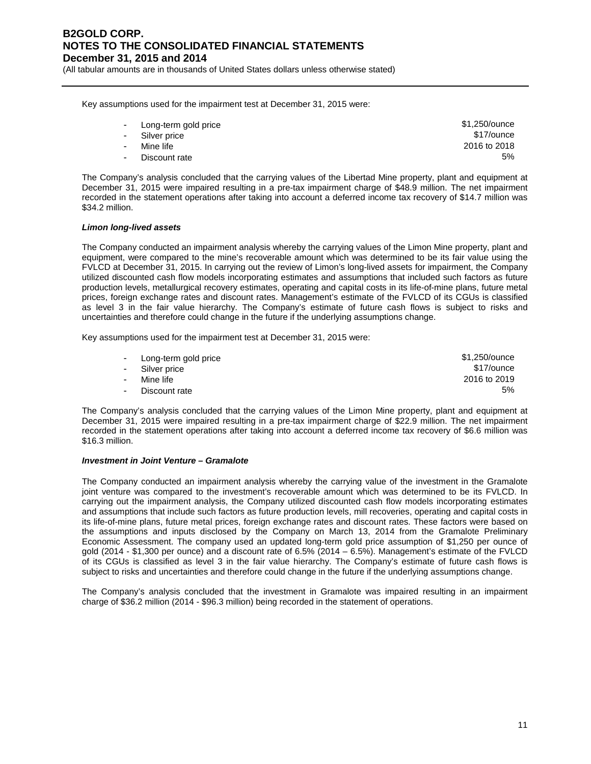Key assumptions used for the impairment test at December 31, 2015 were:

| | |
|---|---|
| - Long-term gold price | $1,250/ounce |
| - Silver price | $17/ounce |
| - Mine life | 2016 to 2018 |
| - Discount rate | 5% |

The Company's analysis concluded that the carrying values of the Libertad Mine property, plant and equipment at December 31, 2015 were impaired resulting in a pre-tax impairment charge of $48.9 million. The net impairment recorded in the statement operations after taking into account a deferred income tax recovery of $14.7 million was $34.2 million.

***Limon long-lived assets***

The Company conducted an impairment analysis whereby the carrying values of the Limon Mine property, plant and equipment, were compared to the mine's recoverable amount which was determined to be its fair value using the FVLCD at December 31, 2015. In carrying out the review of Limon's long-lived assets for impairment, the Company utilized discounted cash flow models incorporating estimates and assumptions that included such factors as future production levels, metallurgical recovery estimates, operating and capital costs in its life-of-mine plans, future metal prices, foreign exchange rates and discount rates. Management's estimate of the FVLCD of its CGUs is classified as level 3 in the fair value hierarchy. The Company's estimate of future cash flows is subject to risks and uncertainties and therefore could change in the future if the underlying assumptions change.

Key assumptions used for the impairment test at December 31, 2015 were:

| | |
|---|---|
| - Long-term gold price | $1,250/ounce |
| - Silver price | $17/ounce |
| - Mine life | 2016 to 2019 |
| - Discount rate | 5% |

The Company's analysis concluded that the carrying values of the Limon Mine property, plant and equipment at December 31, 2015 were impaired resulting in a pre-tax impairment charge of $22.9 million. The net impairment recorded in the statement operations after taking into account a deferred income tax recovery of $6.6 million was $16.3 million.

***Investment in Joint Venture – Gramalote***

The Company conducted an impairment analysis whereby the carrying value of the investment in the Gramalote joint venture was compared to the investment's recoverable amount which was determined to be its FVLCD. In carrying out the impairment analysis, the Company utilized discounted cash flow models incorporating estimates and assumptions that include such factors as future production levels, mill recoveries, operating and capital costs in its life-of-mine plans, future metal prices, foreign exchange rates and discount rates. These factors were based on the assumptions and inputs disclosed by the Company on March 13, 2014 from the Gramalote Preliminary Economic Assessment. The company used an updated long-term gold price assumption of $1,250 per ounce of gold (2014 - $1,300 per ounce) and a discount rate of 6.5% (2014 – 6.5%). Management's estimate of the FVLCD of its CGUs is classified as level 3 in the fair value hierarchy. The Company's estimate of future cash flows is subject to risks and uncertainties and therefore could change in the future if the underlying assumptions change.

The Company's analysis concluded that the investment in Gramalote was impaired resulting in an impairment charge of $36.2 million (2014 - $96.3 million) being recorded in the statement of operations.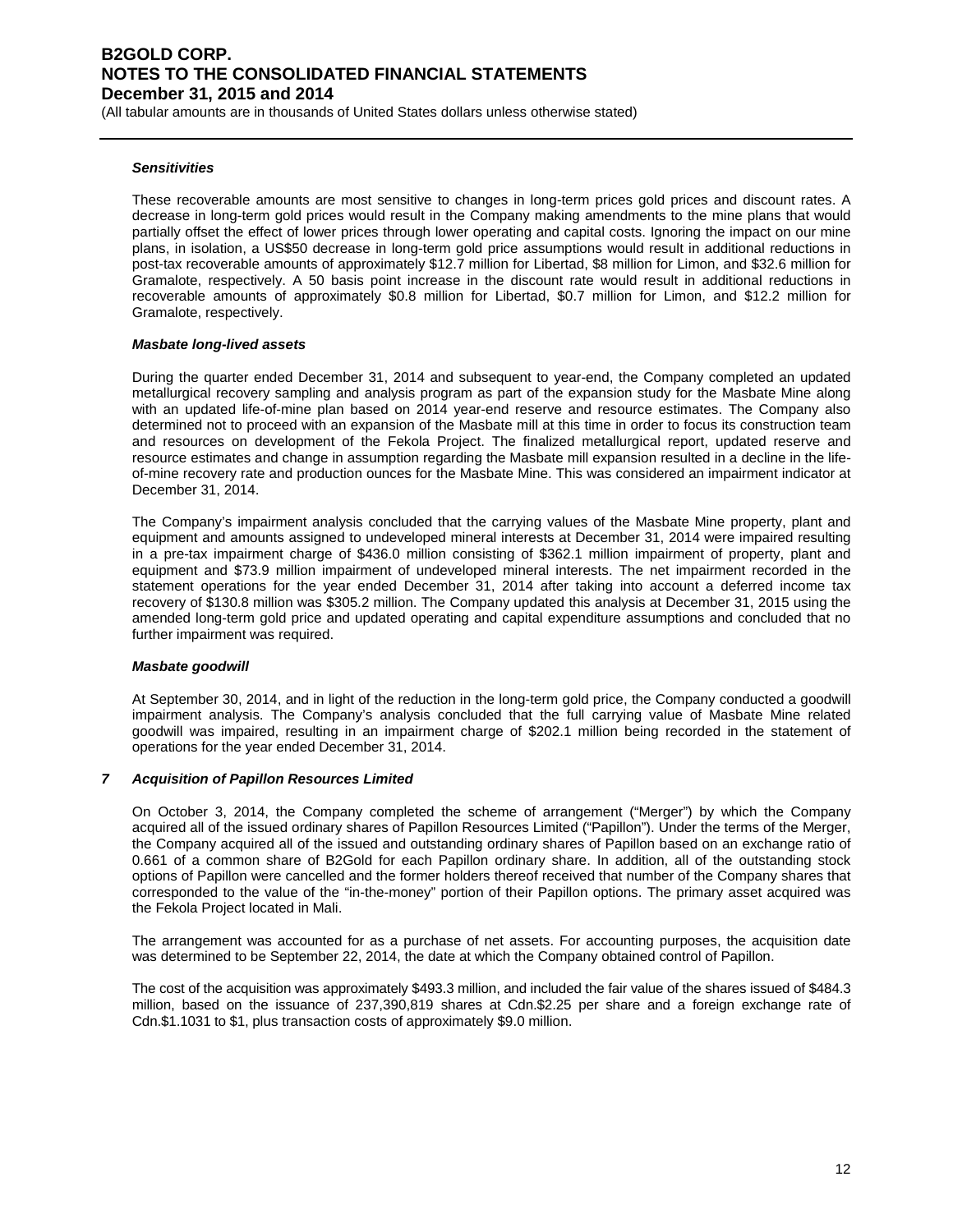***Sensitivities***

These recoverable amounts are most sensitive to changes in long-term prices gold prices and discount rates. A decrease in long-term gold prices would result in the Company making amendments to the mine plans that would partially offset the effect of lower prices through lower operating and capital costs. Ignoring the impact on our mine plans, in isolation, a US$50 decrease in long-term gold price assumptions would result in additional reductions in post-tax recoverable amounts of approximately $12.7 million for Libertad, $8 million for Limon, and $32.6 million for Gramalote, respectively. A 50 basis point increase in the discount rate would result in additional reductions in recoverable amounts of approximately $0.8 million for Libertad, $0.7 million for Limon, and $12.2 million for Gramalote, respectively.

***Masbate long-lived assets***

During the quarter ended December 31, 2014 and subsequent to year-end, the Company completed an updated metallurgical recovery sampling and analysis program as part of the expansion study for the Masbate Mine along with an updated life-of-mine plan based on 2014 year-end reserve and resource estimates. The Company also determined not to proceed with an expansion of the Masbate mill at this time in order to focus its construction team and resources on development of the Fekola Project. The finalized metallurgical report, updated reserve and resource estimates and change in assumption regarding the Masbate mill expansion resulted in a decline in the life-of-mine recovery rate and production ounces for the Masbate Mine. This was considered an impairment indicator at December 31, 2014.

The Company's impairment analysis concluded that the carrying values of the Masbate Mine property, plant and equipment and amounts assigned to undeveloped mineral interests at December 31, 2014 were impaired resulting in a pre-tax impairment charge of $436.0 million consisting of $362.1 million impairment of property, plant and equipment and $73.9 million impairment of undeveloped mineral interests. The net impairment recorded in the statement operations for the year ended December 31, 2014 after taking into account a deferred income tax recovery of $130.8 million was $305.2 million. The Company updated this analysis at December 31, 2015 using the amended long-term gold price and updated operating and capital expenditure assumptions and concluded that no further impairment was required.

***Masbate goodwill***

At September 30, 2014, and in light of the reduction in the long-term gold price, the Company conducted a goodwill impairment analysis. The Company's analysis concluded that the full carrying value of Masbate Mine related goodwill was impaired, resulting in an impairment charge of $202.1 million being recorded in the statement of operations for the year ended December 31, 2014.

## *7 Acquisition of Papillon Resources Limited*

On October 3, 2014, the Company completed the scheme of arrangement ("Merger") by which the Company acquired all of the issued ordinary shares of Papillon Resources Limited ("Papillon"). Under the terms of the Merger, the Company acquired all of the issued and outstanding ordinary shares of Papillon based on an exchange ratio of 0.661 of a common share of B2Gold for each Papillon ordinary share. In addition, all of the outstanding stock options of Papillon were cancelled and the former holders thereof received that number of the Company shares that corresponded to the value of the "in-the-money" portion of their Papillon options. The primary asset acquired was the Fekola Project located in Mali.

The arrangement was accounted for as a purchase of net assets. For accounting purposes, the acquisition date was determined to be September 22, 2014, the date at which the Company obtained control of Papillon.

The cost of the acquisition was approximately $493.3 million, and included the fair value of the shares issued of $484.3 million, based on the issuance of 237,390,819 shares at Cdn.$2.25 per share and a foreign exchange rate of Cdn.$1.1031 to $1, plus transaction costs of approximately $9.0 million.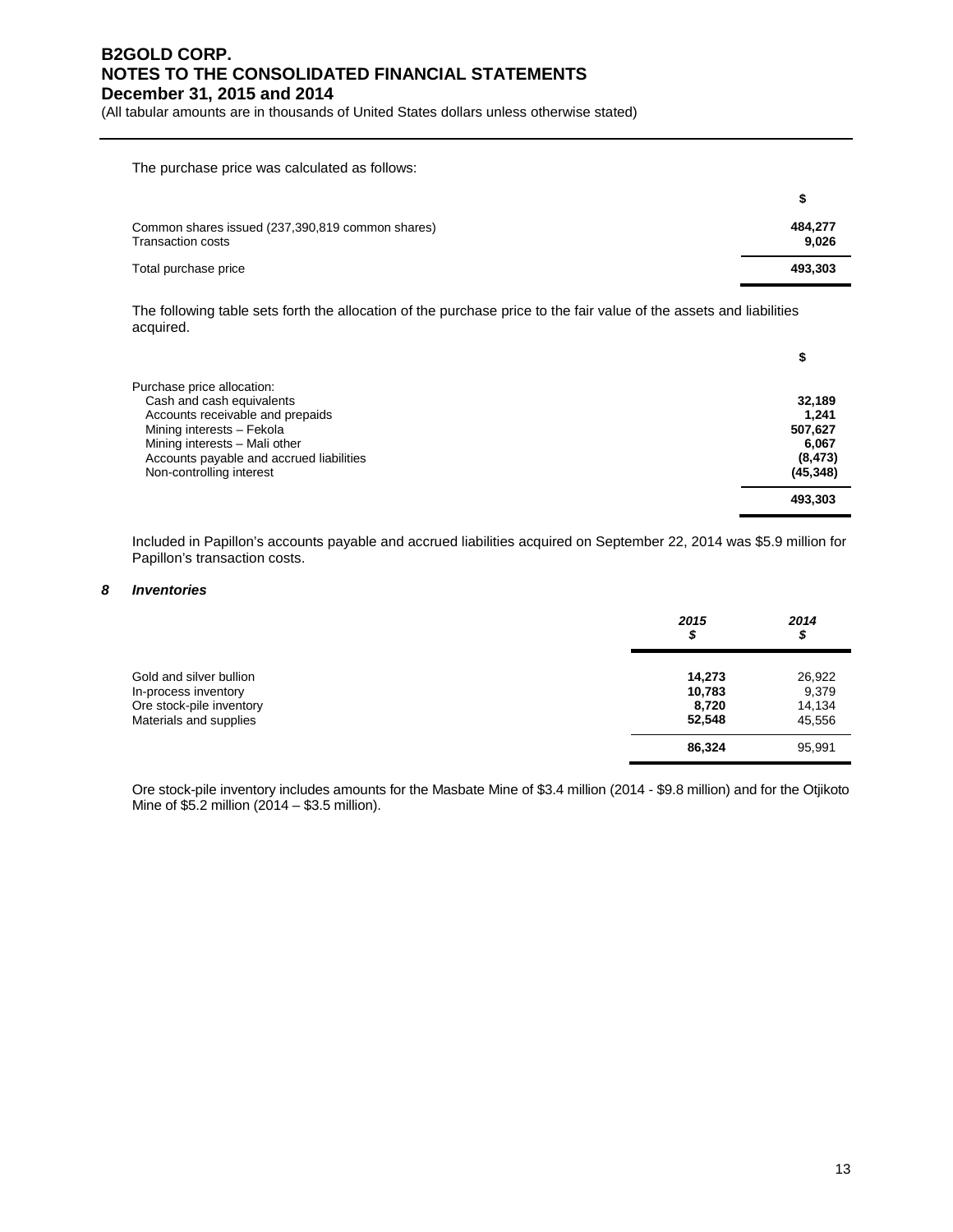The purchase price was calculated as follows:

| | $ |
|---|---|
| Common shares issued (237,390,819 common shares) | **484,277** |
| Transaction costs | **9,026** |
| Total purchase price | **493,303** |

The following table sets forth the allocation of the purchase price to the fair value of the assets and liabilities acquired.

| | $ |
|---|---|
| Purchase price allocation: | |
| Cash and cash equivalents | **32,189** |
| Accounts receivable and prepaids | **1,241** |
| Mining interests – Fekola | **507,627** |
| Mining interests – Mali other | **6,067** |
| Accounts payable and accrued liabilities | **(8,473)** |
| Non-controlling interest | **(45,348)** |
| | **493,303** |

Included in Papillon's accounts payable and accrued liabilities acquired on September 22, 2014 was $5.9 million for Papillon's transaction costs.

### *8 Inventories*

| | *2015* *$* | *2014* *$* |
|---|---|---|
| Gold and silver bullion | **14,273** | 26,922 |
| In-process inventory | **10,783** | 9,379 |
| Ore stock-pile inventory | **8,720** | 14,134 |
| Materials and supplies | **52,548** | 45,556 |
| | **86,324** | 95,991 |

Ore stock-pile inventory includes amounts for the Masbate Mine of $3.4 million (2014 - $9.8 million) and for the Otjikoto Mine of $5.2 million (2014 – $3.5 million).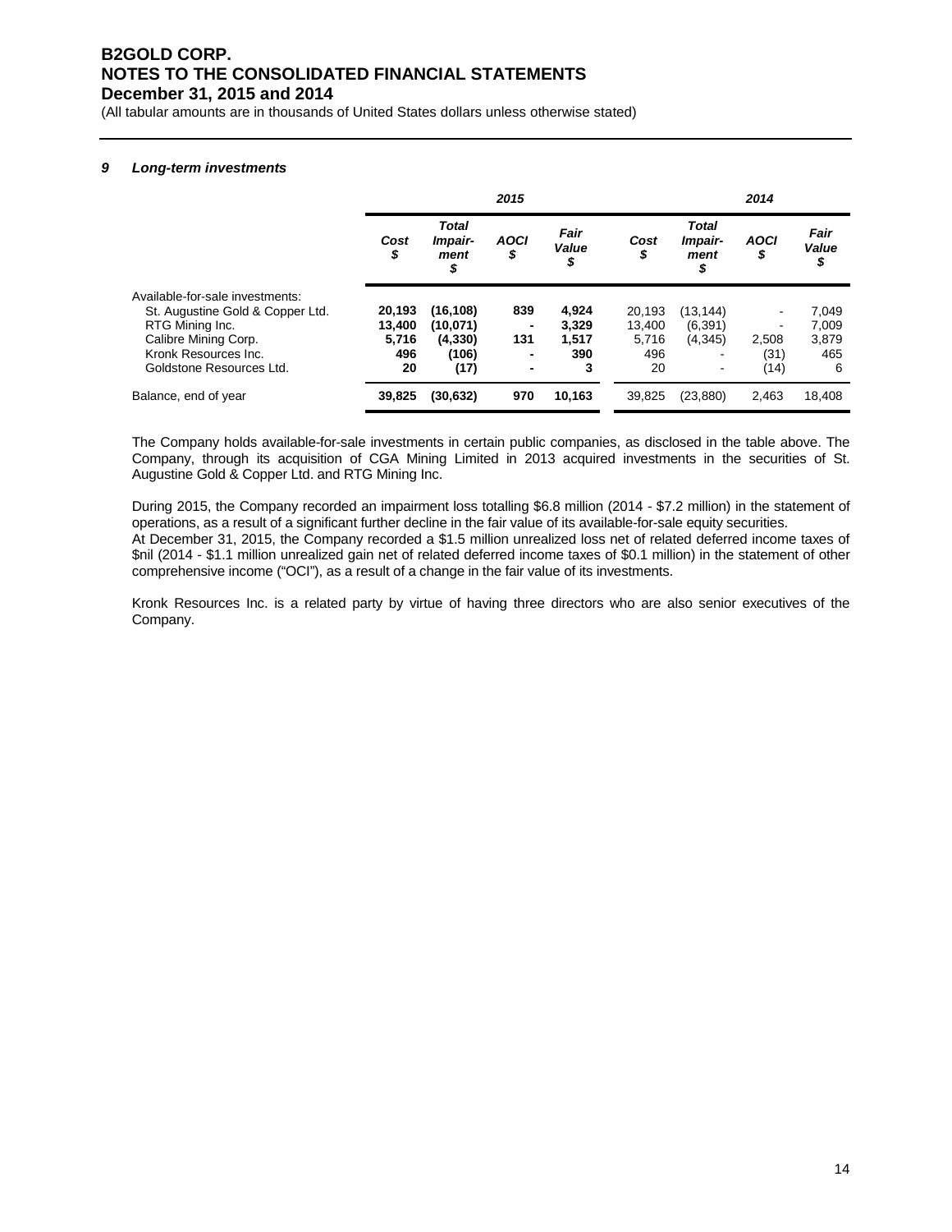## 9 *Long-term investments*

| | 2015 | | | | 2014 | | | |
|---|---|---|---|---|---|---|---|---|
| | *Cost $* | *Total Impair-ment $* | *AOCI $* | *Fair Value $* | *Cost $* | *Total Impair-ment $* | *AOCI $* | *Fair Value $* |
| Available-for-sale investments: | | | | | | | | |
| St. Augustine Gold & Copper Ltd. | **20,193** | **(16,108)** | **839** | **4,924** | 20,193 | (13,144) | - | 7,049 |
| RTG Mining Inc. | **13,400** | **(10,071)** | **-** | **3,329** | 13,400 | (6,391) | - | 7,009 |
| Calibre Mining Corp. | **5,716** | **(4,330)** | **131** | **1,517** | 5,716 | (4,345) | 2,508 | 3,879 |
| Kronk Resources Inc. | **496** | **(106)** | **-** | **390** | 496 | - | (31) | 465 |
| Goldstone Resources Ltd. | **20** | **(17)** | **-** | **3** | 20 | - | (14) | 6 |
| Balance, end of year | **39,825** | **(30,632)** | **970** | **10,163** | 39,825 | (23,880) | 2,463 | 18,408 |

The Company holds available-for-sale investments in certain public companies, as disclosed in the table above. The Company, through its acquisition of CGA Mining Limited in 2013 acquired investments in the securities of St. Augustine Gold & Copper Ltd. and RTG Mining Inc.

During 2015, the Company recorded an impairment loss totalling $6.8 million (2014 - $7.2 million) in the statement of operations, as a result of a significant further decline in the fair value of its available-for-sale equity securities.
At December 31, 2015, the Company recorded a $1.5 million unrealized loss net of related deferred income taxes of $nil (2014 - $1.1 million unrealized gain net of related deferred income taxes of $0.1 million) in the statement of other comprehensive income ("OCI"), as a result of a change in the fair value of its investments.

Kronk Resources Inc. is a related party by virtue of having three directors who are also senior executives of the Company.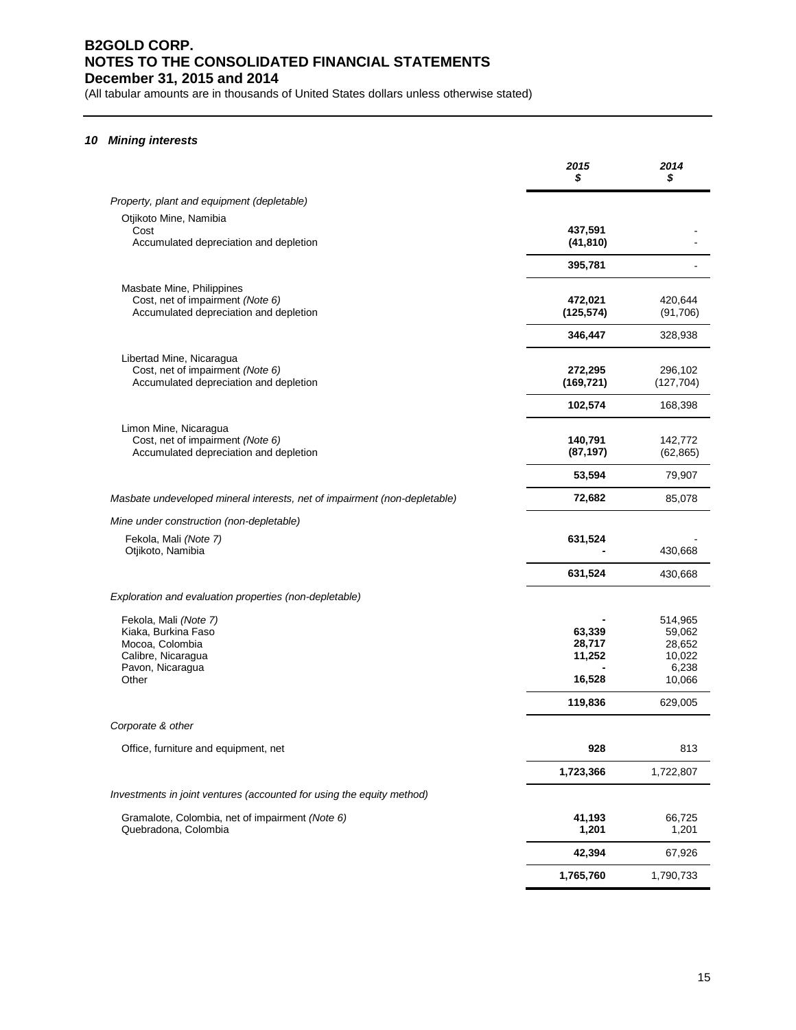# B2GOLD CORP.
# NOTES TO THE CONSOLIDATED FINANCIAL STATEMENTS
# December 31, 2015 and 2014

(All tabular amounts are in thousands of United States dollars unless otherwise stated)

## *10 Mining interests*

| | 2015 $ | 2014 $ |
|---|---|---|
| *Property, plant and equipment (depletable)* | | |
| Otjikoto Mine, Namibia | | |
| Cost | **437,591** | - |
| Accumulated depreciation and depletion | **(41,810)** | - |
| | **395,781** | - |
| Masbate Mine, Philippines | | |
| Cost, net of impairment *(Note 6)* | **472,021** | 420,644 |
| Accumulated depreciation and depletion | **(125,574)** | (91,706) |
| | **346,447** | 328,938 |
| Libertad Mine, Nicaragua | | |
| Cost, net of impairment *(Note 6)* | **272,295** | 296,102 |
| Accumulated depreciation and depletion | **(169,721)** | (127,704) |
| | **102,574** | 168,398 |
| Limon Mine, Nicaragua | | |
| Cost, net of impairment *(Note 6)* | **140,791** | 142,772 |
| Accumulated depreciation and depletion | **(87,197)** | (62,865) |
| | **53,594** | 79,907 |
| *Masbate undeveloped mineral interests, net of impairment (non-depletable)* | **72,682** | 85,078 |
| *Mine under construction (non-depletable)* | | |
| Fekola, Mali *(Note 7)* | **631,524** | - |
| Otjikoto, Namibia | **-** | 430,668 |
| | **631,524** | 430,668 |
| *Exploration and evaluation properties (non-depletable)* | | |
| Fekola, Mali *(Note 7)* | **-** | 514,965 |
| Kiaka, Burkina Faso | **63,339** | 59,062 |
| Mocoa, Colombia | **28,717** | 28,652 |
| Calibre, Nicaragua | **11,252** | 10,022 |
| Pavon, Nicaragua | **-** | 6,238 |
| Other | **16,528** | 10,066 |
| | **119,836** | 629,005 |
| *Corporate & other* | | |
| Office, furniture and equipment, net | **928** | 813 |
| | **1,723,366** | 1,722,807 |
| *Investments in joint ventures (accounted for using the equity method)* | | |
| Gramalote, Colombia, net of impairment *(Note 6)* | **41,193** | 66,725 |
| Quebradona, Colombia | **1,201** | 1,201 |
| | **42,394** | 67,926 |
| | **1,765,760** | 1,790,733 |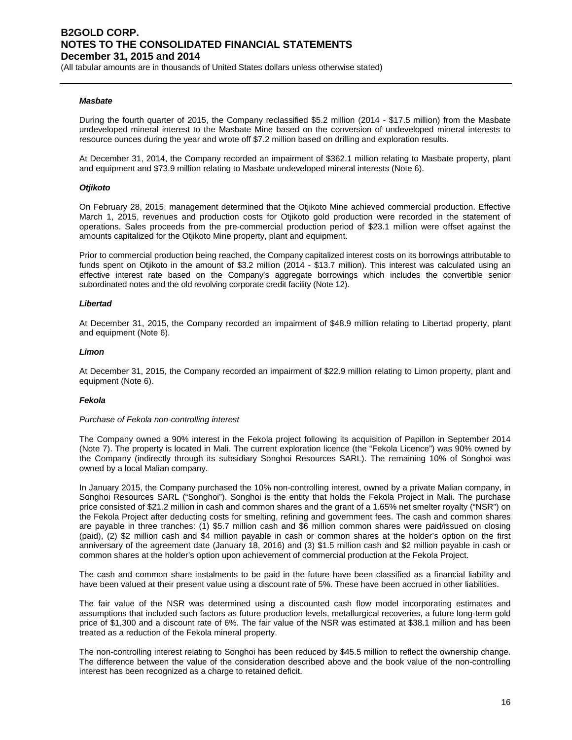### *Masbate*

During the fourth quarter of 2015, the Company reclassified $5.2 million (2014 - $17.5 million) from the Masbate undeveloped mineral interest to the Masbate Mine based on the conversion of undeveloped mineral interests to resource ounces during the year and wrote off $7.2 million based on drilling and exploration results.

At December 31, 2014, the Company recorded an impairment of $362.1 million relating to Masbate property, plant and equipment and $73.9 million relating to Masbate undeveloped mineral interests (Note 6).

### *Otjikoto*

On February 28, 2015, management determined that the Otjikoto Mine achieved commercial production. Effective March 1, 2015, revenues and production costs for Otjikoto gold production were recorded in the statement of operations. Sales proceeds from the pre-commercial production period of $23.1 million were offset against the amounts capitalized for the Otjikoto Mine property, plant and equipment.

Prior to commercial production being reached, the Company capitalized interest costs on its borrowings attributable to funds spent on Otjikoto in the amount of $3.2 million (2014 - $13.7 million). This interest was calculated using an effective interest rate based on the Company's aggregate borrowings which includes the convertible senior subordinated notes and the old revolving corporate credit facility (Note 12).

### *Libertad*

At December 31, 2015, the Company recorded an impairment of $48.9 million relating to Libertad property, plant and equipment (Note 6).

### *Limon*

At December 31, 2015, the Company recorded an impairment of $22.9 million relating to Limon property, plant and equipment (Note 6).

### *Fekola*

*Purchase of Fekola non-controlling interest*

The Company owned a 90% interest in the Fekola project following its acquisition of Papillon in September 2014 (Note 7). The property is located in Mali. The current exploration licence (the "Fekola Licence") was 90% owned by the Company (indirectly through its subsidiary Songhoi Resources SARL). The remaining 10% of Songhoi was owned by a local Malian company.

In January 2015, the Company purchased the 10% non-controlling interest, owned by a private Malian company, in Songhoi Resources SARL ("Songhoi"). Songhoi is the entity that holds the Fekola Project in Mali. The purchase price consisted of $21.2 million in cash and common shares and the grant of a 1.65% net smelter royalty ("NSR") on the Fekola Project after deducting costs for smelting, refining and government fees. The cash and common shares are payable in three tranches: (1) $5.7 million cash and $6 million common shares were paid/issued on closing (paid), (2) $2 million cash and $4 million payable in cash or common shares at the holder's option on the first anniversary of the agreement date (January 18, 2016) and (3) $1.5 million cash and $2 million payable in cash or common shares at the holder's option upon achievement of commercial production at the Fekola Project.

The cash and common share instalments to be paid in the future have been classified as a financial liability and have been valued at their present value using a discount rate of 5%. These have been accrued in other liabilities.

The fair value of the NSR was determined using a discounted cash flow model incorporating estimates and assumptions that included such factors as future production levels, metallurgical recoveries, a future long-term gold price of $1,300 and a discount rate of 6%. The fair value of the NSR was estimated at $38.1 million and has been treated as a reduction of the Fekola mineral property.

The non-controlling interest relating to Songhoi has been reduced by $45.5 million to reflect the ownership change. The difference between the value of the consideration described above and the book value of the non-controlling interest has been recognized as a charge to retained deficit.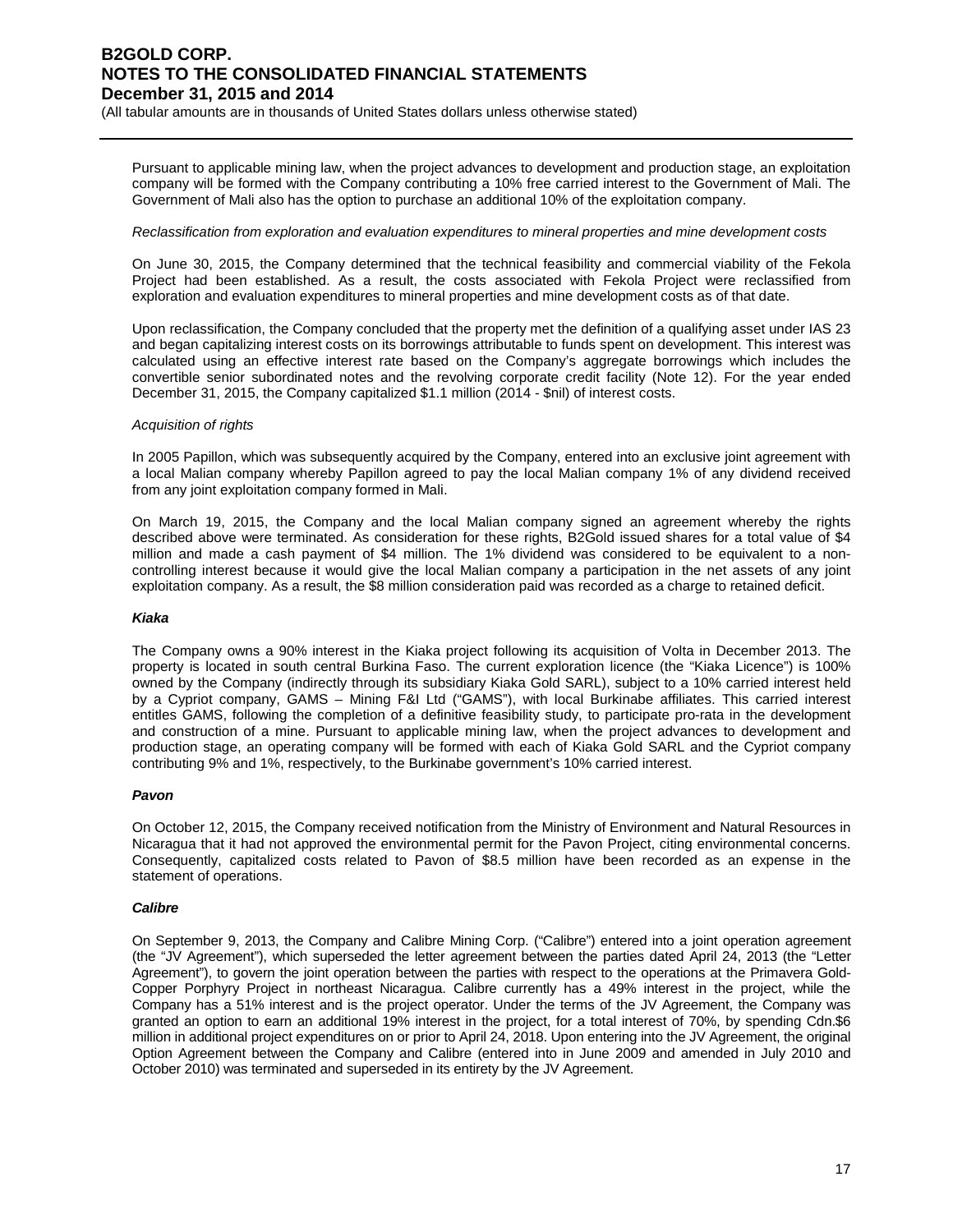Pursuant to applicable mining law, when the project advances to development and production stage, an exploitation company will be formed with the Company contributing a 10% free carried interest to the Government of Mali. The Government of Mali also has the option to purchase an additional 10% of the exploitation company.

*Reclassification from exploration and evaluation expenditures to mineral properties and mine development costs*

On June 30, 2015, the Company determined that the technical feasibility and commercial viability of the Fekola Project had been established. As a result, the costs associated with Fekola Project were reclassified from exploration and evaluation expenditures to mineral properties and mine development costs as of that date.

Upon reclassification, the Company concluded that the property met the definition of a qualifying asset under IAS 23 and began capitalizing interest costs on its borrowings attributable to funds spent on development. This interest was calculated using an effective interest rate based on the Company's aggregate borrowings which includes the convertible senior subordinated notes and the revolving corporate credit facility (Note 12). For the year ended December 31, 2015, the Company capitalized $1.1 million (2014 - $nil) of interest costs.

*Acquisition of rights*

In 2005 Papillon, which was subsequently acquired by the Company, entered into an exclusive joint agreement with a local Malian company whereby Papillon agreed to pay the local Malian company 1% of any dividend received from any joint exploitation company formed in Mali.

On March 19, 2015, the Company and the local Malian company signed an agreement whereby the rights described above were terminated. As consideration for these rights, B2Gold issued shares for a total value of $4 million and made a cash payment of $4 million. The 1% dividend was considered to be equivalent to a non-controlling interest because it would give the local Malian company a participation in the net assets of any joint exploitation company. As a result, the $8 million consideration paid was recorded as a charge to retained deficit.

***Kiaka***

The Company owns a 90% interest in the Kiaka project following its acquisition of Volta in December 2013. The property is located in south central Burkina Faso. The current exploration licence (the "Kiaka Licence") is 100% owned by the Company (indirectly through its subsidiary Kiaka Gold SARL), subject to a 10% carried interest held by a Cypriot company, GAMS – Mining F&I Ltd ("GAMS"), with local Burkinabe affiliates. This carried interest entitles GAMS, following the completion of a definitive feasibility study, to participate pro-rata in the development and construction of a mine. Pursuant to applicable mining law, when the project advances to development and production stage, an operating company will be formed with each of Kiaka Gold SARL and the Cypriot company contributing 9% and 1%, respectively, to the Burkinabe government's 10% carried interest.

***Pavon***

On October 12, 2015, the Company received notification from the Ministry of Environment and Natural Resources in Nicaragua that it had not approved the environmental permit for the Pavon Project, citing environmental concerns. Consequently, capitalized costs related to Pavon of $8.5 million have been recorded as an expense in the statement of operations.

***Calibre***

On September 9, 2013, the Company and Calibre Mining Corp. ("Calibre") entered into a joint operation agreement (the "JV Agreement"), which superseded the letter agreement between the parties dated April 24, 2013 (the "Letter Agreement"), to govern the joint operation between the parties with respect to the operations at the Primavera Gold-Copper Porphyry Project in northeast Nicaragua. Calibre currently has a 49% interest in the project, while the Company has a 51% interest and is the project operator. Under the terms of the JV Agreement, the Company was granted an option to earn an additional 19% interest in the project, for a total interest of 70%, by spending Cdn.$6 million in additional project expenditures on or prior to April 24, 2018. Upon entering into the JV Agreement, the original Option Agreement between the Company and Calibre (entered into in June 2009 and amended in July 2010 and October 2010) was terminated and superseded in its entirety by the JV Agreement.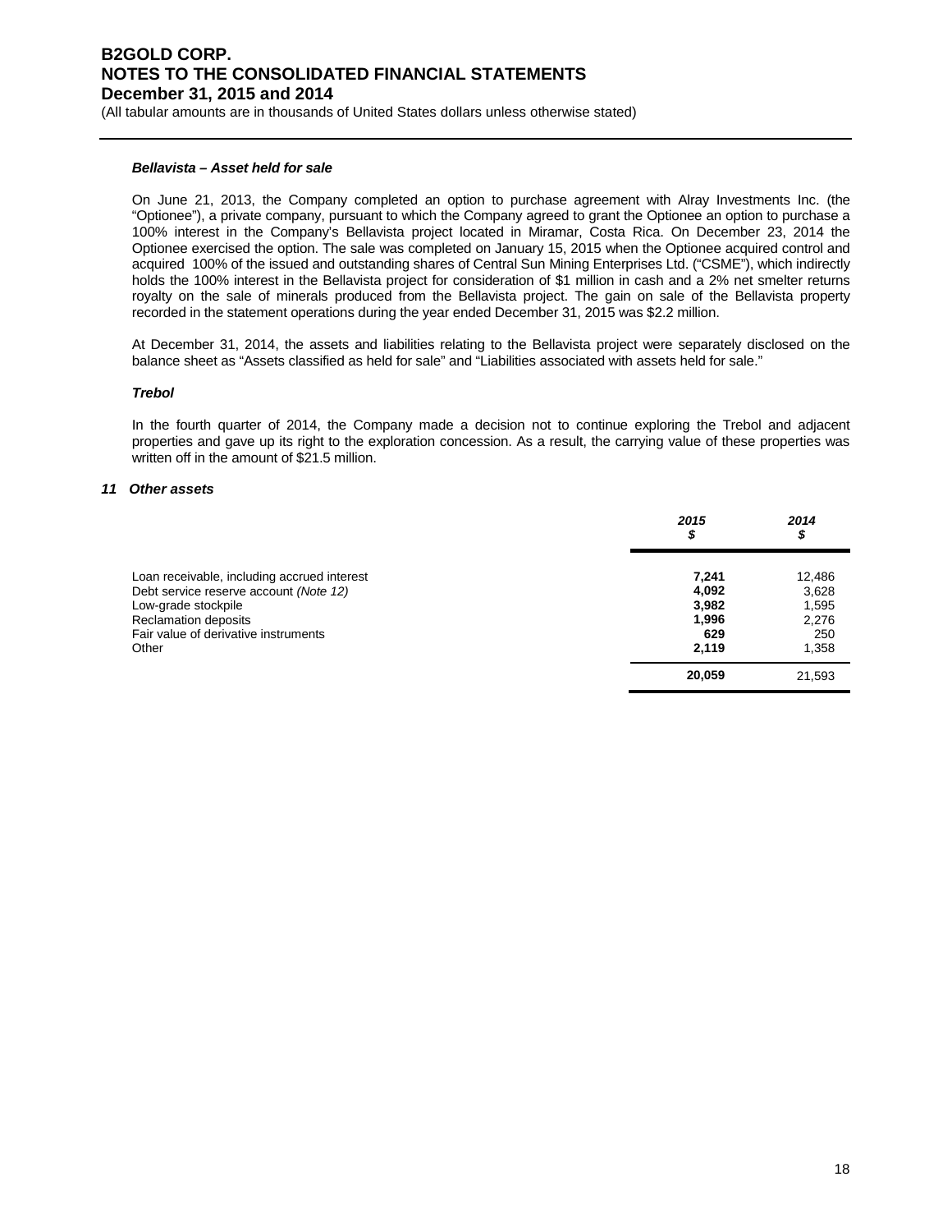***Bellavista – Asset held for sale***

On June 21, 2013, the Company completed an option to purchase agreement with Alray Investments Inc. (the "Optionee"), a private company, pursuant to which the Company agreed to grant the Optionee an option to purchase a 100% interest in the Company's Bellavista project located in Miramar, Costa Rica. On December 23, 2014 the Optionee exercised the option. The sale was completed on January 15, 2015 when the Optionee acquired control and acquired 100% of the issued and outstanding shares of Central Sun Mining Enterprises Ltd. ("CSME"), which indirectly holds the 100% interest in the Bellavista project for consideration of $1 million in cash and a 2% net smelter returns royalty on the sale of minerals produced from the Bellavista project. The gain on sale of the Bellavista property recorded in the statement operations during the year ended December 31, 2015 was $2.2 million.

At December 31, 2014, the assets and liabilities relating to the Bellavista project were separately disclosed on the balance sheet as "Assets classified as held for sale" and "Liabilities associated with assets held for sale."

***Trebol***

In the fourth quarter of 2014, the Company made a decision not to continue exploring the Trebol and adjacent properties and gave up its right to the exploration concession. As a result, the carrying value of these properties was written off in the amount of $21.5 million.

### *11 Other assets*

| | ***2015 $*** | *2014 $* |
|---|---|---|
| Loan receivable, including accrued interest | **7,241** | 12,486 |
| Debt service reserve account *(Note 12)* | **4,092** | 3,628 |
| Low-grade stockpile | **3,982** | 1,595 |
| Reclamation deposits | **1,996** | 2,276 |
| Fair value of derivative instruments | **629** | 250 |
| Other | **2,119** | 1,358 |
| | **20,059** | 21,593 |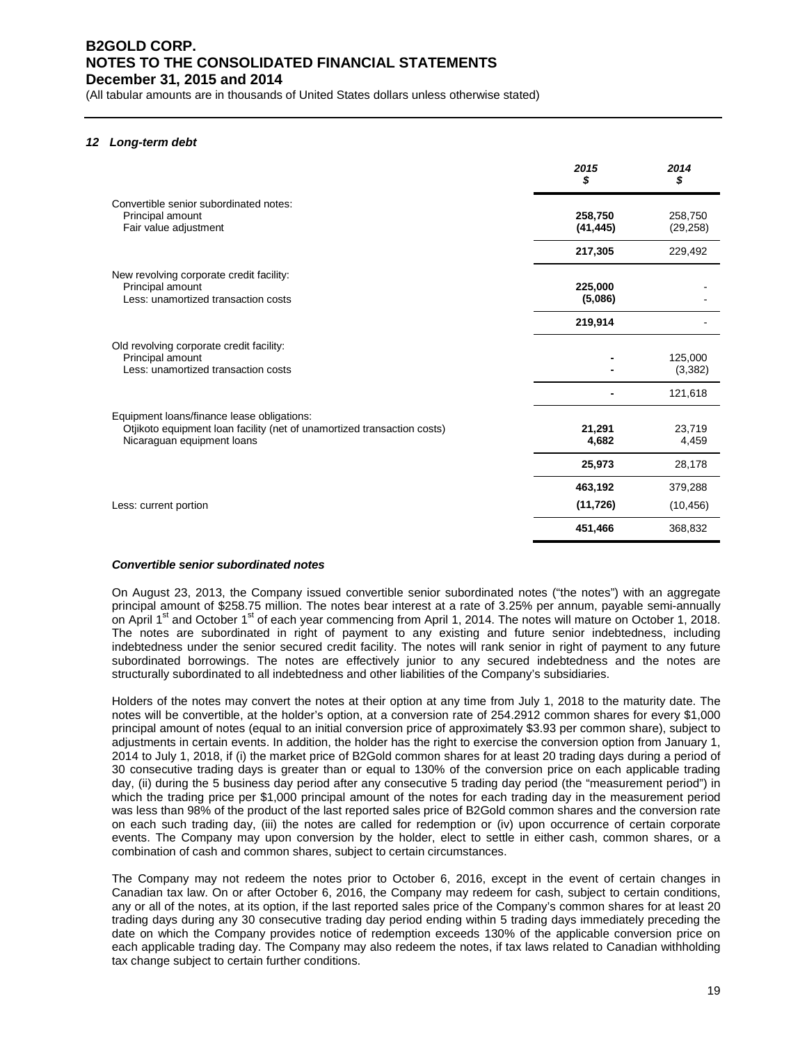## 12 Long-term debt

| | 2015<br>$ | 2014<br>$ |
|---|---|---|
| Convertible senior subordinated notes: | | |
| Principal amount | **258,750** | 258,750 |
| Fair value adjustment | **(41,445)** | (29,258) |
| | **217,305** | 229,492 |
| New revolving corporate credit facility: | | |
| Principal amount | **225,000** | - |
| Less: unamortized transaction costs | **(5,086)** | - |
| | **219,914** | - |
| Old revolving corporate credit facility: | | |
| Principal amount | **-** | 125,000 |
| Less: unamortized transaction costs | **-** | (3,382) |
| | **-** | 121,618 |
| Equipment loans/finance lease obligations: | | |
| Otjikoto equipment loan facility (net of unamortized transaction costs) | **21,291** | 23,719 |
| Nicaraguan equipment loans | **4,682** | 4,459 |
| | **25,973** | 28,178 |
| | **463,192** | 379,288 |
| Less: current portion | **(11,726)** | (10,456) |
| | **451,466** | 368,832 |

### *Convertible senior subordinated notes*

On August 23, 2013, the Company issued convertible senior subordinated notes ("the notes") with an aggregate principal amount of $258.75 million. The notes bear interest at a rate of 3.25% per annum, payable semi-annually on April 1st and October 1st of each year commencing from April 1, 2014. The notes will mature on October 1, 2018. The notes are subordinated in right of payment to any existing and future senior indebtedness, including indebtedness under the senior secured credit facility. The notes will rank senior in right of payment to any future subordinated borrowings. The notes are effectively junior to any secured indebtedness and the notes are structurally subordinated to all indebtedness and other liabilities of the Company's subsidiaries.

Holders of the notes may convert the notes at their option at any time from July 1, 2018 to the maturity date. The notes will be convertible, at the holder's option, at a conversion rate of 254.2912 common shares for every $1,000 principal amount of notes (equal to an initial conversion price of approximately $3.93 per common share), subject to adjustments in certain events. In addition, the holder has the right to exercise the conversion option from January 1, 2014 to July 1, 2018, if (i) the market price of B2Gold common shares for at least 20 trading days during a period of 30 consecutive trading days is greater than or equal to 130% of the conversion price on each applicable trading day, (ii) during the 5 business day period after any consecutive 5 trading day period (the "measurement period") in which the trading price per $1,000 principal amount of the notes for each trading day in the measurement period was less than 98% of the product of the last reported sales price of B2Gold common shares and the conversion rate on each such trading day, (iii) the notes are called for redemption or (iv) upon occurrence of certain corporate events. The Company may upon conversion by the holder, elect to settle in either cash, common shares, or a combination of cash and common shares, subject to certain circumstances.

The Company may not redeem the notes prior to October 6, 2016, except in the event of certain changes in Canadian tax law. On or after October 6, 2016, the Company may redeem for cash, subject to certain conditions, any or all of the notes, at its option, if the last reported sales price of the Company's common shares for at least 20 trading days during any 30 consecutive trading day period ending within 5 trading days immediately preceding the date on which the Company provides notice of redemption exceeds 130% of the applicable conversion price on each applicable trading day. The Company may also redeem the notes, if tax laws related to Canadian withholding tax change subject to certain further conditions.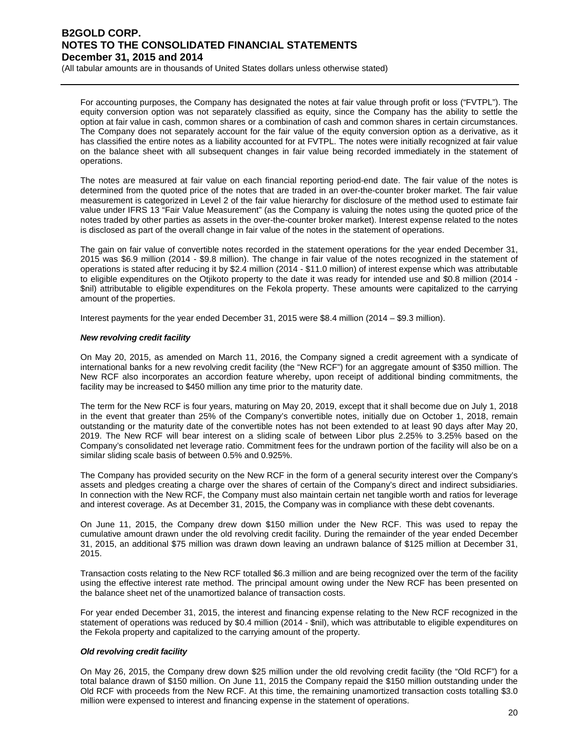For accounting purposes, the Company has designated the notes at fair value through profit or loss ("FVTPL"). The equity conversion option was not separately classified as equity, since the Company has the ability to settle the option at fair value in cash, common shares or a combination of cash and common shares in certain circumstances. The Company does not separately account for the fair value of the equity conversion option as a derivative, as it has classified the entire notes as a liability accounted for at FVTPL. The notes were initially recognized at fair value on the balance sheet with all subsequent changes in fair value being recorded immediately in the statement of operations.

The notes are measured at fair value on each financial reporting period-end date. The fair value of the notes is determined from the quoted price of the notes that are traded in an over-the-counter broker market. The fair value measurement is categorized in Level 2 of the fair value hierarchy for disclosure of the method used to estimate fair value under IFRS 13 "Fair Value Measurement" (as the Company is valuing the notes using the quoted price of the notes traded by other parties as assets in the over-the-counter broker market). Interest expense related to the notes is disclosed as part of the overall change in fair value of the notes in the statement of operations.

The gain on fair value of convertible notes recorded in the statement operations for the year ended December 31, 2015 was $6.9 million (2014 - $9.8 million). The change in fair value of the notes recognized in the statement of operations is stated after reducing it by $2.4 million (2014 - $11.0 million) of interest expense which was attributable to eligible expenditures on the Otjikoto property to the date it was ready for intended use and $0.8 million (2014 - $nil) attributable to eligible expenditures on the Fekola property. These amounts were capitalized to the carrying amount of the properties.

Interest payments for the year ended December 31, 2015 were $8.4 million (2014 – $9.3 million).

***New revolving credit facility***

On May 20, 2015, as amended on March 11, 2016, the Company signed a credit agreement with a syndicate of international banks for a new revolving credit facility (the "New RCF") for an aggregate amount of $350 million. The New RCF also incorporates an accordion feature whereby, upon receipt of additional binding commitments, the facility may be increased to $450 million any time prior to the maturity date.

The term for the New RCF is four years, maturing on May 20, 2019, except that it shall become due on July 1, 2018 in the event that greater than 25% of the Company's convertible notes, initially due on October 1, 2018, remain outstanding or the maturity date of the convertible notes has not been extended to at least 90 days after May 20, 2019. The New RCF will bear interest on a sliding scale of between Libor plus 2.25% to 3.25% based on the Company's consolidated net leverage ratio. Commitment fees for the undrawn portion of the facility will also be on a similar sliding scale basis of between 0.5% and 0.925%.

The Company has provided security on the New RCF in the form of a general security interest over the Company's assets and pledges creating a charge over the shares of certain of the Company's direct and indirect subsidiaries. In connection with the New RCF, the Company must also maintain certain net tangible worth and ratios for leverage and interest coverage. As at December 31, 2015, the Company was in compliance with these debt covenants.

On June 11, 2015, the Company drew down $150 million under the New RCF. This was used to repay the cumulative amount drawn under the old revolving credit facility. During the remainder of the year ended December 31, 2015, an additional $75 million was drawn down leaving an undrawn balance of $125 million at December 31, 2015.

Transaction costs relating to the New RCF totalled $6.3 million and are being recognized over the term of the facility using the effective interest rate method. The principal amount owing under the New RCF has been presented on the balance sheet net of the unamortized balance of transaction costs.

For year ended December 31, 2015, the interest and financing expense relating to the New RCF recognized in the statement of operations was reduced by $0.4 million (2014 - $nil), which was attributable to eligible expenditures on the Fekola property and capitalized to the carrying amount of the property.

***Old revolving credit facility***

On May 26, 2015, the Company drew down $25 million under the old revolving credit facility (the "Old RCF") for a total balance drawn of $150 million. On June 11, 2015 the Company repaid the $150 million outstanding under the Old RCF with proceeds from the New RCF. At this time, the remaining unamortized transaction costs totalling $3.0 million were expensed to interest and financing expense in the statement of operations.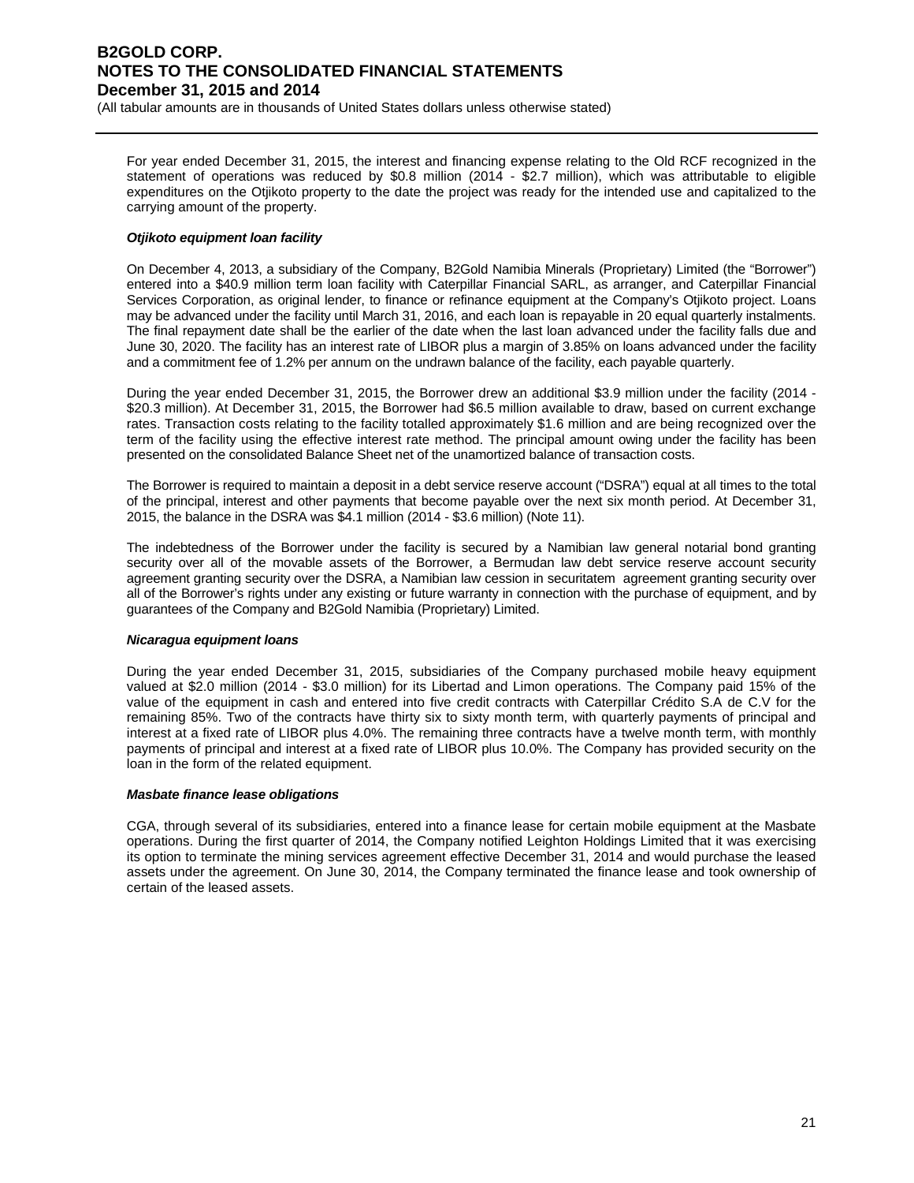For year ended December 31, 2015, the interest and financing expense relating to the Old RCF recognized in the statement of operations was reduced by $0.8 million (2014 - $2.7 million), which was attributable to eligible expenditures on the Otjikoto property to the date the project was ready for the intended use and capitalized to the carrying amount of the property.

***Otjikoto equipment loan facility***

On December 4, 2013, a subsidiary of the Company, B2Gold Namibia Minerals (Proprietary) Limited (the "Borrower") entered into a $40.9 million term loan facility with Caterpillar Financial SARL, as arranger, and Caterpillar Financial Services Corporation, as original lender, to finance or refinance equipment at the Company's Otjikoto project. Loans may be advanced under the facility until March 31, 2016, and each loan is repayable in 20 equal quarterly instalments. The final repayment date shall be the earlier of the date when the last loan advanced under the facility falls due and June 30, 2020. The facility has an interest rate of LIBOR plus a margin of 3.85% on loans advanced under the facility and a commitment fee of 1.2% per annum on the undrawn balance of the facility, each payable quarterly.

During the year ended December 31, 2015, the Borrower drew an additional $3.9 million under the facility (2014 - $20.3 million). At December 31, 2015, the Borrower had $6.5 million available to draw, based on current exchange rates. Transaction costs relating to the facility totalled approximately $1.6 million and are being recognized over the term of the facility using the effective interest rate method. The principal amount owing under the facility has been presented on the consolidated Balance Sheet net of the unamortized balance of transaction costs.

The Borrower is required to maintain a deposit in a debt service reserve account ("DSRA") equal at all times to the total of the principal, interest and other payments that become payable over the next six month period. At December 31, 2015, the balance in the DSRA was $4.1 million (2014 - $3.6 million) (Note 11).

The indebtedness of the Borrower under the facility is secured by a Namibian law general notarial bond granting security over all of the movable assets of the Borrower, a Bermudan law debt service reserve account security agreement granting security over the DSRA, a Namibian law cession in securitatem agreement granting security over all of the Borrower's rights under any existing or future warranty in connection with the purchase of equipment, and by guarantees of the Company and B2Gold Namibia (Proprietary) Limited.

***Nicaragua equipment loans***

During the year ended December 31, 2015, subsidiaries of the Company purchased mobile heavy equipment valued at $2.0 million (2014 - $3.0 million) for its Libertad and Limon operations. The Company paid 15% of the value of the equipment in cash and entered into five credit contracts with Caterpillar Crédito S.A de C.V for the remaining 85%. Two of the contracts have thirty six to sixty month term, with quarterly payments of principal and interest at a fixed rate of LIBOR plus 4.0%. The remaining three contracts have a twelve month term, with monthly payments of principal and interest at a fixed rate of LIBOR plus 10.0%. The Company has provided security on the loan in the form of the related equipment.

***Masbate finance lease obligations***

CGA, through several of its subsidiaries, entered into a finance lease for certain mobile equipment at the Masbate operations. During the first quarter of 2014, the Company notified Leighton Holdings Limited that it was exercising its option to terminate the mining services agreement effective December 31, 2014 and would purchase the leased assets under the agreement. On June 30, 2014, the Company terminated the finance lease and took ownership of certain of the leased assets.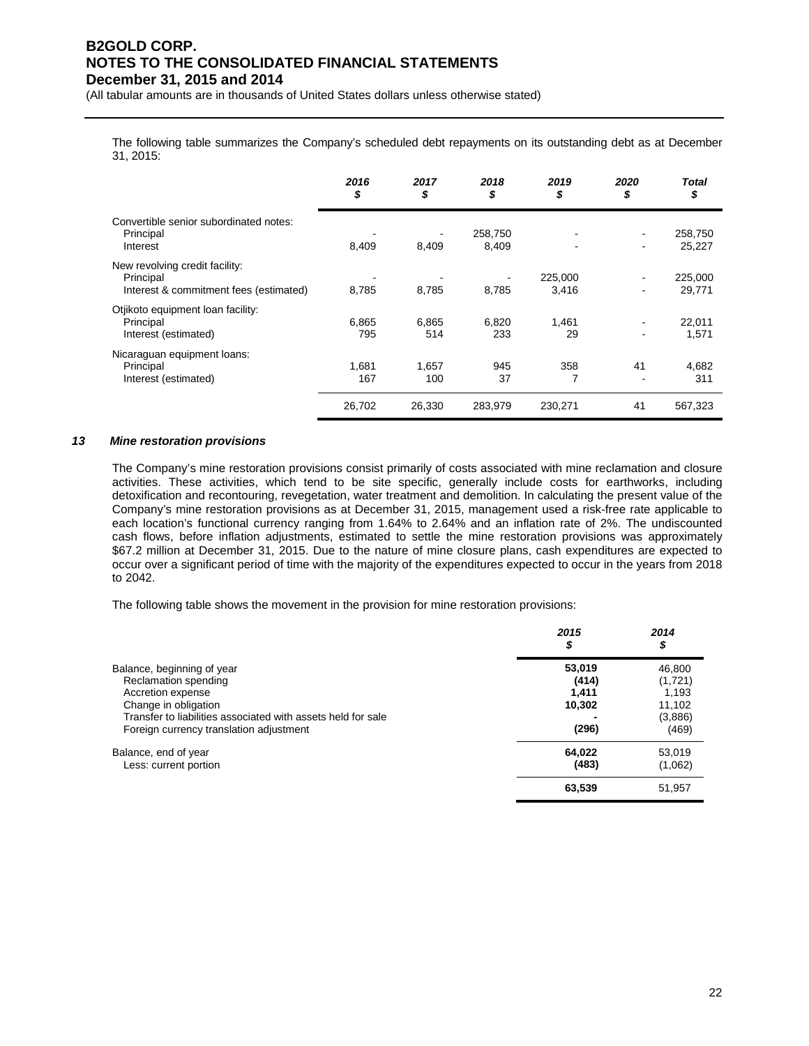The following table summarizes the Company's scheduled debt repayments on its outstanding debt as at December 31, 2015:

| | *2016* *$* | *2017* *$* | *2018* *$* | *2019* *$* | *2020* *$* | *Total* *$* |
|---|---|---|---|---|---|---|
| Convertible senior subordinated notes: | | | | | | |
| Principal | - | - | 258,750 | - | - | 258,750 |
| Interest | 8,409 | 8,409 | 8,409 | - | - | 25,227 |
| New revolving credit facility: | | | | | | |
| Principal | - | - | - | 225,000 | - | 225,000 |
| Interest & commitment fees (estimated) | 8,785 | 8,785 | 8,785 | 3,416 | - | 29,771 |
| Otjikoto equipment loan facility: | | | | | | |
| Principal | 6,865 | 6,865 | 6,820 | 1,461 | - | 22,011 |
| Interest (estimated) | 795 | 514 | 233 | 29 | - | 1,571 |
| Nicaraguan equipment loans: | | | | | | |
| Principal | 1,681 | 1,657 | 945 | 358 | 41 | 4,682 |
| Interest (estimated) | 167 | 100 | 37 | 7 | - | 311 |
| | 26,702 | 26,330 | 283,979 | 230,271 | 41 | 567,323 |

### *13 Mine restoration provisions*

The Company's mine restoration provisions consist primarily of costs associated with mine reclamation and closure activities. These activities, which tend to be site specific, generally include costs for earthworks, including detoxification and recontouring, revegetation, water treatment and demolition. In calculating the present value of the Company's mine restoration provisions as at December 31, 2015, management used a risk-free rate applicable to each location's functional currency ranging from 1.64% to 2.64% and an inflation rate of 2%. The undiscounted cash flows, before inflation adjustments, estimated to settle the mine restoration provisions was approximately $67.2 million at December 31, 2015. Due to the nature of mine closure plans, cash expenditures are expected to occur over a significant period of time with the majority of the expenditures expected to occur in the years from 2018 to 2042.

The following table shows the movement in the provision for mine restoration provisions:

| | *2015* *$* | *2014* *$* |
|---|---|---|
| Balance, beginning of year | **53,019** | 46,800 |
| Reclamation spending | **(414)** | (1,721) |
| Accretion expense | **1,411** | 1,193 |
| Change in obligation | **10,302** | 11,102 |
| Transfer to liabilities associated with assets held for sale | **-** | (3,886) |
| Foreign currency translation adjustment | **(296)** | (469) |
| Balance, end of year | **64,022** | 53,019 |
| Less: current portion | **(483)** | (1,062) |
| | **63,539** | 51,957 |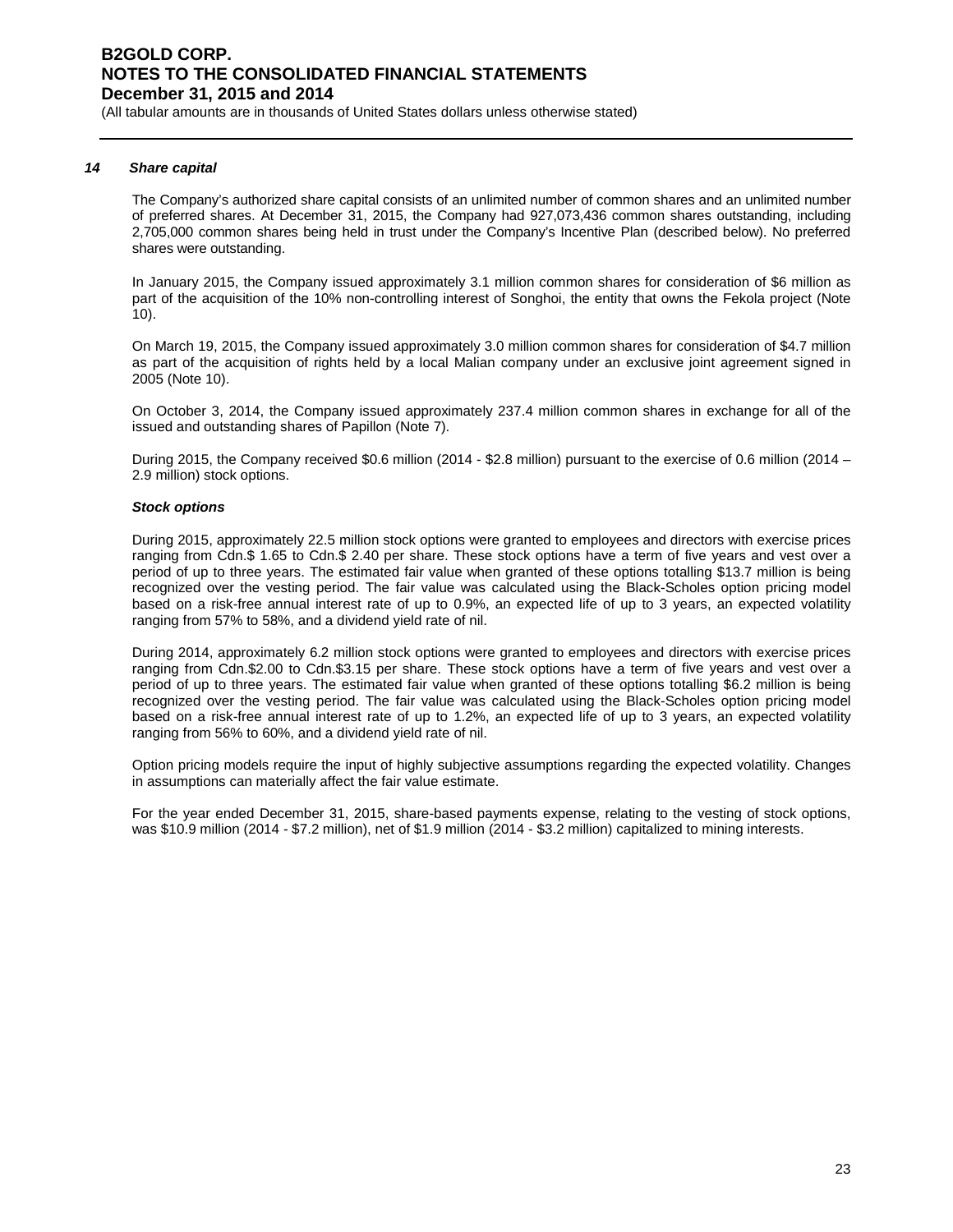### 14 *Share capital*

The Company's authorized share capital consists of an unlimited number of common shares and an unlimited number of preferred shares. At December 31, 2015, the Company had 927,073,436 common shares outstanding, including 2,705,000 common shares being held in trust under the Company's Incentive Plan (described below). No preferred shares were outstanding.

In January 2015, the Company issued approximately 3.1 million common shares for consideration of $6 million as part of the acquisition of the 10% non-controlling interest of Songhoi, the entity that owns the Fekola project (Note 10).

On March 19, 2015, the Company issued approximately 3.0 million common shares for consideration of $4.7 million as part of the acquisition of rights held by a local Malian company under an exclusive joint agreement signed in 2005 (Note 10).

On October 3, 2014, the Company issued approximately 237.4 million common shares in exchange for all of the issued and outstanding shares of Papillon (Note 7).

During 2015, the Company received $0.6 million (2014 - $2.8 million) pursuant to the exercise of 0.6 million (2014 – 2.9 million) stock options.

***Stock options***

During 2015, approximately 22.5 million stock options were granted to employees and directors with exercise prices ranging from Cdn.$ 1.65 to Cdn.$ 2.40 per share. These stock options have a term of five years and vest over a period of up to three years. The estimated fair value when granted of these options totalling $13.7 million is being recognized over the vesting period. The fair value was calculated using the Black-Scholes option pricing model based on a risk-free annual interest rate of up to 0.9%, an expected life of up to 3 years, an expected volatility ranging from 57% to 58%, and a dividend yield rate of nil.

During 2014, approximately 6.2 million stock options were granted to employees and directors with exercise prices ranging from Cdn.$2.00 to Cdn.$3.15 per share. These stock options have a term of five years and vest over a period of up to three years. The estimated fair value when granted of these options totalling $6.2 million is being recognized over the vesting period. The fair value was calculated using the Black-Scholes option pricing model based on a risk-free annual interest rate of up to 1.2%, an expected life of up to 3 years, an expected volatility ranging from 56% to 60%, and a dividend yield rate of nil.

Option pricing models require the input of highly subjective assumptions regarding the expected volatility. Changes in assumptions can materially affect the fair value estimate.

For the year ended December 31, 2015, share-based payments expense, relating to the vesting of stock options, was $10.9 million (2014 - $7.2 million), net of $1.9 million (2014 - $3.2 million) capitalized to mining interests.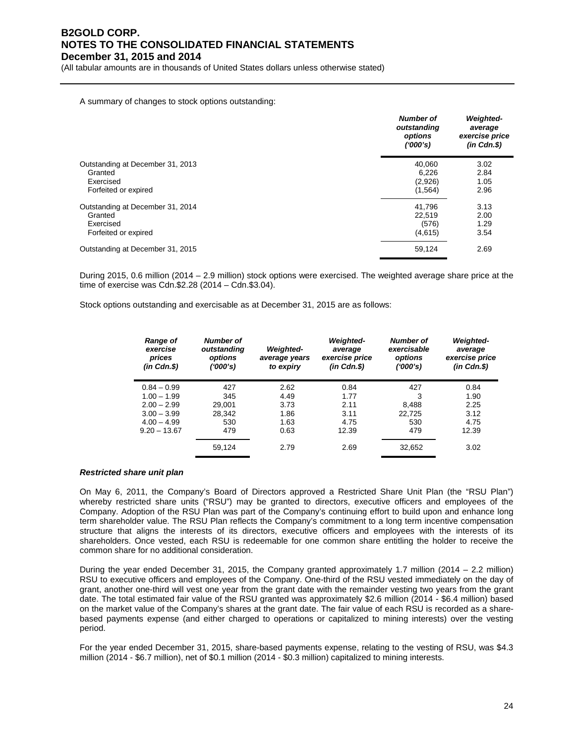A summary of changes to stock options outstanding:

| | Number of outstanding options ('000's) | Weighted-average exercise price (in Cdn.$) |
|---|---|---|
| Outstanding at December 31, 2013 | 40,060 | 3.02 |
| Granted | 6,226 | 2.84 |
| Exercised | (2,926) | 1.05 |
| Forfeited or expired | (1,564) | 2.96 |
| Outstanding at December 31, 2014 | 41,796 | 3.13 |
| Granted | 22,519 | 2.00 |
| Exercised | (576) | 1.29 |
| Forfeited or expired | (4,615) | 3.54 |
| Outstanding at December 31, 2015 | 59,124 | 2.69 |

During 2015, 0.6 million (2014 – 2.9 million) stock options were exercised. The weighted average share price at the time of exercise was Cdn.$2.28 (2014 – Cdn.$3.04).

Stock options outstanding and exercisable as at December 31, 2015 are as follows:

| Range of exercise prices (in Cdn.$) | Number of outstanding options ('000's) | Weighted-average years to expiry | Weighted-average exercise price (in Cdn.$) | Number of exercisable options ('000's) | Weighted-average exercise price (in Cdn.$) |
|---|---|---|---|---|---|
| 0.84 – 0.99 | 427 | 2.62 | 0.84 | 427 | 0.84 |
| 1.00 – 1.99 | 345 | 4.49 | 1.77 | 3 | 1.90 |
| 2.00 – 2.99 | 29,001 | 3.73 | 2.11 | 8,488 | 2.25 |
| 3.00 – 3.99 | 28,342 | 1.86 | 3.11 | 22,725 | 3.12 |
| 4.00 – 4.99 | 530 | 1.63 | 4.75 | 530 | 4.75 |
| 9.20 – 13.67 | 479 | 0.63 | 12.39 | 479 | 12.39 |
| | 59,124 | 2.79 | 2.69 | 32,652 | 3.02 |

***Restricted share unit plan***

On May 6, 2011, the Company's Board of Directors approved a Restricted Share Unit Plan (the "RSU Plan") whereby restricted share units ("RSU") may be granted to directors, executive officers and employees of the Company. Adoption of the RSU Plan was part of the Company's continuing effort to build upon and enhance long term shareholder value. The RSU Plan reflects the Company's commitment to a long term incentive compensation structure that aligns the interests of its directors, executive officers and employees with the interests of its shareholders. Once vested, each RSU is redeemable for one common share entitling the holder to receive the common share for no additional consideration.

During the year ended December 31, 2015, the Company granted approximately 1.7 million (2014 – 2.2 million) RSU to executive officers and employees of the Company. One-third of the RSU vested immediately on the day of grant, another one-third will vest one year from the grant date with the remainder vesting two years from the grant date. The total estimated fair value of the RSU granted was approximately $2.6 million (2014 - $6.4 million) based on the market value of the Company's shares at the grant date. The fair value of each RSU is recorded as a share-based payments expense (and either charged to operations or capitalized to mining interests) over the vesting period.

For the year ended December 31, 2015, share-based payments expense, relating to the vesting of RSU, was $4.3 million (2014 - $6.7 million), net of $0.1 million (2014 - $0.3 million) capitalized to mining interests.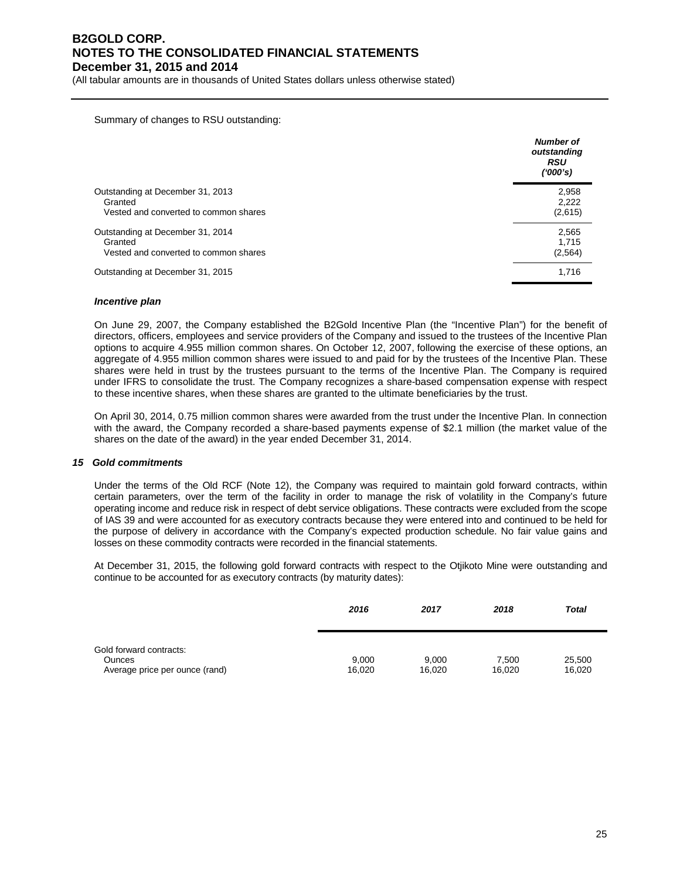Summary of changes to RSU outstanding:

| | *Number of outstanding RSU ('000's)* |
|---|---|
| Outstanding at December 31, 2013 | 2,958 |
| Granted | 2,222 |
| Vested and converted to common shares | (2,615) |
| Outstanding at December 31, 2014 | 2,565 |
| Granted | 1,715 |
| Vested and converted to common shares | (2,564) |
| Outstanding at December 31, 2015 | 1,716 |

### *Incentive plan*

On June 29, 2007, the Company established the B2Gold Incentive Plan (the "Incentive Plan") for the benefit of directors, officers, employees and service providers of the Company and issued to the trustees of the Incentive Plan options to acquire 4.955 million common shares. On October 12, 2007, following the exercise of these options, an aggregate of 4.955 million common shares were issued to and paid for by the trustees of the Incentive Plan. These shares were held in trust by the trustees pursuant to the terms of the Incentive Plan. The Company is required under IFRS to consolidate the trust. The Company recognizes a share-based compensation expense with respect to these incentive shares, when these shares are granted to the ultimate beneficiaries by the trust.

On April 30, 2014, 0.75 million common shares were awarded from the trust under the Incentive Plan. In connection with the award, the Company recorded a share-based payments expense of $2.1 million (the market value of the shares on the date of the award) in the year ended December 31, 2014.

## *15 Gold commitments*

Under the terms of the Old RCF (Note 12), the Company was required to maintain gold forward contracts, within certain parameters, over the term of the facility in order to manage the risk of volatility in the Company's future operating income and reduce risk in respect of debt service obligations. These contracts were excluded from the scope of IAS 39 and were accounted for as executory contracts because they were entered into and continued to be held for the purpose of delivery in accordance with the Company's expected production schedule. No fair value gains and losses on these commodity contracts were recorded in the financial statements.

At December 31, 2015, the following gold forward contracts with respect to the Otjikoto Mine were outstanding and continue to be accounted for as executory contracts (by maturity dates):

| | *2016* | *2017* | *2018* | *Total* |
|---|---|---|---|---|
| Gold forward contracts: | | | | |
| Ounces | 9,000 | 9,000 | 7,500 | 25,500 |
| Average price per ounce (rand) | 16,020 | 16,020 | 16,020 | 16,020 |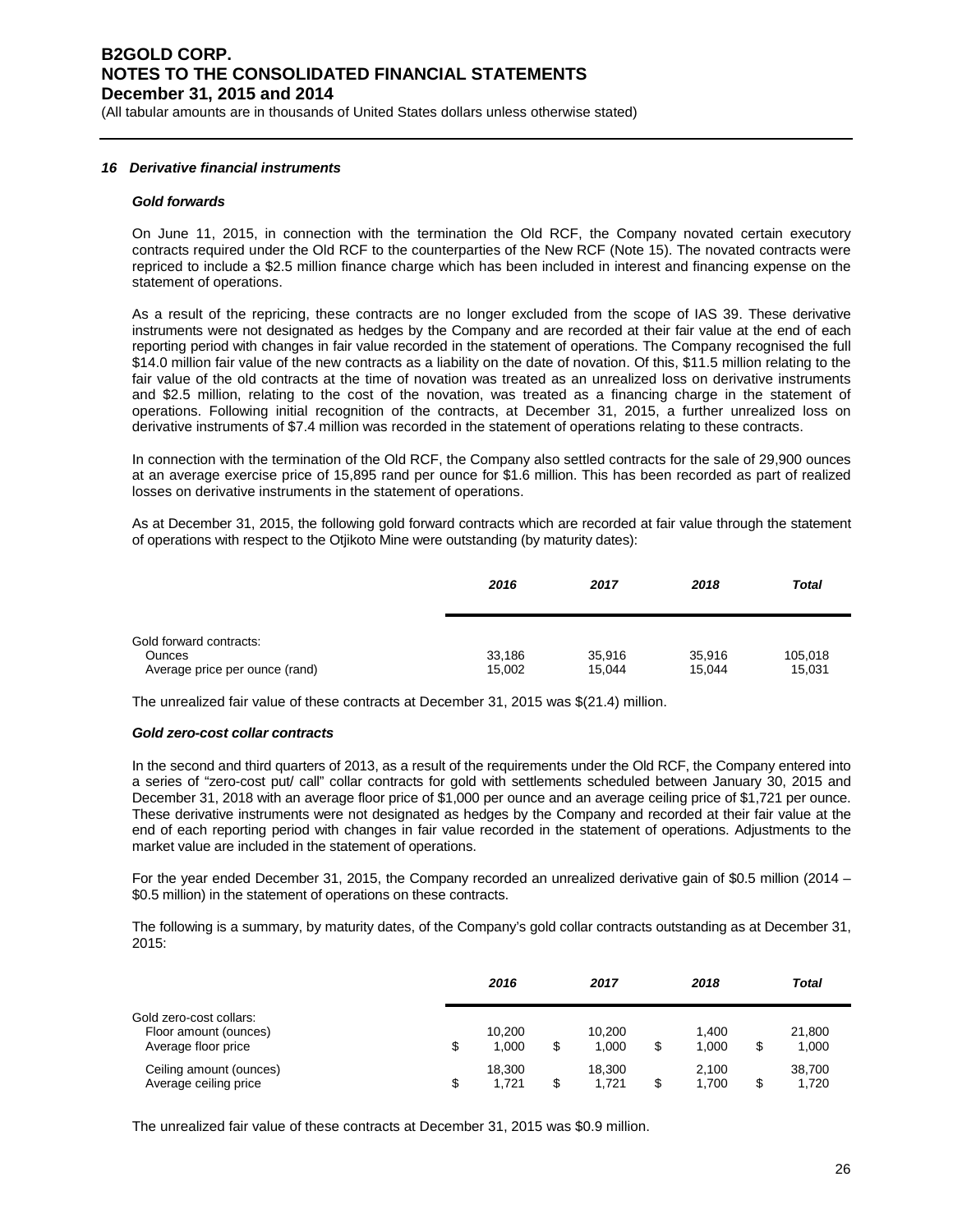### *16 Derivative financial instruments*

***Gold forwards***

On June 11, 2015, in connection with the termination the Old RCF, the Company novated certain executory contracts required under the Old RCF to the counterparties of the New RCF (Note 15). The novated contracts were repriced to include a $2.5 million finance charge which has been included in interest and financing expense on the statement of operations.

As a result of the repricing, these contracts are no longer excluded from the scope of IAS 39. These derivative instruments were not designated as hedges by the Company and are recorded at their fair value at the end of each reporting period with changes in fair value recorded in the statement of operations. The Company recognised the full $14.0 million fair value of the new contracts as a liability on the date of novation. Of this, $11.5 million relating to the fair value of the old contracts at the time of novation was treated as an unrealized loss on derivative instruments and $2.5 million, relating to the cost of the novation, was treated as a financing charge in the statement of operations. Following initial recognition of the contracts, at December 31, 2015, a further unrealized loss on derivative instruments of $7.4 million was recorded in the statement of operations relating to these contracts.

In connection with the termination of the Old RCF, the Company also settled contracts for the sale of 29,900 ounces at an average exercise price of 15,895 rand per ounce for $1.6 million. This has been recorded as part of realized losses on derivative instruments in the statement of operations.

As at December 31, 2015, the following gold forward contracts which are recorded at fair value through the statement of operations with respect to the Otjikoto Mine were outstanding (by maturity dates):

| | *2016* | *2017* | *2018* | *Total* |
|---|---|---|---|---|
| Gold forward contracts: | | | | |
| Ounces | 33,186 | 35,916 | 35,916 | 105,018 |
| Average price per ounce (rand) | 15,002 | 15,044 | 15,044 | 15,031 |

The unrealized fair value of these contracts at December 31, 2015 was $(21.4) million.

***Gold zero-cost collar contracts***

In the second and third quarters of 2013, as a result of the requirements under the Old RCF, the Company entered into a series of "zero-cost put/ call" collar contracts for gold with settlements scheduled between January 30, 2015 and December 31, 2018 with an average floor price of $1,000 per ounce and an average ceiling price of $1,721 per ounce. These derivative instruments were not designated as hedges by the Company and recorded at their fair value at the end of each reporting period with changes in fair value recorded in the statement of operations. Adjustments to the market value are included in the statement of operations.

For the year ended December 31, 2015, the Company recorded an unrealized derivative gain of $0.5 million (2014 – $0.5 million) in the statement of operations on these contracts.

The following is a summary, by maturity dates, of the Company's gold collar contracts outstanding as at December 31, 2015:

| | *2016* | *2017* | *2018* | *Total* |
|---|---|---|---|---|
| Gold zero-cost collars: | | | | |
| Floor amount (ounces) | 10,200 | 10,200 | 1,400 | 21,800 |
| Average floor price | $ 1,000 | $ 1,000 | $ 1,000 | $ 1,000 |
| Ceiling amount (ounces) | 18,300 | 18,300 | 2,100 | 38,700 |
| Average ceiling price | $ 1,721 | $ 1,721 | $ 1,700 | $ 1,720 |

The unrealized fair value of these contracts at December 31, 2015 was $0.9 million.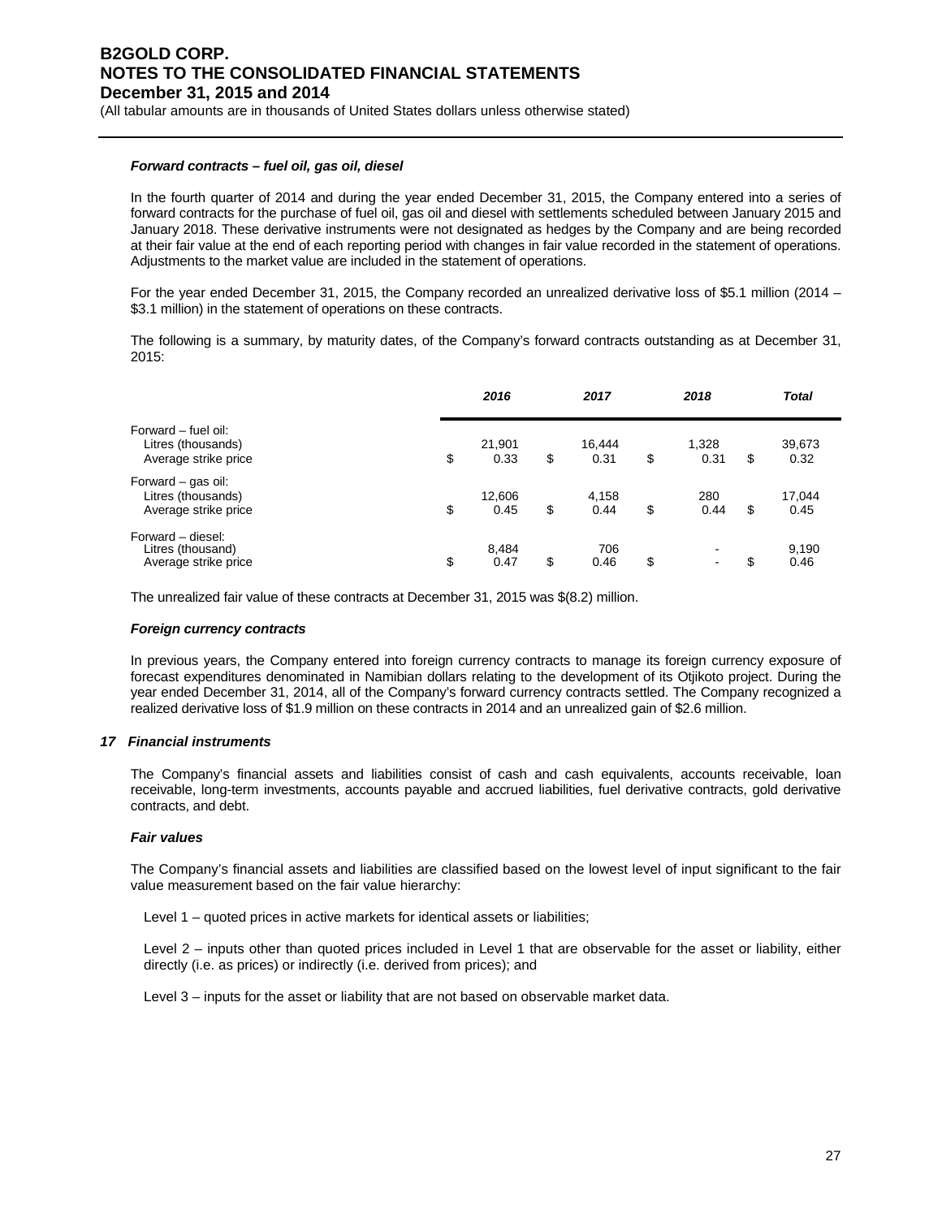#### *Forward contracts – fuel oil, gas oil, diesel*

In the fourth quarter of 2014 and during the year ended December 31, 2015, the Company entered into a series of forward contracts for the purchase of fuel oil, gas oil and diesel with settlements scheduled between January 2015 and January 2018. These derivative instruments were not designated as hedges by the Company and are being recorded at their fair value at the end of each reporting period with changes in fair value recorded in the statement of operations. Adjustments to the market value are included in the statement of operations.

For the year ended December 31, 2015, the Company recorded an unrealized derivative loss of $5.1 million (2014 – $3.1 million) in the statement of operations on these contracts.

The following is a summary, by maturity dates, of the Company's forward contracts outstanding as at December 31, 2015:

| | *2016* | *2017* | *2018* | *Total* |
|---|---|---|---|---|
| Forward – fuel oil: | | | | |
| Litres (thousands) | 21,901 | 16,444 | 1,328 | 39,673 |
| Average strike price | $ 0.33 | $ 0.31 | $ 0.31 | $ 0.32 |
| Forward – gas oil: | | | | |
| Litres (thousands) | 12,606 | 4,158 | 280 | 17,044 |
| Average strike price | $ 0.45 | $ 0.44 | $ 0.44 | $ 0.45 |
| Forward – diesel: | | | | |
| Litres (thousand) | 8,484 | 706 | - | 9,190 |
| Average strike price | $ 0.47 | $ 0.46 | $ - | $ 0.46 |

The unrealized fair value of these contracts at December 31, 2015 was $(8.2) million.

#### *Foreign currency contracts*

In previous years, the Company entered into foreign currency contracts to manage its foreign currency exposure of forecast expenditures denominated in Namibian dollars relating to the development of its Otjikoto project. During the year ended December 31, 2014, all of the Company's forward currency contracts settled. The Company recognized a realized derivative loss of $1.9 million on these contracts in 2014 and an unrealized gain of $2.6 million.

### *17 Financial instruments*

The Company's financial assets and liabilities consist of cash and cash equivalents, accounts receivable, loan receivable, long-term investments, accounts payable and accrued liabilities, fuel derivative contracts, gold derivative contracts, and debt.

#### *Fair values*

The Company's financial assets and liabilities are classified based on the lowest level of input significant to the fair value measurement based on the fair value hierarchy:

Level 1 – quoted prices in active markets for identical assets or liabilities;

Level 2 – inputs other than quoted prices included in Level 1 that are observable for the asset or liability, either directly (i.e. as prices) or indirectly (i.e. derived from prices); and

Level 3 – inputs for the asset or liability that are not based on observable market data.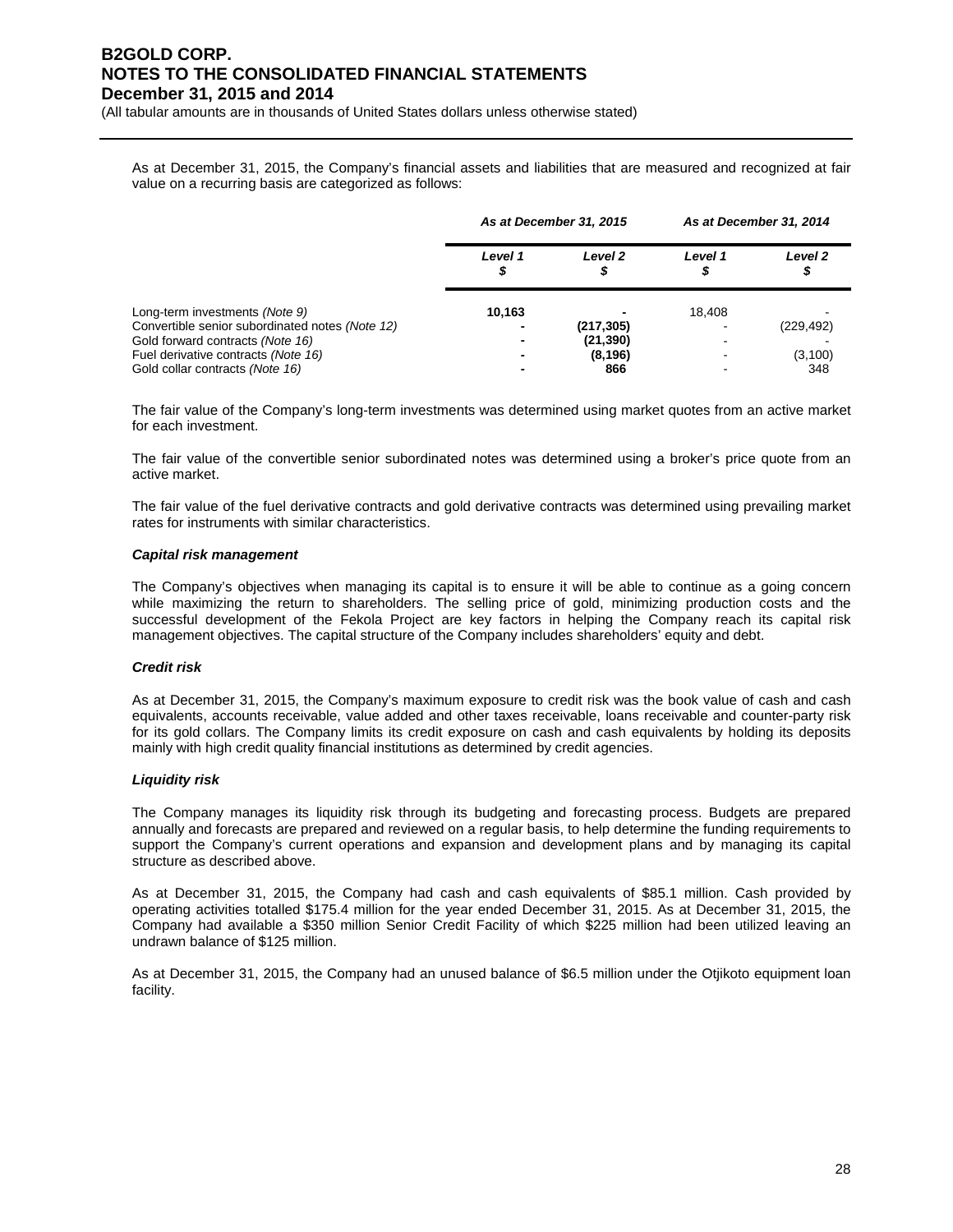As at December 31, 2015, the Company's financial assets and liabilities that are measured and recognized at fair value on a recurring basis are categorized as follows:

| | *As at December 31, 2015* | | *As at December 31, 2014* | |
|---|---|---|---|---|
| | ***Level 1*** ***$*** | ***Level 2*** ***$*** | *Level 1* *$* | *Level 2* *$* |
| Long-term investments *(Note 9)* | **10,163** | **-** | 18,408 | - |
| Convertible senior subordinated notes *(Note 12)* | **-** | **(217,305)** | - | (229,492) |
| Gold forward contracts *(Note 16)* | **-** | **(21,390)** | - | - |
| Fuel derivative contracts *(Note 16)* | **-** | **(8,196)** | - | (3,100) |
| Gold collar contracts *(Note 16)* | **-** | **866** | - | 348 |

The fair value of the Company's long-term investments was determined using market quotes from an active market for each investment.

The fair value of the convertible senior subordinated notes was determined using a broker's price quote from an active market.

The fair value of the fuel derivative contracts and gold derivative contracts was determined using prevailing market rates for instruments with similar characteristics.

***Capital risk management***

The Company's objectives when managing its capital is to ensure it will be able to continue as a going concern while maximizing the return to shareholders. The selling price of gold, minimizing production costs and the successful development of the Fekola Project are key factors in helping the Company reach its capital risk management objectives. The capital structure of the Company includes shareholders' equity and debt.

***Credit risk***

As at December 31, 2015, the Company's maximum exposure to credit risk was the book value of cash and cash equivalents, accounts receivable, value added and other taxes receivable, loans receivable and counter-party risk for its gold collars. The Company limits its credit exposure on cash and cash equivalents by holding its deposits mainly with high credit quality financial institutions as determined by credit agencies.

***Liquidity risk***

The Company manages its liquidity risk through its budgeting and forecasting process. Budgets are prepared annually and forecasts are prepared and reviewed on a regular basis, to help determine the funding requirements to support the Company's current operations and expansion and development plans and by managing its capital structure as described above.

As at December 31, 2015, the Company had cash and cash equivalents of $85.1 million. Cash provided by operating activities totalled $175.4 million for the year ended December 31, 2015. As at December 31, 2015, the Company had available a $350 million Senior Credit Facility of which $225 million had been utilized leaving an undrawn balance of $125 million.

As at December 31, 2015, the Company had an unused balance of $6.5 million under the Otjikoto equipment loan facility.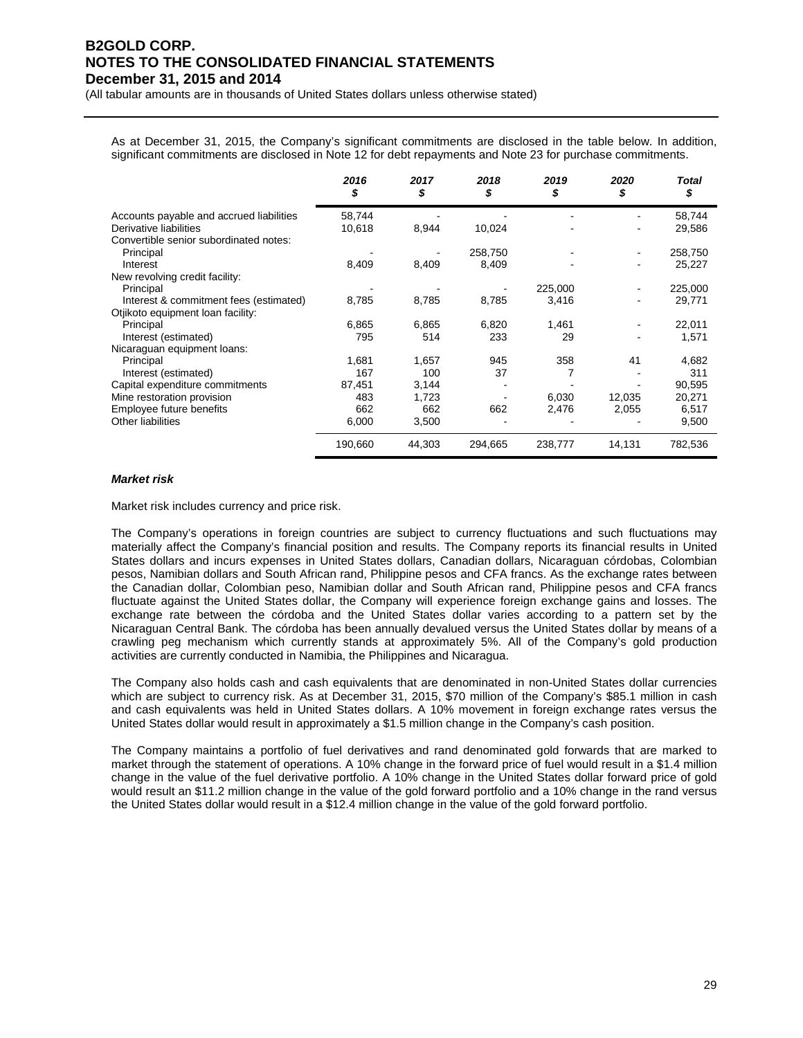As at December 31, 2015, the Company's significant commitments are disclosed in the table below. In addition, significant commitments are disclosed in Note 12 for debt repayments and Note 23 for purchase commitments.

| | *2016* *$* | *2017* *$* | *2018* *$* | *2019* *$* | *2020* *$* | *Total* *$* |
|---|---|---|---|---|---|---|
| Accounts payable and accrued liabilities | 58,744 | - | - | - | - | 58,744 |
| Derivative liabilities | 10,618 | 8,944 | 10,024 | - | - | 29,586 |
| Convertible senior subordinated notes: | | | | | | |
| Principal | - | - | 258,750 | - | - | 258,750 |
| Interest | 8,409 | 8,409 | 8,409 | - | - | 25,227 |
| New revolving credit facility: | | | | | | |
| Principal | - | - | - | 225,000 | - | 225,000 |
| Interest & commitment fees (estimated) | 8,785 | 8,785 | 8,785 | 3,416 | - | 29,771 |
| Otjikoto equipment loan facility: | | | | | | |
| Principal | 6,865 | 6,865 | 6,820 | 1,461 | - | 22,011 |
| Interest (estimated) | 795 | 514 | 233 | 29 | - | 1,571 |
| Nicaraguan equipment loans: | | | | | | |
| Principal | 1,681 | 1,657 | 945 | 358 | 41 | 4,682 |
| Interest (estimated) | 167 | 100 | 37 | 7 | - | 311 |
| Capital expenditure commitments | 87,451 | 3,144 | - | - | - | 90,595 |
| Mine restoration provision | 483 | 1,723 | - | 6,030 | 12,035 | 20,271 |
| Employee future benefits | 662 | 662 | 662 | 2,476 | 2,055 | 6,517 |
| Other liabilities | 6,000 | 3,500 | - | - | - | 9,500 |
| | 190,660 | 44,303 | 294,665 | 238,777 | 14,131 | 782,536 |

***Market risk***

Market risk includes currency and price risk.

The Company's operations in foreign countries are subject to currency fluctuations and such fluctuations may materially affect the Company's financial position and results. The Company reports its financial results in United States dollars and incurs expenses in United States dollars, Canadian dollars, Nicaraguan córdobas, Colombian pesos, Namibian dollars and South African rand, Philippine pesos and CFA francs. As the exchange rates between the Canadian dollar, Colombian peso, Namibian dollar and South African rand, Philippine pesos and CFA francs fluctuate against the United States dollar, the Company will experience foreign exchange gains and losses. The exchange rate between the córdoba and the United States dollar varies according to a pattern set by the Nicaraguan Central Bank. The córdoba has been annually devalued versus the United States dollar by means of a crawling peg mechanism which currently stands at approximately 5%. All of the Company's gold production activities are currently conducted in Namibia, the Philippines and Nicaragua.

The Company also holds cash and cash equivalents that are denominated in non-United States dollar currencies which are subject to currency risk. As at December 31, 2015, $70 million of the Company's $85.1 million in cash and cash equivalents was held in United States dollars. A 10% movement in foreign exchange rates versus the United States dollar would result in approximately a $1.5 million change in the Company's cash position.

The Company maintains a portfolio of fuel derivatives and rand denominated gold forwards that are marked to market through the statement of operations. A 10% change in the forward price of fuel would result in a $1.4 million change in the value of the fuel derivative portfolio. A 10% change in the United States dollar forward price of gold would result an $11.2 million change in the value of the gold forward portfolio and a 10% change in the rand versus the United States dollar would result in a $12.4 million change in the value of the gold forward portfolio.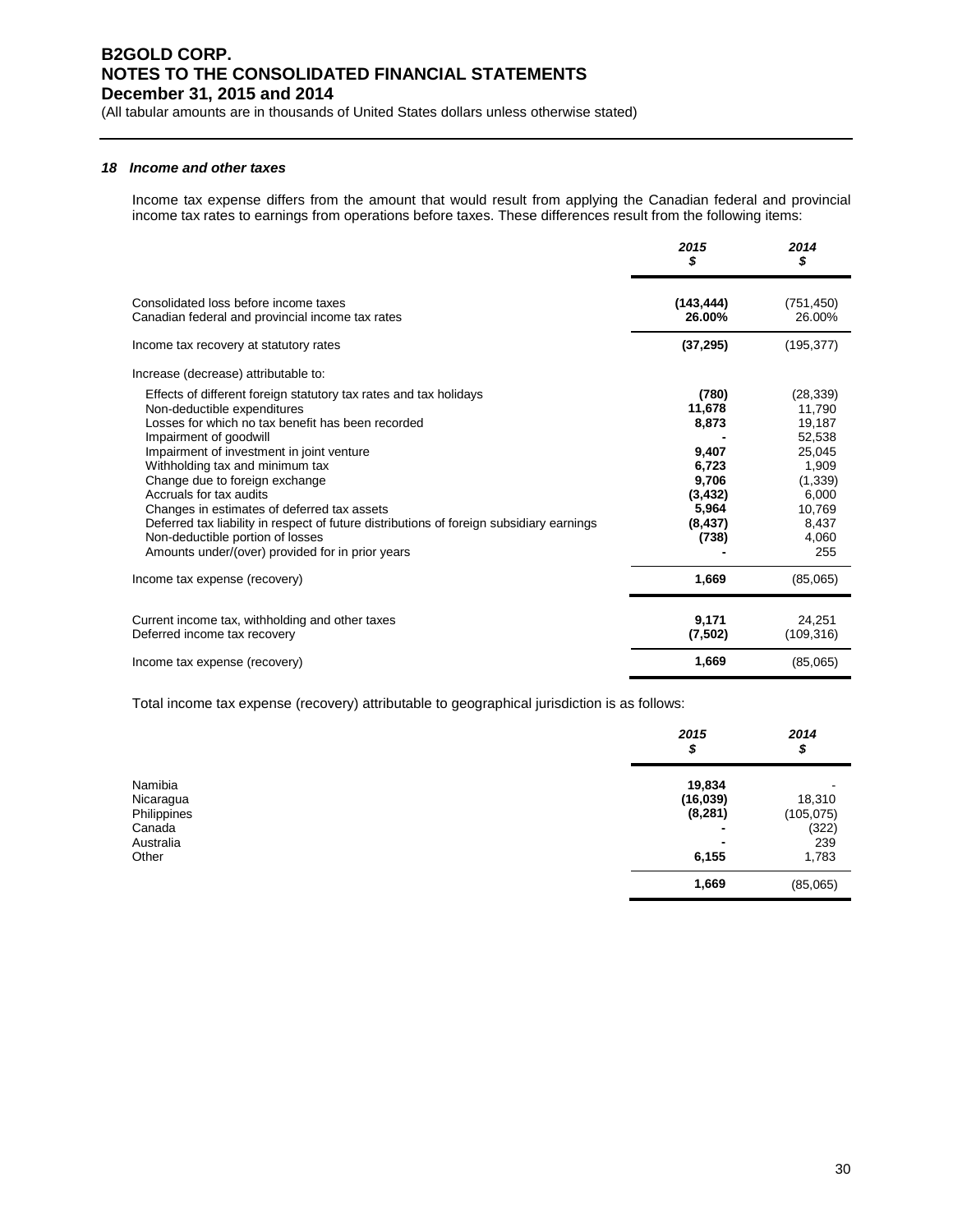### *18 Income and other taxes*

Income tax expense differs from the amount that would result from applying the Canadian federal and provincial income tax rates to earnings from operations before taxes. These differences result from the following items:

| | ***2015*** ***$*** | ***2014*** ***$*** |
|---|---|---|
| Consolidated loss before income taxes | **(143,444)** | (751,450) |
| Canadian federal and provincial income tax rates | **26.00%** | 26.00% |
| Income tax recovery at statutory rates | **(37,295)** | (195,377) |
| Increase (decrease) attributable to: | | |
| Effects of different foreign statutory tax rates and tax holidays | **(780)** | (28,339) |
| Non-deductible expenditures | **11,678** | 11,790 |
| Losses for which no tax benefit has been recorded | **8,873** | 19,187 |
| Impairment of goodwill | **-** | 52,538 |
| Impairment of investment in joint venture | **9,407** | 25,045 |
| Withholding tax and minimum tax | **6,723** | 1,909 |
| Change due to foreign exchange | **9,706** | (1,339) |
| Accruals for tax audits | **(3,432)** | 6,000 |
| Changes in estimates of deferred tax assets | **5,964** | 10,769 |
| Deferred tax liability in respect of future distributions of foreign subsidiary earnings | **(8,437)** | 8,437 |
| Non-deductible portion of losses | **(738)** | 4,060 |
| Amounts under/(over) provided for in prior years | **-** | 255 |
| Income tax expense (recovery) | **1,669** | (85,065) |
| Current income tax, withholding and other taxes | **9,171** | 24,251 |
| Deferred income tax recovery | **(7,502)** | (109,316) |
| Income tax expense (recovery) | **1,669** | (85,065) |

Total income tax expense (recovery) attributable to geographical jurisdiction is as follows:

| | ***2015*** ***$*** | ***2014*** ***$*** |
|---|---|---|
| Namibia | **19,834** | - |
| Nicaragua | **(16,039)** | 18,310 |
| Philippines | **(8,281)** | (105,075) |
| Canada | **-** | (322) |
| Australia | **-** | 239 |
| Other | **6,155** | 1,783 |
| | **1,669** | (85,065) |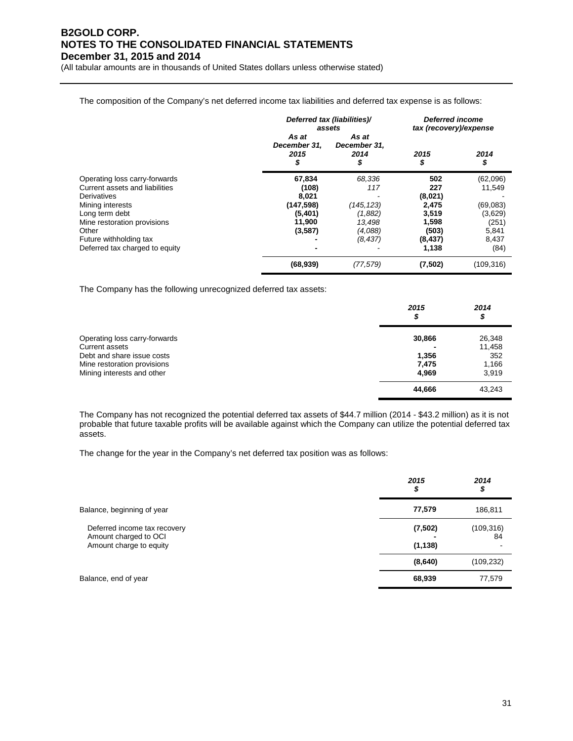The composition of the Company's net deferred income tax liabilities and deferred tax expense is as follows:

| | *Deferred tax (liabilities)/ assets* | | *Deferred income tax (recovery)/expense* | |
|---|---|---|---|---|
| | *As at December 31, 2015 $* | *As at December 31, 2014 $* | *2015 $* | *2014 $* |
| Operating loss carry-forwards | **67,834** | *68,336* | **502** | (62,096) |
| Current assets and liabilities | **(108)** | *117* | **227** | 11,549 |
| Derivatives | **8,021** | - | **(8,021)** | - |
| Mining interests | **(147,598)** | *(145,123)* | **2,475** | (69,083) |
| Long term debt | **(5,401)** | *(1,882)* | **3,519** | (3,629) |
| Mine restoration provisions | **11,900** | *13,498* | **1,598** | (251) |
| Other | **(3,587)** | *(4,088)* | **(503)** | 5,841 |
| Future withholding tax | **-** | *(8,437)* | **(8,437)** | 8,437 |
| Deferred tax charged to equity | **-** | - | **1,138** | (84) |
| | **(68,939)** | *(77,579)* | **(7,502)** | (109,316) |

The Company has the following unrecognized deferred tax assets:

| | *2015 $* | *2014 $* |
|---|---|---|
| Operating loss carry-forwards | **30,866** | 26,348 |
| Current assets | **-** | 11,458 |
| Debt and share issue costs | **1,356** | 352 |
| Mine restoration provisions | **7,475** | 1,166 |
| Mining interests and other | **4,969** | 3,919 |
| | **44,666** | 43,243 |

The Company has not recognized the potential deferred tax assets of $44.7 million (2014 - $43.2 million) as it is not probable that future taxable profits will be available against which the Company can utilize the potential deferred tax assets.

The change for the year in the Company's net deferred tax position was as follows:

| | *2015 $* | *2014 $* |
|---|---|---|
| Balance, beginning of year | **77,579** | 186,811 |
| Deferred income tax recovery | **(7,502)** | (109,316) |
| Amount charged to OCI | **-** | 84 |
| Amount charge to equity | **(1,138)** | - |
| | **(8,640)** | (109,232) |
| Balance, end of year | **68,939** | 77,579 |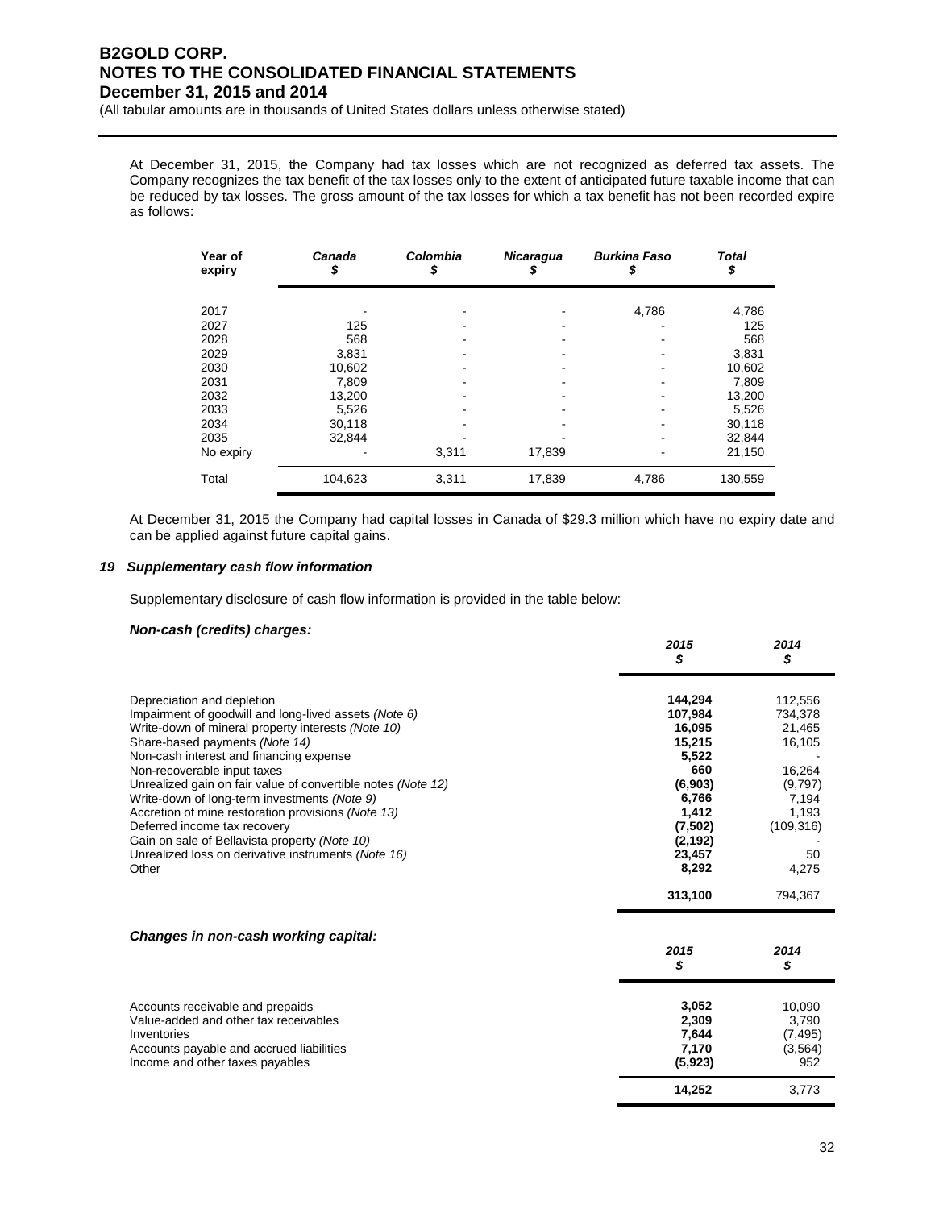At December 31, 2015, the Company had tax losses which are not recognized as deferred tax assets. The Company recognizes the tax benefit of the tax losses only to the extent of anticipated future taxable income that can be reduced by tax losses. The gross amount of the tax losses for which a tax benefit has not been recorded expire as follows:

| Year of expiry | *Canada* *$* | *Colombia* *$* | *Nicaragua* *$* | *Burkina Faso* *$* | *Total* *$* |
|---|---|---|---|---|---|
| 2017 | - | - | - | 4,786 | 4,786 |
| 2027 | 125 | - | - | - | 125 |
| 2028 | 568 | - | - | - | 568 |
| 2029 | 3,831 | - | - | - | 3,831 |
| 2030 | 10,602 | - | - | - | 10,602 |
| 2031 | 7,809 | - | - | - | 7,809 |
| 2032 | 13,200 | - | - | - | 13,200 |
| 2033 | 5,526 | - | - | - | 5,526 |
| 2034 | 30,118 | - | - | - | 30,118 |
| 2035 | 32,844 | - | - | - | 32,844 |
| No expiry | - | 3,311 | 17,839 | - | 21,150 |
| Total | 104,623 | 3,311 | 17,839 | 4,786 | 130,559 |

At December 31, 2015 the Company had capital losses in Canada of $29.3 million which have no expiry date and can be applied against future capital gains.

### *19 Supplementary cash flow information*

Supplementary disclosure of cash flow information is provided in the table below:

***Non-cash (credits) charges:***

| | *2015* *$* | *2014* *$* |
|---|---|---|
| Depreciation and depletion | **144,294** | 112,556 |
| Impairment of goodwill and long-lived assets *(Note 6)* | **107,984** | 734,378 |
| Write-down of mineral property interests *(Note 10)* | **16,095** | 21,465 |
| Share-based payments *(Note 14)* | **15,215** | 16,105 |
| Non-cash interest and financing expense | **5,522** | - |
| Non-recoverable input taxes | **660** | 16,264 |
| Unrealized gain on fair value of convertible notes *(Note 12)* | **(6,903)** | (9,797) |
| Write-down of long-term investments *(Note 9)* | **6,766** | 7,194 |
| Accretion of mine restoration provisions *(Note 13)* | **1,412** | 1,193 |
| Deferred income tax recovery | **(7,502)** | (109,316) |
| Gain on sale of Bellavista property *(Note 10)* | **(2,192)** | - |
| Unrealized loss on derivative instruments *(Note 16)* | **23,457** | 50 |
| Other | **8,292** | 4,275 |
| | **313,100** | 794,367 |

***Changes in non-cash working capital:***

| | *2015* *$* | *2014* *$* |
|---|---|---|
| Accounts receivable and prepaids | **3,052** | 10,090 |
| Value-added and other tax receivables | **2,309** | 3,790 |
| Inventories | **7,644** | (7,495) |
| Accounts payable and accrued liabilities | **7,170** | (3,564) |
| Income and other taxes payables | **(5,923)** | 952 |
| | **14,252** | 3,773 |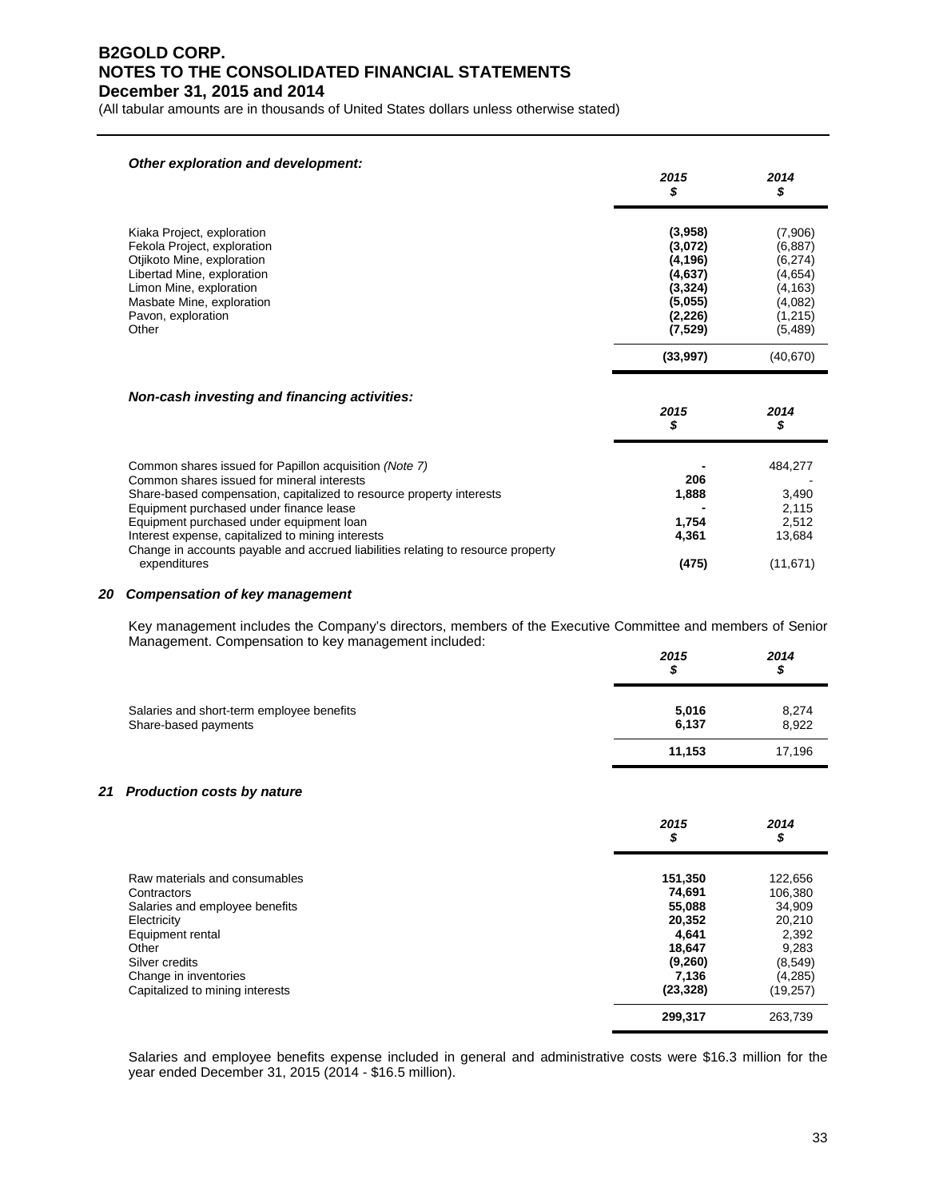#### *Other exploration and development:*

| | *2015* *$* | *2014* *$* |
|---|---|---|
| Kiaka Project, exploration | **(3,958)** | (7,906) |
| Fekola Project, exploration | **(3,072)** | (6,887) |
| Otjikoto Mine, exploration | **(4,196)** | (6,274) |
| Libertad Mine, exploration | **(4,637)** | (4,654) |
| Limon Mine, exploration | **(3,324)** | (4,163) |
| Masbate Mine, exploration | **(5,055)** | (4,082) |
| Pavon, exploration | **(2,226)** | (1,215) |
| Other | **(7,529)** | (5,489) |
| | **(33,997)** | (40,670) |

#### *Non-cash investing and financing activities:*

| | *2015* *$* | *2014* *$* |
|---|---|---|
| Common shares issued for Papillon acquisition *(Note 7)* | **-** | 484,277 |
| Common shares issued for mineral interests | **206** | - |
| Share-based compensation, capitalized to resource property interests | **1,888** | 3,490 |
| Equipment purchased under finance lease | **-** | 2,115 |
| Equipment purchased under equipment loan | **1,754** | 2,512 |
| Interest expense, capitalized to mining interests | **4,361** | 13,684 |
| Change in accounts payable and accrued liabilities relating to resource property expenditures | **(475)** | (11,671) |

### *20 Compensation of key management*

Key management includes the Company's directors, members of the Executive Committee and members of Senior Management. Compensation to key management included:

| | *2015* *$* | *2014* *$* |
|---|---|---|
| Salaries and short-term employee benefits | **5,016** | 8,274 |
| Share-based payments | **6,137** | 8,922 |
| | **11,153** | 17,196 |

### *21 Production costs by nature*

| | *2015* *$* | *2014* *$* |
|---|---|---|
| Raw materials and consumables | **151,350** | 122,656 |
| Contractors | **74,691** | 106,380 |
| Salaries and employee benefits | **55,088** | 34,909 |
| Electricity | **20,352** | 20,210 |
| Equipment rental | **4,641** | 2,392 |
| Other | **18,647** | 9,283 |
| Silver credits | **(9,260)** | (8,549) |
| Change in inventories | **7,136** | (4,285) |
| Capitalized to mining interests | **(23,328)** | (19,257) |
| | **299,317** | 263,739 |

Salaries and employee benefits expense included in general and administrative costs were $16.3 million for the year ended December 31, 2015 (2014 - $16.5 million).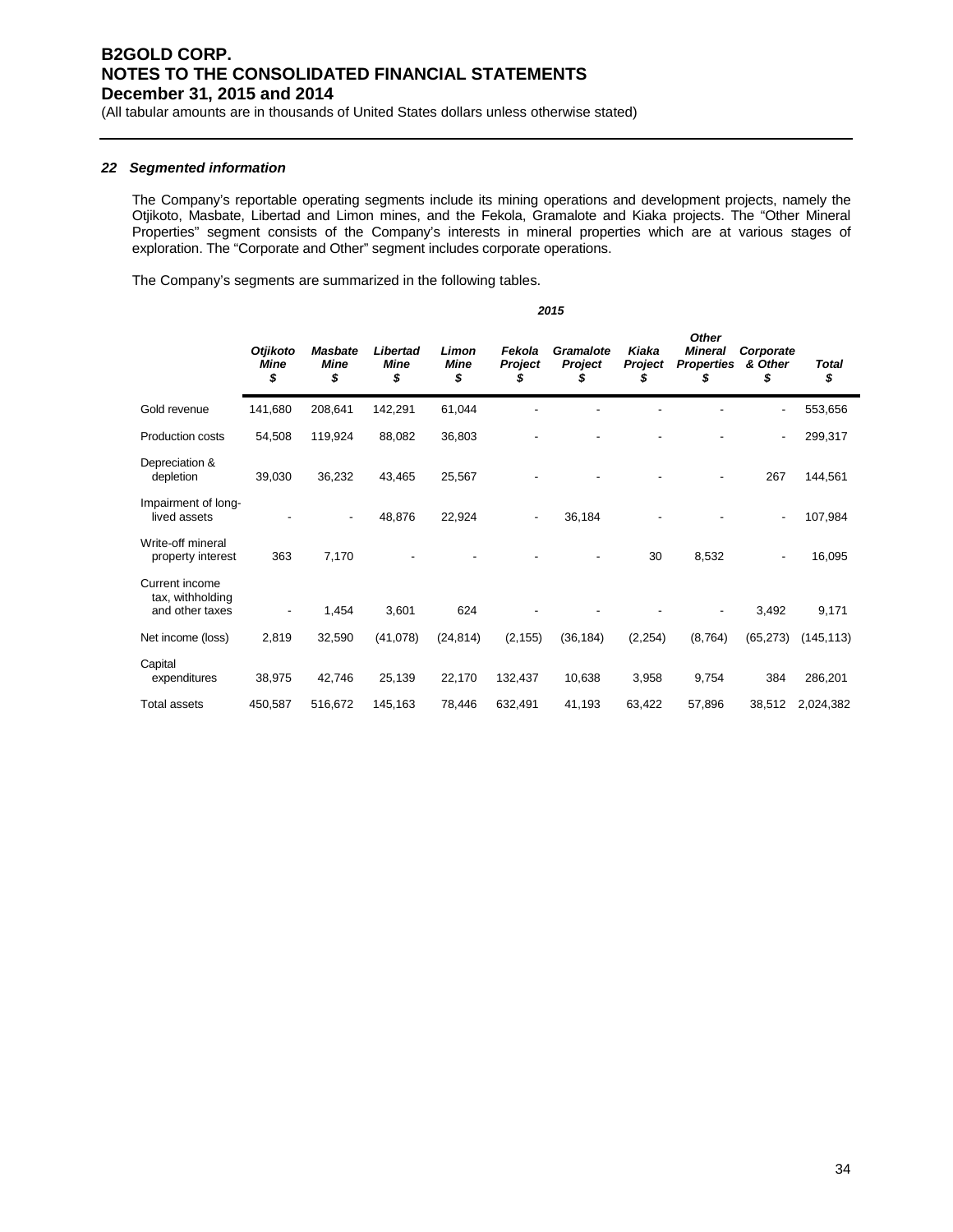## 22 Segmented information

The Company's reportable operating segments include its mining operations and development projects, namely the Otjikoto, Masbate, Libertad and Limon mines, and the Fekola, Gramalote and Kiaka projects. The "Other Mineral Properties" segment consists of the Company's interests in mineral properties which are at various stages of exploration. The "Corporate and Other" segment includes corporate operations.

The Company's segments are summarized in the following tables.

| | 2015 | | | | | | | | | |
|---|---|---|---|---|---|---|---|---|---|---|
| | ***Otjikoto Mine $*** | ***Masbate Mine $*** | ***Libertad Mine $*** | ***Limon Mine $*** | ***Fekola Project $*** | ***Gramalote Project $*** | ***Kiaka Project $*** | ***Other Mineral Properties $*** | ***Corporate & Other $*** | ***Total $*** |
| Gold revenue | 141,680 | 208,641 | 142,291 | 61,044 | - | - | - | - | - | 553,656 |
| Production costs | 54,508 | 119,924 | 88,082 | 36,803 | - | - | - | - | - | 299,317 |
| Depreciation & depletion | 39,030 | 36,232 | 43,465 | 25,567 | - | - | - | - | 267 | 144,561 |
| Impairment of long-lived assets | - | - | 48,876 | 22,924 | - | 36,184 | - | - | - | 107,984 |
| Write-off mineral property interest | 363 | 7,170 | - | - | - | - | 30 | 8,532 | - | 16,095 |
| Current income tax, withholding and other taxes | - | 1,454 | 3,601 | 624 | - | - | - | - | 3,492 | 9,171 |
| Net income (loss) | 2,819 | 32,590 | (41,078) | (24,814) | (2,155) | (36,184) | (2,254) | (8,764) | (65,273) | (145,113) |
| Capital expenditures | 38,975 | 42,746 | 25,139 | 22,170 | 132,437 | 10,638 | 3,958 | 9,754 | 384 | 286,201 |
| Total assets | 450,587 | 516,672 | 145,163 | 78,446 | 632,491 | 41,193 | 63,422 | 57,896 | 38,512 | 2,024,382 |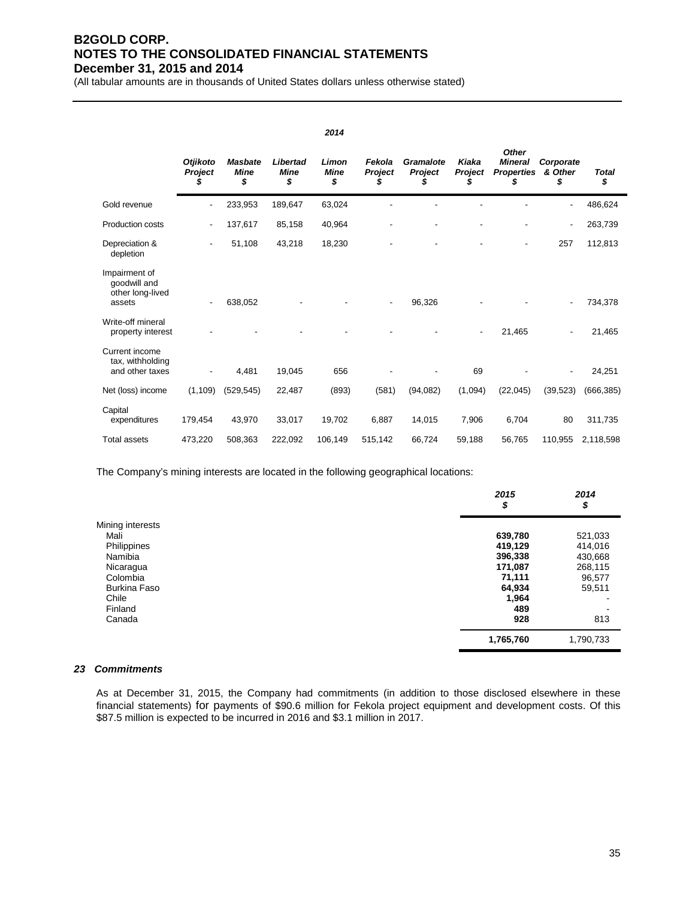| 2014 | | | | | | | | | | |
|---|---|---|---|---|---|---|---|---|---|---|
| | ***Otjikoto Project $*** | ***Masbate Mine $*** | ***Libertad Mine $*** | ***Limon Mine $*** | ***Fekola Project $*** | ***Gramalote Project $*** | ***Kiaka Project $*** | ***Other Mineral Properties $*** | ***Corporate & Other $*** | ***Total $*** |
| Gold revenue | - | 233,953 | 189,647 | 63,024 | - | - | - | - | - | 486,624 |
| Production costs | - | 137,617 | 85,158 | 40,964 | - | - | - | - | - | 263,739 |
| Depreciation & depletion | - | 51,108 | 43,218 | 18,230 | - | - | - | - | 257 | 112,813 |
| Impairment of goodwill and other long-lived assets | - | 638,052 | - | - | - | 96,326 | - | - | - | 734,378 |
| Write-off mineral property interest | - | - | - | - | - | - | - | 21,465 | - | 21,465 |
| Current income tax, withholding and other taxes | - | 4,481 | 19,045 | 656 | - | - | 69 | - | - | 24,251 |
| Net (loss) income | (1,109) | (529,545) | 22,487 | (893) | (581) | (94,082) | (1,094) | (22,045) | (39,523) | (666,385) |
| Capital expenditures | 179,454 | 43,970 | 33,017 | 19,702 | 6,887 | 14,015 | 7,906 | 6,704 | 80 | 311,735 |
| Total assets | 473,220 | 508,363 | 222,092 | 106,149 | 515,142 | 66,724 | 59,188 | 56,765 | 110,955 | 2,118,598 |

The Company's mining interests are located in the following geographical locations:

| | ***2015 $*** | ***2014 $*** |
|---|---|---|
| Mining interests | | |
| Mali | **639,780** | 521,033 |
| Philippines | **419,129** | 414,016 |
| Namibia | **396,338** | 430,668 |
| Nicaragua | **171,087** | 268,115 |
| Colombia | **71,111** | 96,577 |
| Burkina Faso | **64,934** | 59,511 |
| Chile | **1,964** | - |
| Finland | **489** | - |
| Canada | **928** | 813 |
| | **1,765,760** | 1,790,733 |

### *23 Commitments*

As at December 31, 2015, the Company had commitments (in addition to those disclosed elsewhere in these financial statements) for payments of $90.6 million for Fekola project equipment and development costs. Of this $87.5 million is expected to be incurred in 2016 and $3.1 million in 2017.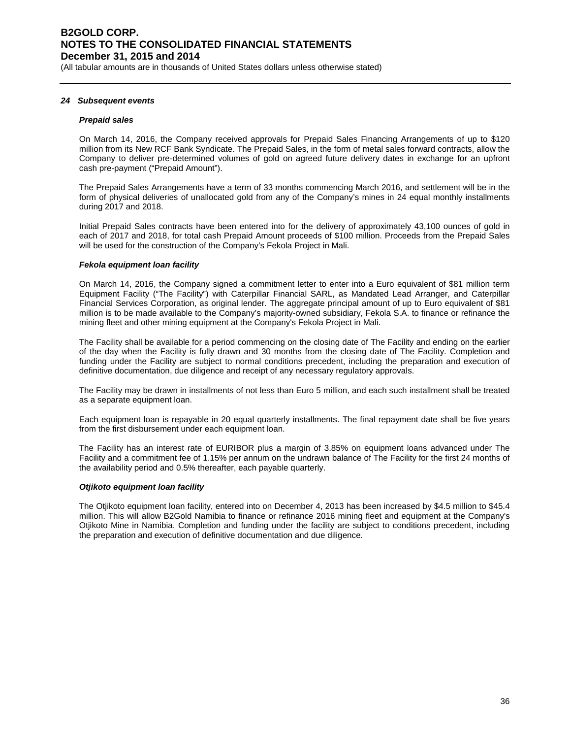### 24 Subsequent events

#### *Prepaid sales*

On March 14, 2016, the Company received approvals for Prepaid Sales Financing Arrangements of up to $120 million from its New RCF Bank Syndicate. The Prepaid Sales, in the form of metal sales forward contracts, allow the Company to deliver pre-determined volumes of gold on agreed future delivery dates in exchange for an upfront cash pre-payment ("Prepaid Amount").

The Prepaid Sales Arrangements have a term of 33 months commencing March 2016, and settlement will be in the form of physical deliveries of unallocated gold from any of the Company's mines in 24 equal monthly installments during 2017 and 2018.

Initial Prepaid Sales contracts have been entered into for the delivery of approximately 43,100 ounces of gold in each of 2017 and 2018, for total cash Prepaid Amount proceeds of $100 million. Proceeds from the Prepaid Sales will be used for the construction of the Company's Fekola Project in Mali.

#### *Fekola equipment loan facility*

On March 14, 2016, the Company signed a commitment letter to enter into a Euro equivalent of $81 million term Equipment Facility ("The Facility") with Caterpillar Financial SARL, as Mandated Lead Arranger, and Caterpillar Financial Services Corporation, as original lender. The aggregate principal amount of up to Euro equivalent of $81 million is to be made available to the Company's majority-owned subsidiary, Fekola S.A. to finance or refinance the mining fleet and other mining equipment at the Company's Fekola Project in Mali.

The Facility shall be available for a period commencing on the closing date of The Facility and ending on the earlier of the day when the Facility is fully drawn and 30 months from the closing date of The Facility. Completion and funding under the Facility are subject to normal conditions precedent, including the preparation and execution of definitive documentation, due diligence and receipt of any necessary regulatory approvals.

The Facility may be drawn in installments of not less than Euro 5 million, and each such installment shall be treated as a separate equipment loan.

Each equipment loan is repayable in 20 equal quarterly installments. The final repayment date shall be five years from the first disbursement under each equipment loan.

The Facility has an interest rate of EURIBOR plus a margin of 3.85% on equipment loans advanced under The Facility and a commitment fee of 1.15% per annum on the undrawn balance of The Facility for the first 24 months of the availability period and 0.5% thereafter, each payable quarterly.

#### *Otjikoto equipment loan facility*

The Otjikoto equipment loan facility, entered into on December 4, 2013 has been increased by $4.5 million to $45.4 million. This will allow B2Gold Namibia to finance or refinance 2016 mining fleet and equipment at the Company's Otjikoto Mine in Namibia. Completion and funding under the facility are subject to conditions precedent, including the preparation and execution of definitive documentation and due diligence.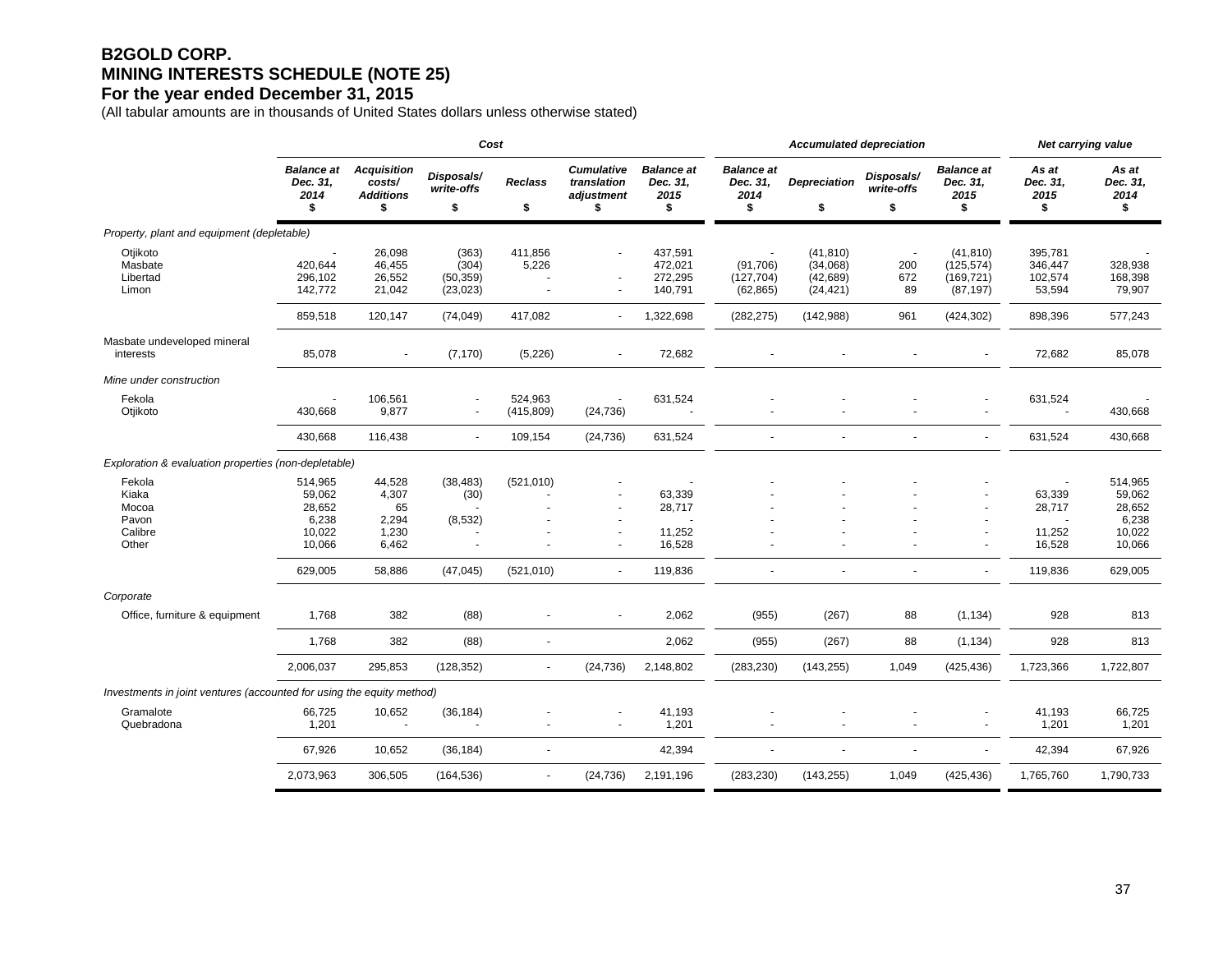# B2GOLD CORP.
# MINING INTERESTS SCHEDULE (NOTE 25)
## For the year ended December 31, 2015

(All tabular amounts are in thousands of United States dollars unless otherwise stated)

| | *Cost* | | | | | | *Accumulated depreciation* | | | | *Net carrying value* | |
|---|---|---|---|---|---|---|---|---|---|---|---|---|
| | ***Balance at Dec. 31, 2014*** **$** | ***Acquisition costs/ Additions*** **$** | ***Disposals/ write-offs*** **$** | ***Reclass*** **$** | ***Cumulative translation adjustment*** **$** | ***Balance at Dec. 31, 2015*** **$** | ***Balance at Dec. 31, 2014*** **$** | ***Depreciation*** **$** | ***Disposals/ write-offs*** **$** | ***Balance at Dec. 31, 2015*** **$** | ***As at Dec. 31, 2015*** **$** | ***As at Dec. 31, 2014*** **$** |
| *Property, plant and equipment (depletable)* | | | | | | | | | | | | |
| Otjikoto | - | 26,098 | (363) | 411,856 | - | 437,591 | - | (41,810) | - | (41,810) | 395,781 | - |
| Masbate | 420,644 | 46,455 | (304) | 5,226 | | 472,021 | (91,706) | (34,068) | 200 | (125,574) | 346,447 | 328,938 |
| Libertad | 296,102 | 26,552 | (50,359) | - | - | 272,295 | (127,704) | (42,689) | 672 | (169,721) | 102,574 | 168,398 |
| Limon | 142,772 | 21,042 | (23,023) | - | - | 140,791 | (62,865) | (24,421) | 89 | (87,197) | 53,594 | 79,907 |
| | 859,518 | 120,147 | (74,049) | 417,082 | - | 1,322,698 | (282,275) | (142,988) | 961 | (424,302) | 898,396 | 577,243 |
| Masbate undeveloped mineral interests | 85,078 | - | (7,170) | (5,226) | - | 72,682 | - | - | - | - | 72,682 | 85,078 |
| *Mine under construction* | | | | | | | | | | | | |
| Fekola | - | 106,561 | - | 524,963 | - | 631,524 | - | - | - | - | 631,524 | - |
| Otjikoto | 430,668 | 9,877 | - | (415,809) | (24,736) | - | - | - | - | - | - | 430,668 |
| | 430,668 | 116,438 | - | 109,154 | (24,736) | 631,524 | - | - | - | - | 631,524 | 430,668 |
| *Exploration & evaluation properties (non-depletable)* | | | | | | | | | | | | |
| Fekola | 514,965 | 44,528 | (38,483) | (521,010) | - | - | - | - | - | - | - | 514,965 |
| Kiaka | 59,062 | 4,307 | (30) | - | - | 63,339 | - | - | - | - | 63,339 | 59,062 |
| Mocoa | 28,652 | 65 | - | - | - | 28,717 | - | - | - | - | 28,717 | 28,652 |
| Pavon | 6,238 | 2,294 | (8,532) | - | - | - | - | - | - | - | - | 6,238 |
| Calibre | 10,022 | 1,230 | - | - | - | 11,252 | - | - | - | - | 11,252 | 10,022 |
| Other | 10,066 | 6,462 | - | - | - | 16,528 | - | - | - | - | 16,528 | 10,066 |
| | 629,005 | 58,886 | (47,045) | (521,010) | - | 119,836 | - | - | - | - | 119,836 | 629,005 |
| *Corporate* | | | | | | | | | | | | |
| Office, furniture & equipment | 1,768 | 382 | (88) | - | - | 2,062 | (955) | (267) | 88 | (1,134) | 928 | 813 |
| | 1,768 | 382 | (88) | - | | 2,062 | (955) | (267) | 88 | (1,134) | 928 | 813 |
| | 2,006,037 | 295,853 | (128,352) | - | (24,736) | 2,148,802 | (283,230) | (143,255) | 1,049 | (425,436) | 1,723,366 | 1,722,807 |
| *Investments in joint ventures (accounted for using the equity method)* | | | | | | | | | | | | |
| Gramalote | 66,725 | 10,652 | (36,184) | - | - | 41,193 | - | - | - | - | 41,193 | 66,725 |
| Quebradona | 1,201 | - | - | - | - | 1,201 | - | - | - | - | 1,201 | 1,201 |
| | 67,926 | 10,652 | (36,184) | - | | 42,394 | - | - | - | - | 42,394 | 67,926 |
| | 2,073,963 | 306,505 | (164,536) | - | (24,736) | 2,191,196 | (283,230) | (143,255) | 1,049 | (425,436) | 1,765,760 | 1,790,733 |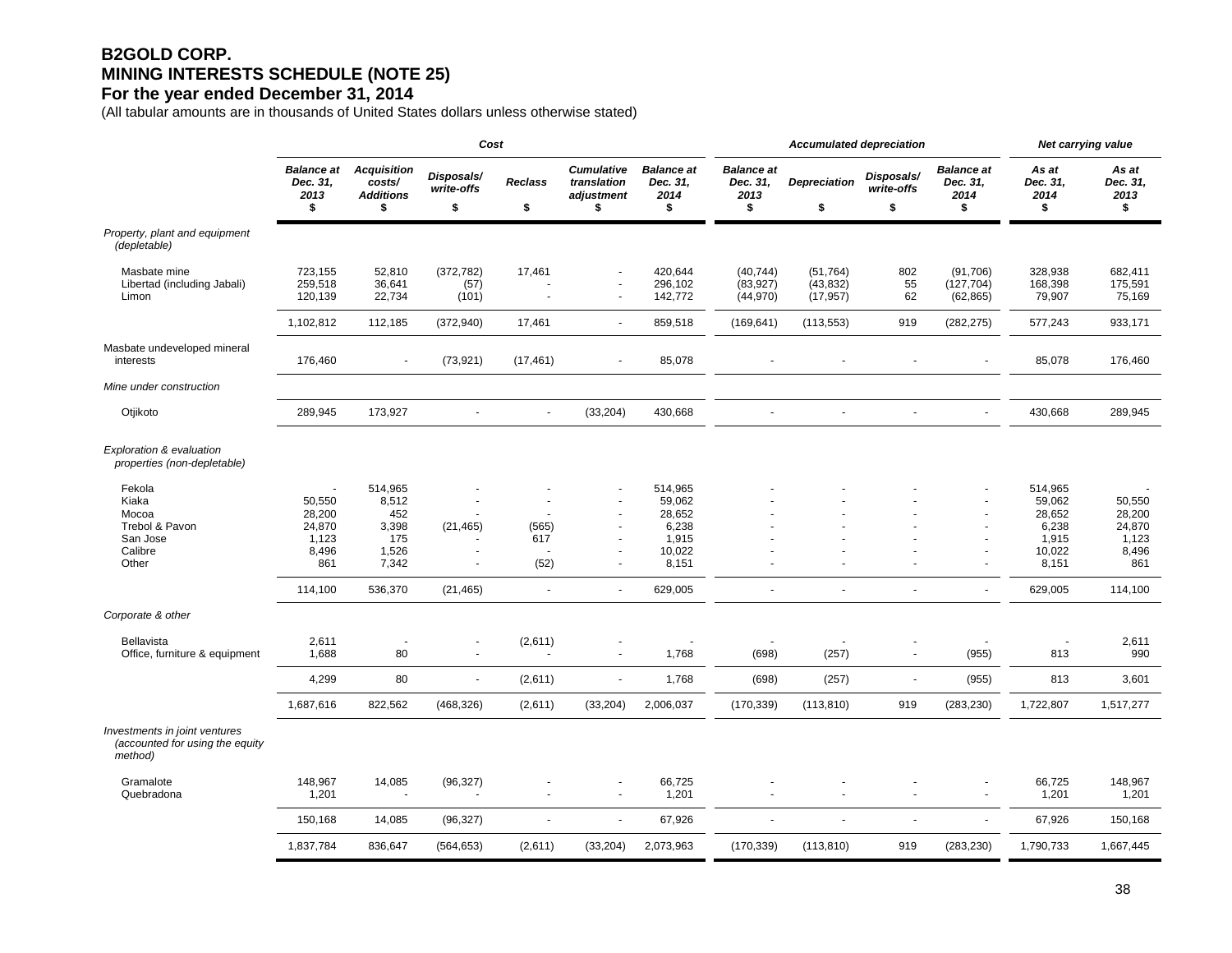# B2GOLD CORP.
## MINING INTERESTS SCHEDULE (NOTE 25)
### For the year ended December 31, 2014

(All tabular amounts are in thousands of United States dollars unless otherwise stated)

| | *Cost* | | | | | | *Accumulated depreciation* | | | | *Net carrying value* | |
|---|---|---|---|---|---|---|---|---|---|---|---|---|
| | ***Balance at Dec. 31, 2013*** **$** | ***Acquisition costs/ Additions*** **$** | ***Disposals/ write-offs*** **$** | ***Reclass*** **$** | ***Cumulative translation adjustment*** **$** | ***Balance at Dec. 31, 2014*** **$** | ***Balance at Dec. 31, 2013*** **$** | ***Depreciation*** **$** | ***Disposals/ write-offs*** **$** | ***Balance at Dec. 31, 2014*** **$** | ***As at Dec. 31, 2014*** **$** | ***As at Dec. 31, 2013*** **$** |
| *Property, plant and equipment (depletable)* | | | | | | | | | | | | |
| Masbate mine | 723,155 | 52,810 | (372,782) | 17,461 | - | 420,644 | (40,744) | (51,764) | 802 | (91,706) | 328,938 | 682,411 |
| Libertad (including Jabali) | 259,518 | 36,641 | (57) | - | - | 296,102 | (83,927) | (43,832) | 55 | (127,704) | 168,398 | 175,591 |
| Limon | 120,139 | 22,734 | (101) | - | - | 142,772 | (44,970) | (17,957) | 62 | (62,865) | 79,907 | 75,169 |
| | 1,102,812 | 112,185 | (372,940) | 17,461 | - | 859,518 | (169,641) | (113,553) | 919 | (282,275) | 577,243 | 933,171 |
| Masbate undeveloped mineral interests | 176,460 | - | (73,921) | (17,461) | - | 85,078 | - | - | - | - | 85,078 | 176,460 |
| *Mine under construction* | | | | | | | | | | | | |
| Otjikoto | 289,945 | 173,927 | - | - | (33,204) | 430,668 | - | - | - | - | 430,668 | 289,945 |
| *Exploration & evaluation properties (non-depletable)* | | | | | | | | | | | | |
| Fekola | - | 514,965 | - | - | - | 514,965 | - | - | - | - | 514,965 | - |
| Kiaka | 50,550 | 8,512 | - | - | - | 59,062 | - | - | - | - | 59,062 | 50,550 |
| Mocoa | 28,200 | 452 | - | - | - | 28,652 | - | - | - | - | 28,652 | 28,200 |
| Trebol & Pavon | 24,870 | 3,398 | (21,465) | (565) | - | 6,238 | - | - | - | - | 6,238 | 24,870 |
| San Jose | 1,123 | 175 | - | 617 | - | 1,915 | - | - | - | - | 1,915 | 1,123 |
| Calibre | 8,496 | 1,526 | - | - | - | 10,022 | - | - | - | - | 10,022 | 8,496 |
| Other | 861 | 7,342 | - | (52) | - | 8,151 | - | - | - | - | 8,151 | 861 |
| | 114,100 | 536,370 | (21,465) | - | - | 629,005 | - | - | - | - | 629,005 | 114,100 |
| *Corporate & other* | | | | | | | | | | | | |
| Bellavista | 2,611 | - | - | (2,611) | - | - | - | - | - | - | - | 2,611 |
| Office, furniture & equipment | 1,688 | 80 | - | - | - | 1,768 | (698) | (257) | - | (955) | 813 | 990 |
| | 4,299 | 80 | - | (2,611) | - | 1,768 | (698) | (257) | - | (955) | 813 | 3,601 |
| | 1,687,616 | 822,562 | (468,326) | (2,611) | (33,204) | 2,006,037 | (170,339) | (113,810) | 919 | (283,230) | 1,722,807 | 1,517,277 |
| *Investments in joint ventures (accounted for using the equity method)* | | | | | | | | | | | | |
| Gramalote | 148,967 | 14,085 | (96,327) | - | - | 66,725 | - | - | - | - | 66,725 | 148,967 |
| Quebradona | 1,201 | - | - | - | - | 1,201 | - | - | - | - | 1,201 | 1,201 |
| | 150,168 | 14,085 | (96,327) | - | - | 67,926 | - | - | - | - | 67,926 | 150,168 |
| | 1,837,784 | 836,647 | (564,653) | (2,611) | (33,204) | 2,073,963 | (170,339) | (113,810) | 919 | (283,230) | 1,790,733 | 1,667,445 |